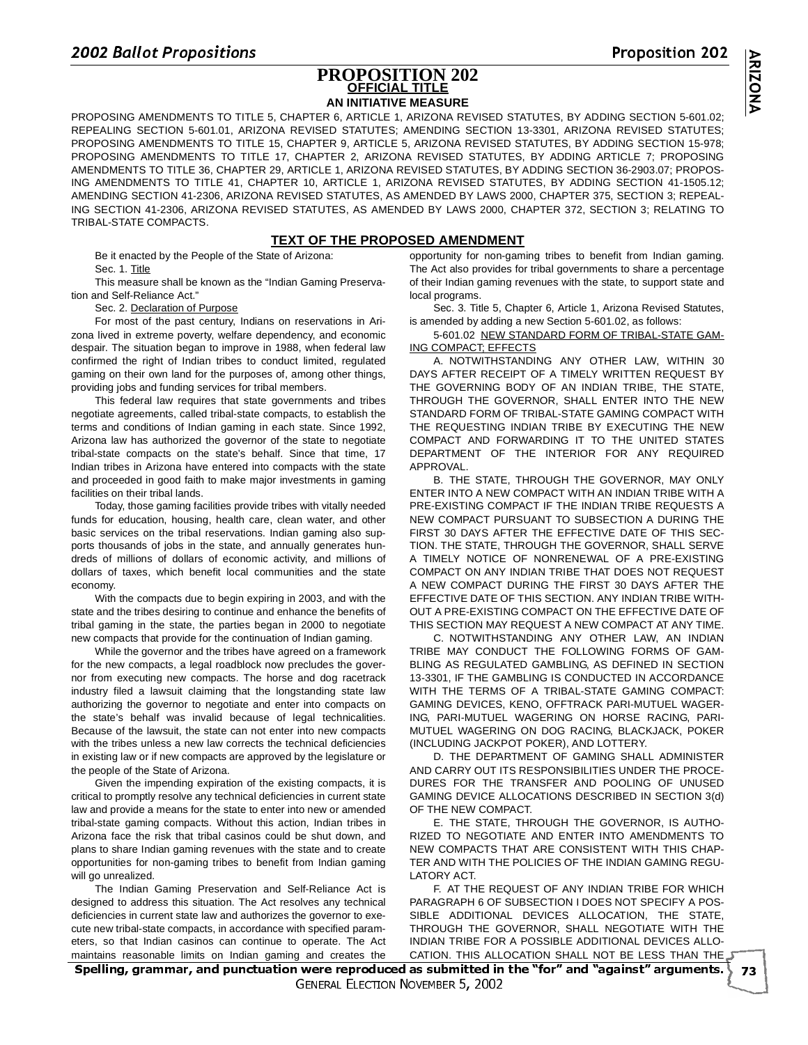# PROPOSITION 202

## OFFICIAL TITLE

**AN INITIATIVE MEASURE**

PROPOSING AMENDMENTS TO TITLE 5, CHAPTER 6, ARTICLE 1, ARIZONA REVISED STATUTES, BY ADDING SECTION 5-601.02; REPEALING SECTION 5-601.01, ARIZONA REVISED STATUTES; AMENDING SECTION 13-3301, ARIZONA REVISED STATUTES; PROPOSING AMENDMENTS TO TITLE 15, CHAPTER 9, ARTICLE 5, ARIZONA REVISED STATUTES, BY ADDING SECTION 15-978; PROPOSING AMENDMENTS TO TITLE 17, CHAPTER 2, ARIZONA REVISED STATUTES, BY ADDING ARTICLE 7; PROPOSING AMENDMENTS TO TITLE 36, CHAPTER 29, ARTICLE 1, ARIZONA REVISED STATUTES, BY ADDING SECTION 36-2903.07; PROPOSING AMENDMENTS TO TITLE 41, CHAPTER 10, ARTICLE 1, ARIZONA REVISED STATUTES, BY ADDING SECTION 41-1505.12; AMENDING SECTION 41-2306, ARIZONA REVISED STATUTES, AS AMENDED BY LAWS 2000, CHAPTER 375, SECTION 3; REPEALING SECTION 41-2306, ARIZONA REVISED STATUTES, AS AMENDED BY LAWS 2000, CHAPTER 372, SECTION 3; RELATING TO TRIBAL-STATE COMPACTS.

## TEXT OF THE PROPOSED AMENDMENT

Be it enacted by the People of the State of Arizona:

Sec. 1. Title

This measure shall be known as the "Indian Gaming Preservation and Self-Reliance Act."

Sec. 2. Declaration of Purpose

For most of the past century, Indians on reservations in Arizona lived in extreme poverty, welfare dependency, and economic despair. The situation began to improve in 1988, when federal law confirmed the right of Indian tribes to conduct limited, regulated gaming on their own land for the purposes of, among other things, providing jobs and funding services for tribal members.

This federal law requires that state governments and tribes negotiate agreements, called tribal-state compacts, to establish the terms and conditions of Indian gaming in each state. Since 1992, Arizona law has authorized the governor of the state to negotiate tribal-state compacts on the state's behalf. Since that time, 17 Indian tribes in Arizona have entered into compacts with the state and proceeded in good faith to make major investments in gaming facilities on their tribal lands.

Today, those gaming facilities provide tribes with vitally needed funds for education, housing, health care, clean water, and other basic services on the tribal reservations. Indian gaming also supports thousands of jobs in the state, and annually generates hundreds of millions of dollars of economic activity, and millions of dollars of taxes, which benefit local communities and the state economy.

With the compacts due to begin expiring in 2003, and with the state and the tribes desiring to continue and enhance the benefits of tribal gaming in the state, the parties began in 2000 to negotiate new compacts that provide for the continuation of Indian gaming.

While the governor and the tribes have agreed on a framework for the new compacts, a legal roadblock now precludes the governor from executing new compacts. The horse and dog racetrack industry filed a lawsuit claiming that the longstanding state law authorizing the governor to negotiate and enter into compacts on the state's behalf was invalid because of legal technicalities. Because of the lawsuit, the state can not enter into new compacts with the tribes unless a new law corrects the technical deficiencies in existing law or if new compacts are approved by the legislature or the people of the State of Arizona.

Given the impending expiration of the existing compacts, it is critical to promptly resolve any technical deficiencies in current state law and provide a means for the state to enter into new or amended tribal-state gaming compacts. Without this action, Indian tribes in Arizona face the risk that tribal casinos could be shut down, and plans to share Indian gaming revenues with the state and to create opportunities for non-gaming tribes to benefit from Indian gaming will go unrealized.

The Indian Gaming Preservation and Self-Reliance Act is designed to address this situation. The Act resolves any technical deficiencies in current state law and authorizes the governor to execute new tribal-state compacts, in accordance with specified parameters, so that Indian casinos can continue to operate. The Act maintains reasonable limits on Indian gaming and creates the opportunity for non-gaming tribes to benefit from Indian gaming. The Act also provides for tribal governments to share a percentage of their Indian gaming revenues with the state, to support state and local programs.

Sec. 3. Title 5, Chapter 6, Article 1, Arizona Revised Statutes, is amended by adding a new Section 5-601.02, as follows:

5-601.02 NEW STANDARD FORM OF TRIBAL-STATE GAMING COMPACT; EFFECTS

A. NOTWITHSTANDING ANY OTHER LAW, WITHIN 30 DAYS AFTER RECEIPT OF A TIMELY WRITTEN REQUEST BY THE GOVERNING BODY OF AN INDIAN TRIBE, THE STATE, THROUGH THE GOVERNOR, SHALL ENTER INTO THE NEW STANDARD FORM OF TRIBAL-STATE GAMING COMPACT WITH THE REQUESTING INDIAN TRIBE BY EXECUTING THE NEW COMPACT AND FORWARDING IT TO THE UNITED STATES DEPARTMENT OF THE INTERIOR FOR ANY REQUIRED APPROVAL.

B. THE STATE, THROUGH THE GOVERNOR, MAY ONLY ENTER INTO A NEW COMPACT WITH AN INDIAN TRIBE WITH A PRE-EXISTING COMPACT IF THE INDIAN TRIBE REQUESTS A NEW COMPACT PURSUANT TO SUBSECTION A DURING THE FIRST 30 DAYS AFTER THE EFFECTIVE DATE OF THIS SECTION. THE STATE, THROUGH THE GOVERNOR, SHALL SERVE A TIMELY NOTICE OF NONRENEWAL OF A PRE-EXISTING COMPACT ON ANY INDIAN TRIBE THAT DOES NOT REQUEST A NEW COMPACT DURING THE FIRST 30 DAYS AFTER THE EFFECTIVE DATE OF THIS SECTION. ANY INDIAN TRIBE WITHOUT A PRE-EXISTING COMPACT ON THE EFFECTIVE DATE OF THIS SECTION MAY REQUEST A NEW COMPACT AT ANY TIME.

C. NOTWITHSTANDING ANY OTHER LAW, AN INDIAN TRIBE MAY CONDUCT THE FOLLOWING FORMS OF GAMBLING AS REGULATED GAMBLING, AS DEFINED IN SECTION 13-3301, IF THE GAMBLING IS CONDUCTED IN ACCORDANCE WITH THE TERMS OF A TRIBAL-STATE GAMING COMPACT: GAMING DEVICES, KENO, OFFTRACK PARI-MUTUEL WAGERING, PARI-MUTUEL WAGERING ON HORSE RACING, PARI-MUTUEL WAGERING ON DOG RACING, BLACKJACK, POKER (INCLUDING JACKPOT POKER), AND LOTTERY.

D. THE DEPARTMENT OF GAMING SHALL ADMINISTER AND CARRY OUT ITS RESPONSIBILITIES UNDER THE PROCEDURES FOR THE TRANSFER AND POOLING OF UNUSED GAMING DEVICE ALLOCATIONS DESCRIBED IN SECTION 3(d) OF THE NEW COMPACT.

E. THE STATE, THROUGH THE GOVERNOR, IS AUTHORIZED TO NEGOTIATE AND ENTER INTO AMENDMENTS TO NEW COMPACTS THAT ARE CONSISTENT WITH THIS CHAPTER AND WITH THE POLICIES OF THE INDIAN GAMING REGULATORY ACT.

F. AT THE REQUEST OF ANY INDIAN TRIBE FOR WHICH PARAGRAPH 6 OF SUBSECTION I DOES NOT SPECIFY A POSSIBLE ADDITIONAL DEVICES ALLOCATION, THE STATE, THROUGH THE GOVERNOR, SHALL NEGOTIATE WITH THE INDIAN TRIBE FOR A POSSIBLE ADDITIONAL DEVICES ALLOCATION. THIS ALLOCATION SHALL NOT BE LESS THAN THE

Spelling, grammar, and punctuation were reproduced as submitted in the "for" and "against" arguments.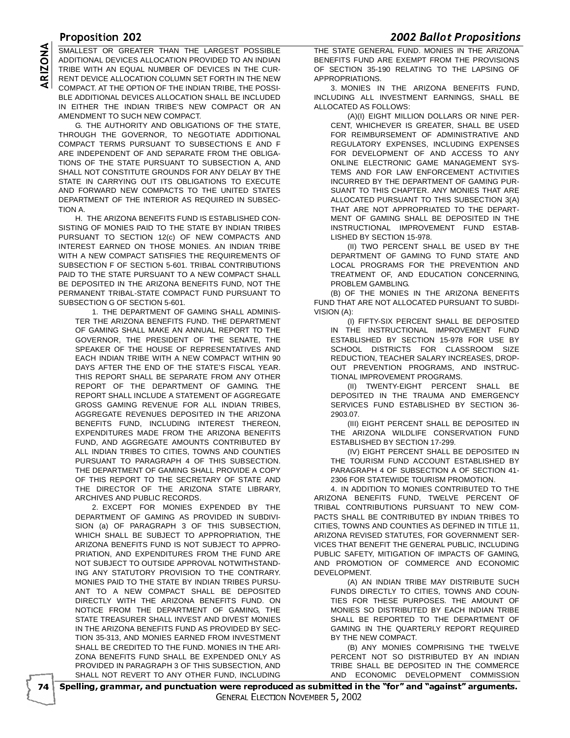SMALLEST OR GREATER THAN THE LARGEST POSSIBLE ADDITIONAL DEVICES ALLOCATION PROVIDED TO AN INDIAN TRIBE WITH AN EQUAL NUMBER OF DEVICES IN THE CURRENT DEVICE ALLOCATION COLUMN SET FORTH IN THE NEW COMPACT. AT THE OPTION OF THE INDIAN TRIBE, THE POSSIBLE ADDITIONAL DEVICES ALLOCATION SHALL BE INCLUDED IN EITHER THE INDIAN TRIBE'S NEW COMPACT OR AN AMENDMENT TO SUCH NEW COMPACT.

G. THE AUTHORITY AND OBLIGATIONS OF THE STATE, THROUGH THE GOVERNOR, TO NEGOTIATE ADDITIONAL COMPACT TERMS PURSUANT TO SUBSECTIONS E AND F ARE INDEPENDENT OF AND SEPARATE FROM THE OBLIGATIONS OF THE STATE PURSUANT TO SUBSECTION A, AND SHALL NOT CONSTITUTE GROUNDS FOR ANY DELAY BY THE STATE IN CARRYING OUT ITS OBLIGATIONS TO EXECUTE AND FORWARD NEW COMPACTS TO THE UNITED STATES DEPARTMENT OF THE INTERIOR AS REQUIRED IN SUBSECTION A.

H. THE ARIZONA BENEFITS FUND IS ESTABLISHED CONSISTING OF MONIES PAID TO THE STATE BY INDIAN TRIBES PURSUANT TO SECTION 12(c) OF NEW COMPACTS AND INTEREST EARNED ON THOSE MONIES. AN INDIAN TRIBE WITH A NEW COMPACT SATISFIES THE REQUIREMENTS OF SUBSECTION F OF SECTION 5-601. TRIBAL CONTRIBUTIONS PAID TO THE STATE PURSUANT TO A NEW COMPACT SHALL BE DEPOSITED IN THE ARIZONA BENEFITS FUND, NOT THE PERMANENT TRIBAL-STATE COMPACT FUND PURSUANT TO SUBSECTION G OF SECTION 5-601.

1. THE DEPARTMENT OF GAMING SHALL ADMINISTER THE ARIZONA BENEFITS FUND. THE DEPARTMENT OF GAMING SHALL MAKE AN ANNUAL REPORT TO THE GOVERNOR, THE PRESIDENT OF THE SENATE, THE SPEAKER OF THE HOUSE OF REPRESENTATIVES AND EACH INDIAN TRIBE WITH A NEW COMPACT WITHIN 90 DAYS AFTER THE END OF THE STATE'S FISCAL YEAR. THIS REPORT SHALL BE SEPARATE FROM ANY OTHER REPORT OF THE DEPARTMENT OF GAMING. THE REPORT SHALL INCLUDE A STATEMENT OF AGGREGATE GROSS GAMING REVENUE FOR ALL INDIAN TRIBES, AGGREGATE REVENUES DEPOSITED IN THE ARIZONA BENEFITS FUND, INCLUDING INTEREST THEREON, EXPENDITURES MADE FROM THE ARIZONA BENEFITS FUND, AND AGGREGATE AMOUNTS CONTRIBUTED BY ALL INDIAN TRIBES TO CITIES, TOWNS AND COUNTIES PURSUANT TO PARAGRAPH 4 OF THIS SUBSECTION. THE DEPARTMENT OF GAMING SHALL PROVIDE A COPY OF THIS REPORT TO THE SECRETARY OF STATE AND THE DIRECTOR OF THE ARIZONA STATE LIBRARY, ARCHIVES AND PUBLIC RECORDS.

2. EXCEPT FOR MONIES EXPENDED BY THE DEPARTMENT OF GAMING AS PROVIDED IN SUBDIVISION (a) OF PARAGRAPH 3 OF THIS SUBSECTION, WHICH SHALL BE SUBJECT TO APPROPRIATION, THE ARIZONA BENEFITS FUND IS NOT SUBJECT TO APPROPRIATION, AND EXPENDITURES FROM THE FUND ARE NOT SUBJECT TO OUTSIDE APPROVAL NOTWITHSTANDING ANY STATUTORY PROVISION TO THE CONTRARY. MONIES PAID TO THE STATE BY INDIAN TRIBES PURSUANT TO A NEW COMPACT SHALL BE DEPOSITED DIRECTLY WITH THE ARIZONA BENEFITS FUND. ON NOTICE FROM THE DEPARTMENT OF GAMING, THE STATE TREASURER SHALL INVEST AND DIVEST MONIES IN THE ARIZONA BENEFITS FUND AS PROVIDED BY SECTION 35-313, AND MONIES EARNED FROM INVESTMENT SHALL BE CREDITED TO THE FUND. MONIES IN THE ARIZONA BENEFITS FUND SHALL BE EXPENDED ONLY AS PROVIDED IN PARAGRAPH 3 OF THIS SUBSECTION, AND SHALL NOT REVERT TO ANY OTHER FUND, INCLUDING THE STATE GENERAL FUND. MONIES IN THE ARIZONA BENEFITS FUND ARE EXEMPT FROM THE PROVISIONS OF SECTION 35-190 RELATING TO THE LAPSING OF APPROPRIATIONS.

3. MONIES IN THE ARIZONA BENEFITS FUND, INCLUDING ALL INVESTMENT EARNINGS, SHALL BE ALLOCATED AS FOLLOWS:

(A)(I) EIGHT MILLION DOLLARS OR NINE PERCENT, WHICHEVER IS GREATER, SHALL BE USED FOR REIMBURSEMENT OF ADMINISTRATIVE AND REGULATORY EXPENSES, INCLUDING EXPENSES FOR DEVELOPMENT OF AND ACCESS TO ANY ONLINE ELECTRONIC GAME MANAGEMENT SYSTEMS AND FOR LAW ENFORCEMENT ACTIVITIES INCURRED BY THE DEPARTMENT OF GAMING PURSUANT TO THIS CHAPTER. ANY MONIES THAT ARE ALLOCATED PURSUANT TO THIS SUBSECTION 3(A) THAT ARE NOT APPROPRIATED TO THE DEPARTMENT OF GAMING SHALL BE DEPOSITED IN THE INSTRUCTIONAL IMPROVEMENT FUND ESTABLISHED BY SECTION 15-978.

(II) TWO PERCENT SHALL BE USED BY THE DEPARTMENT OF GAMING TO FUND STATE AND LOCAL PROGRAMS FOR THE PREVENTION AND TREATMENT OF, AND EDUCATION CONCERNING, PROBLEM GAMBLING.

(B) OF THE MONIES IN THE ARIZONA BENEFITS FUND THAT ARE NOT ALLOCATED PURSUANT TO SUBDIVISION (A):

(I) FIFTY-SIX PERCENT SHALL BE DEPOSITED IN THE INSTRUCTIONAL IMPROVEMENT FUND ESTABLISHED BY SECTION 15-978 FOR USE BY SCHOOL DISTRICTS FOR CLASSROOM SIZE REDUCTION, TEACHER SALARY INCREASES, DROPOUT PREVENTION PROGRAMS, AND INSTRUCTIONAL IMPROVEMENT PROGRAMS.

(II) TWENTY-EIGHT PERCENT SHALL BE DEPOSITED IN THE TRAUMA AND EMERGENCY SERVICES FUND ESTABLISHED BY SECTION 36-2903.07.

(III) EIGHT PERCENT SHALL BE DEPOSITED IN THE ARIZONA WILDLIFE CONSERVATION FUND ESTABLISHED BY SECTION 17-299.

(IV) EIGHT PERCENT SHALL BE DEPOSITED IN THE TOURISM FUND ACCOUNT ESTABLISHED BY PARAGRAPH 4 OF SUBSECTION A OF SECTION 41-2306 FOR STATEWIDE TOURISM PROMOTION.

4. IN ADDITION TO MONIES CONTRIBUTED TO THE ARIZONA BENEFITS FUND, TWELVE PERCENT OF TRIBAL CONTRIBUTIONS PURSUANT TO NEW COMPACTS SHALL BE CONTRIBUTED BY INDIAN TRIBES TO CITIES, TOWNS AND COUNTIES AS DEFINED IN TITLE 11, ARIZONA REVISED STATUTES, FOR GOVERNMENT SERVICES THAT BENEFIT THE GENERAL PUBLIC, INCLUDING PUBLIC SAFETY, MITIGATION OF IMPACTS OF GAMING, AND PROMOTION OF COMMERCE AND ECONOMIC DEVELOPMENT.

(A) AN INDIAN TRIBE MAY DISTRIBUTE SUCH FUNDS DIRECTLY TO CITIES, TOWNS AND COUNTIES FOR THESE PURPOSES. THE AMOUNT OF MONIES SO DISTRIBUTED BY EACH INDIAN TRIBE SHALL BE REPORTED TO THE DEPARTMENT OF GAMING IN THE QUARTERLY REPORT REQUIRED BY THE NEW COMPACT.

(B) ANY MONIES COMPRISING THE TWELVE PERCENT NOT SO DISTRIBUTED BY AN INDIAN TRIBE SHALL BE DEPOSITED IN THE COMMERCE AND ECONOMIC DEVELOPMENT COMMISSION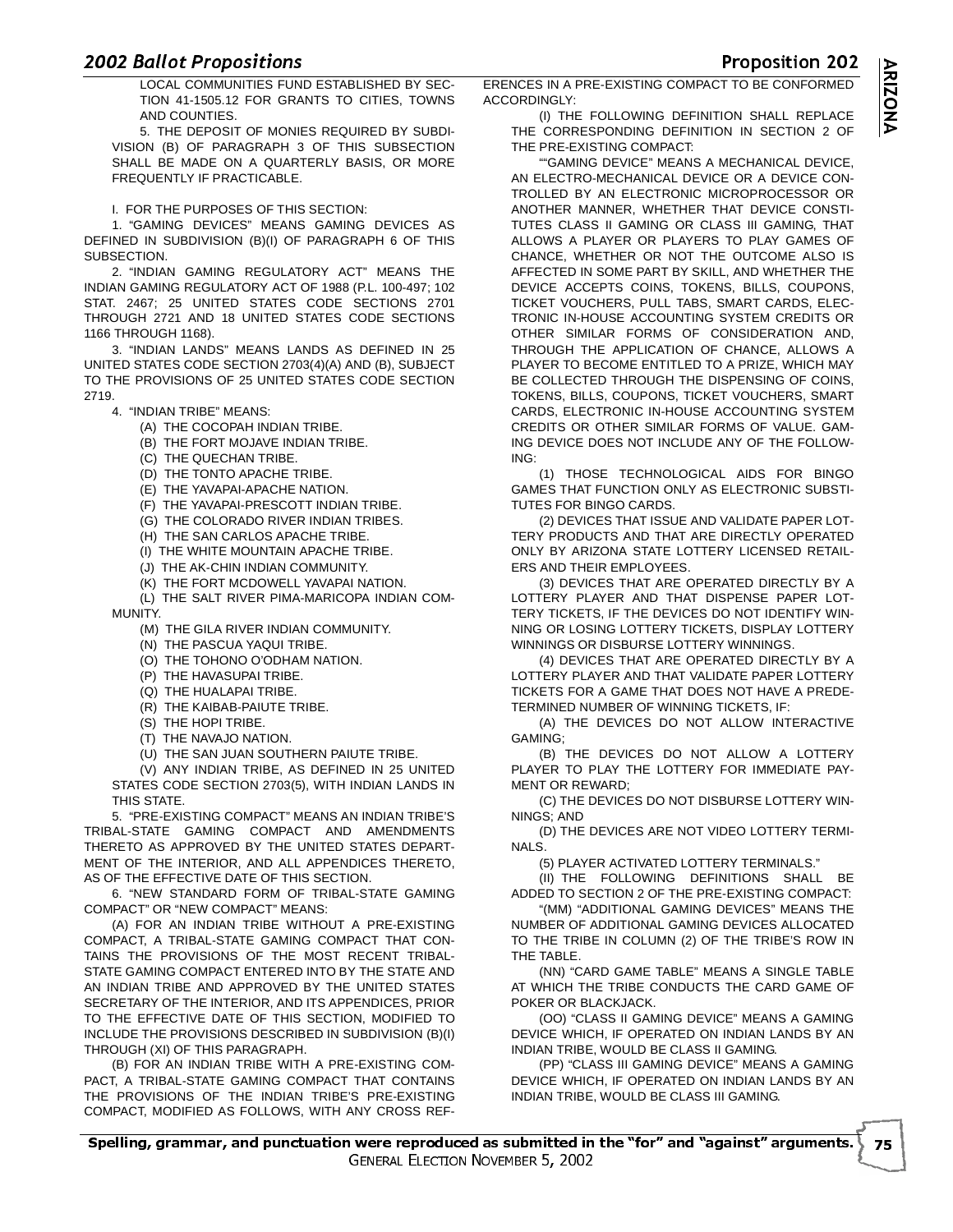LOCAL COMMUNITIES FUND ESTABLISHED BY SECTION 41-1505.12 FOR GRANTS TO CITIES, TOWNS AND COUNTIES.

5. THE DEPOSIT OF MONIES REQUIRED BY SUBDIVISION (B) OF PARAGRAPH 3 OF THIS SUBSECTION SHALL BE MADE ON A QUARTERLY BASIS, OR MORE FREQUENTLY IF PRACTICABLE.

I. FOR THE PURPOSES OF THIS SECTION:

1. "GAMING DEVICES" MEANS GAMING DEVICES AS DEFINED IN SUBDIVISION (B)(I) OF PARAGRAPH 6 OF THIS SUBSECTION.

2. "INDIAN GAMING REGULATORY ACT" MEANS THE INDIAN GAMING REGULATORY ACT OF 1988 (P.L. 100-497; 102 STAT. 2467; 25 UNITED STATES CODE SECTIONS 2701 THROUGH 2721 AND 18 UNITED STATES CODE SECTIONS 1166 THROUGH 1168).

3. "INDIAN LANDS" MEANS LANDS AS DEFINED IN 25 UNITED STATES CODE SECTION 2703(4)(A) AND (B), SUBJECT TO THE PROVISIONS OF 25 UNITED STATES CODE SECTION 2719.

4. "INDIAN TRIBE" MEANS:

(A) THE COCOPAH INDIAN TRIBE.

(B) THE FORT MOJAVE INDIAN TRIBE.

(C) THE QUECHAN TRIBE.

(D) THE TONTO APACHE TRIBE.

(E) THE YAVAPAI-APACHE NATION.

(F) THE YAVAPAI-PRESCOTT INDIAN TRIBE.

(G) THE COLORADO RIVER INDIAN TRIBES.

(H) THE SAN CARLOS APACHE TRIBE.

(I) THE WHITE MOUNTAIN APACHE TRIBE.

(J) THE AK-CHIN INDIAN COMMUNITY.

(K) THE FORT MCDOWELL YAVAPAI NATION.

(L) THE SALT RIVER PIMA-MARICOPA INDIAN COMMUNITY.

(M) THE GILA RIVER INDIAN COMMUNITY.

(N) THE PASCUA YAQUI TRIBE.

(O) THE TOHONO O'ODHAM NATION.

(P) THE HAVASUPAI TRIBE.

(Q) THE HUALAPAI TRIBE.

(R) THE KAIBAB-PAIUTE TRIBE.

(S) THE HOPI TRIBE.

(T) THE NAVAJO NATION.

(U) THE SAN JUAN SOUTHERN PAIUTE TRIBE.

(V) ANY INDIAN TRIBE, AS DEFINED IN 25 UNITED STATES CODE SECTION 2703(5), WITH INDIAN LANDS IN THIS STATE.

5. "PRE-EXISTING COMPACT" MEANS AN INDIAN TRIBE'S TRIBAL-STATE GAMING COMPACT AND AMENDMENTS THERETO AS APPROVED BY THE UNITED STATES DEPARTMENT OF THE INTERIOR, AND ALL APPENDICES THERETO, AS OF THE EFFECTIVE DATE OF THIS SECTION.

6. "NEW STANDARD FORM OF TRIBAL-STATE GAMING COMPACT" OR "NEW COMPACT" MEANS:

(A) FOR AN INDIAN TRIBE WITHOUT A PRE-EXISTING COMPACT, A TRIBAL-STATE GAMING COMPACT THAT CONTAINS THE PROVISIONS OF THE MOST RECENT TRIBAL-STATE GAMING COMPACT ENTERED INTO BY THE STATE AND AN INDIAN TRIBE AND APPROVED BY THE UNITED STATES SECRETARY OF THE INTERIOR, AND ITS APPENDICES, PRIOR TO THE EFFECTIVE DATE OF THIS SECTION, MODIFIED TO INCLUDE THE PROVISIONS DESCRIBED IN SUBDIVISION (B)(I) THROUGH (XI) OF THIS PARAGRAPH.

(B) FOR AN INDIAN TRIBE WITH A PRE-EXISTING COMPACT, A TRIBAL-STATE GAMING COMPACT THAT CONTAINS THE PROVISIONS OF THE INDIAN TRIBE'S PRE-EXISTING COMPACT, MODIFIED AS FOLLOWS, WITH ANY CROSS REFERENCES IN A PRE-EXISTING COMPACT TO BE CONFORMED ACCORDINGLY:

(I) THE FOLLOWING DEFINITION SHALL REPLACE THE CORRESPONDING DEFINITION IN SECTION 2 OF THE PRE-EXISTING COMPACT:

""GAMING DEVICE" MEANS A MECHANICAL DEVICE, AN ELECTRO-MECHANICAL DEVICE OR A DEVICE CONTROLLED BY AN ELECTRONIC MICROPROCESSOR OR ANOTHER MANNER, WHETHER THAT DEVICE CONSTITUTES CLASS II GAMING OR CLASS III GAMING, THAT ALLOWS A PLAYER OR PLAYERS TO PLAY GAMES OF CHANCE, WHETHER OR NOT THE OUTCOME ALSO IS AFFECTED IN SOME PART BY SKILL, AND WHETHER THE DEVICE ACCEPTS COINS, TOKENS, BILLS, COUPONS, TICKET VOUCHERS, PULL TABS, SMART CARDS, ELECTRONIC IN-HOUSE ACCOUNTING SYSTEM CREDITS OR OTHER SIMILAR FORMS OF CONSIDERATION AND, THROUGH THE APPLICATION OF CHANCE, ALLOWS A PLAYER TO BECOME ENTITLED TO A PRIZE, WHICH MAY BE COLLECTED THROUGH THE DISPENSING OF COINS, TOKENS, BILLS, COUPONS, TICKET VOUCHERS, SMART CARDS, ELECTRONIC IN-HOUSE ACCOUNTING SYSTEM CREDITS OR OTHER SIMILAR FORMS OF VALUE. GAMING DEVICE DOES NOT INCLUDE ANY OF THE FOLLOWING:

(1) THOSE TECHNOLOGICAL AIDS FOR BINGO GAMES THAT FUNCTION ONLY AS ELECTRONIC SUBSTITUTES FOR BINGO CARDS.

(2) DEVICES THAT ISSUE AND VALIDATE PAPER LOTTERY PRODUCTS AND THAT ARE DIRECTLY OPERATED ONLY BY ARIZONA STATE LOTTERY LICENSED RETAILERS AND THEIR EMPLOYEES.

(3) DEVICES THAT ARE OPERATED DIRECTLY BY A LOTTERY PLAYER AND THAT DISPENSE PAPER LOTTERY TICKETS, IF THE DEVICES DO NOT IDENTIFY WINNING OR LOSING LOTTERY TICKETS, DISPLAY LOTTERY WINNINGS OR DISBURSE LOTTERY WINNINGS.

(4) DEVICES THAT ARE OPERATED DIRECTLY BY A LOTTERY PLAYER AND THAT VALIDATE PAPER LOTTERY TICKETS FOR A GAME THAT DOES NOT HAVE A PREDETERMINED NUMBER OF WINNING TICKETS, IF:

(A) THE DEVICES DO NOT ALLOW INTERACTIVE GAMING;

(B) THE DEVICES DO NOT ALLOW A LOTTERY PLAYER TO PLAY THE LOTTERY FOR IMMEDIATE PAYMENT OR REWARD;

(C) THE DEVICES DO NOT DISBURSE LOTTERY WINNINGS; AND

(D) THE DEVICES ARE NOT VIDEO LOTTERY TERMINALS.

(5) PLAYER ACTIVATED LOTTERY TERMINALS."

(II) THE FOLLOWING DEFINITIONS SHALL BE ADDED TO SECTION 2 OF THE PRE-EXISTING COMPACT:

"(MM) "ADDITIONAL GAMING DEVICES" MEANS THE NUMBER OF ADDITIONAL GAMING DEVICES ALLOCATED TO THE TRIBE IN COLUMN (2) OF THE TRIBE'S ROW IN THE TABLE.

(NN) "CARD GAME TABLE" MEANS A SINGLE TABLE AT WHICH THE TRIBE CONDUCTS THE CARD GAME OF POKER OR BLACKJACK.

(OO) "CLASS II GAMING DEVICE" MEANS A GAMING DEVICE WHICH, IF OPERATED ON INDIAN LANDS BY AN INDIAN TRIBE, WOULD BE CLASS II GAMING.

(PP) "CLASS III GAMING DEVICE" MEANS A GAMING DEVICE WHICH, IF OPERATED ON INDIAN LANDS BY AN INDIAN TRIBE, WOULD BE CLASS III GAMING.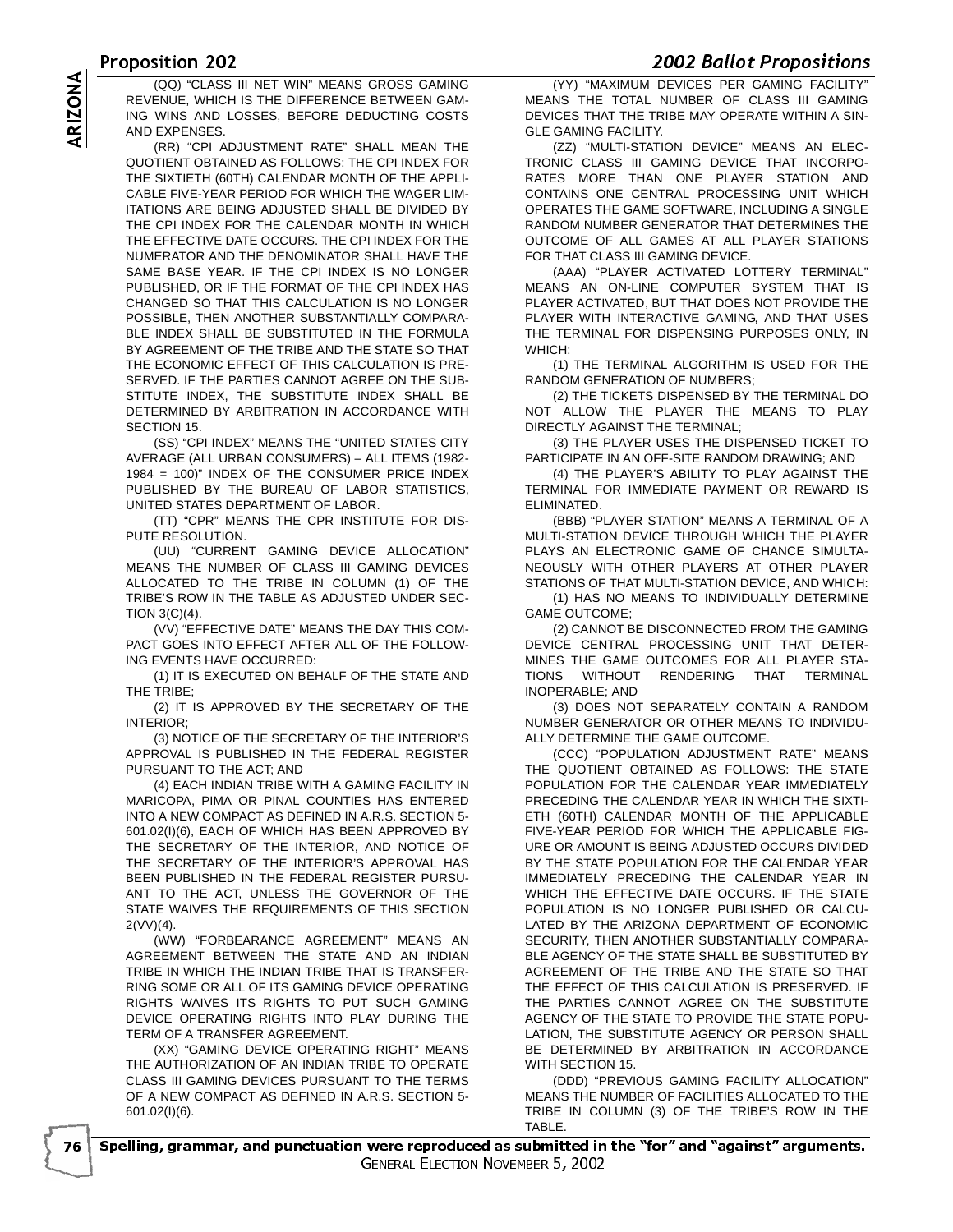(QQ) "CLASS III NET WIN" MEANS GROSS GAMING REVENUE, WHICH IS THE DIFFERENCE BETWEEN GAMING WINS AND LOSSES, BEFORE DEDUCTING COSTS AND EXPENSES.

(RR) "CPI ADJUSTMENT RATE" SHALL MEAN THE QUOTIENT OBTAINED AS FOLLOWS: THE CPI INDEX FOR THE SIXTIETH (60TH) CALENDAR MONTH OF THE APPLICABLE FIVE-YEAR PERIOD FOR WHICH THE WAGER LIMITATIONS ARE BEING ADJUSTED SHALL BE DIVIDED BY THE CPI INDEX FOR THE CALENDAR MONTH IN WHICH THE EFFECTIVE DATE OCCURS. THE CPI INDEX FOR THE NUMERATOR AND THE DENOMINATOR SHALL HAVE THE SAME BASE YEAR. IF THE CPI INDEX IS NO LONGER PUBLISHED, OR IF THE FORMAT OF THE CPI INDEX HAS CHANGED SO THAT THIS CALCULATION IS NO LONGER POSSIBLE, THEN ANOTHER SUBSTANTIALLY COMPARABLE INDEX SHALL BE SUBSTITUTED IN THE FORMULA BY AGREEMENT OF THE TRIBE AND THE STATE SO THAT THE ECONOMIC EFFECT OF THIS CALCULATION IS PRESERVED. IF THE PARTIES CANNOT AGREE ON THE SUBSTITUTE INDEX, THE SUBSTITUTE INDEX SHALL BE DETERMINED BY ARBITRATION IN ACCORDANCE WITH SECTION 15.

(SS) "CPI INDEX" MEANS THE "UNITED STATES CITY AVERAGE (ALL URBAN CONSUMERS) – ALL ITEMS (1982-1984 = 100)" INDEX OF THE CONSUMER PRICE INDEX PUBLISHED BY THE BUREAU OF LABOR STATISTICS, UNITED STATES DEPARTMENT OF LABOR.

(TT) "CPR" MEANS THE CPR INSTITUTE FOR DISPUTE RESOLUTION.

(UU) "CURRENT GAMING DEVICE ALLOCATION" MEANS THE NUMBER OF CLASS III GAMING DEVICES ALLOCATED TO THE TRIBE IN COLUMN (1) OF THE TRIBE'S ROW IN THE TABLE AS ADJUSTED UNDER SECTION 3(C)(4).

(VV) "EFFECTIVE DATE" MEANS THE DAY THIS COMPACT GOES INTO EFFECT AFTER ALL OF THE FOLLOWING EVENTS HAVE OCCURRED:

(1) IT IS EXECUTED ON BEHALF OF THE STATE AND THE TRIBE;

(2) IT IS APPROVED BY THE SECRETARY OF THE INTERIOR;

(3) NOTICE OF THE SECRETARY OF THE INTERIOR'S APPROVAL IS PUBLISHED IN THE FEDERAL REGISTER PURSUANT TO THE ACT; AND

(4) EACH INDIAN TRIBE WITH A GAMING FACILITY IN MARICOPA, PIMA OR PINAL COUNTIES HAS ENTERED INTO A NEW COMPACT AS DEFINED IN A.R.S. SECTION 5-601.02(I)(6), EACH OF WHICH HAS BEEN APPROVED BY THE SECRETARY OF THE INTERIOR, AND NOTICE OF THE SECRETARY OF THE INTERIOR'S APPROVAL HAS BEEN PUBLISHED IN THE FEDERAL REGISTER PURSUANT TO THE ACT, UNLESS THE GOVERNOR OF THE STATE WAIVES THE REQUIREMENTS OF THIS SECTION 2(VV)(4).

(WW) "FORBEARANCE AGREEMENT" MEANS AN AGREEMENT BETWEEN THE STATE AND AN INDIAN TRIBE IN WHICH THE INDIAN TRIBE THAT IS TRANSFERRING SOME OR ALL OF ITS GAMING DEVICE OPERATING RIGHTS WAIVES ITS RIGHTS TO PUT SUCH GAMING DEVICE OPERATING RIGHTS INTO PLAY DURING THE TERM OF A TRANSFER AGREEMENT.

(XX) "GAMING DEVICE OPERATING RIGHT" MEANS THE AUTHORIZATION OF AN INDIAN TRIBE TO OPERATE CLASS III GAMING DEVICES PURSUANT TO THE TERMS OF A NEW COMPACT AS DEFINED IN A.R.S. SECTION 5-601.02(I)(6).

(YY) "MAXIMUM DEVICES PER GAMING FACILITY" MEANS THE TOTAL NUMBER OF CLASS III GAMING DEVICES THAT THE TRIBE MAY OPERATE WITHIN A SINGLE GAMING FACILITY.

(ZZ) "MULTI-STATION DEVICE" MEANS AN ELECTRONIC CLASS III GAMING DEVICE THAT INCORPORATES MORE THAN ONE PLAYER STATION AND CONTAINS ONE CENTRAL PROCESSING UNIT WHICH OPERATES THE GAME SOFTWARE, INCLUDING A SINGLE RANDOM NUMBER GENERATOR THAT DETERMINES THE OUTCOME OF ALL GAMES AT ALL PLAYER STATIONS FOR THAT CLASS III GAMING DEVICE.

(AAA) "PLAYER ACTIVATED LOTTERY TERMINAL" MEANS AN ON-LINE COMPUTER SYSTEM THAT IS PLAYER ACTIVATED, BUT THAT DOES NOT PROVIDE THE PLAYER WITH INTERACTIVE GAMING, AND THAT USES THE TERMINAL FOR DISPENSING PURPOSES ONLY, IN WHICH:

(1) THE TERMINAL ALGORITHM IS USED FOR THE RANDOM GENERATION OF NUMBERS;

(2) THE TICKETS DISPENSED BY THE TERMINAL DO NOT ALLOW THE PLAYER THE MEANS TO PLAY DIRECTLY AGAINST THE TERMINAL;

(3) THE PLAYER USES THE DISPENSED TICKET TO PARTICIPATE IN AN OFF-SITE RANDOM DRAWING; AND

(4) THE PLAYER'S ABILITY TO PLAY AGAINST THE TERMINAL FOR IMMEDIATE PAYMENT OR REWARD IS ELIMINATED.

(BBB) "PLAYER STATION" MEANS A TERMINAL OF A MULTI-STATION DEVICE THROUGH WHICH THE PLAYER PLAYS AN ELECTRONIC GAME OF CHANCE SIMULTANEOUSLY WITH OTHER PLAYERS AT OTHER PLAYER STATIONS OF THAT MULTI-STATION DEVICE, AND WHICH:

(1) HAS NO MEANS TO INDIVIDUALLY DETERMINE GAME OUTCOME;

(2) CANNOT BE DISCONNECTED FROM THE GAMING DEVICE CENTRAL PROCESSING UNIT THAT DETERMINES THE GAME OUTCOMES FOR ALL PLAYER STATIONS WITHOUT RENDERING THAT TERMINAL INOPERABLE; AND

(3) DOES NOT SEPARATELY CONTAIN A RANDOM NUMBER GENERATOR OR OTHER MEANS TO INDIVIDUALLY DETERMINE THE GAME OUTCOME.

(CCC) "POPULATION ADJUSTMENT RATE" MEANS THE QUOTIENT OBTAINED AS FOLLOWS: THE STATE POPULATION FOR THE CALENDAR YEAR IMMEDIATELY PRECEDING THE CALENDAR YEAR IN WHICH THE SIXTIETH (60TH) CALENDAR MONTH OF THE APPLICABLE FIVE-YEAR PERIOD FOR WHICH THE APPLICABLE FIGURE OR AMOUNT IS BEING ADJUSTED OCCURS DIVIDED BY THE STATE POPULATION FOR THE CALENDAR YEAR IMMEDIATELY PRECEDING THE CALENDAR YEAR IN WHICH THE EFFECTIVE DATE OCCURS. IF THE STATE POPULATION IS NO LONGER PUBLISHED OR CALCULATED BY THE ARIZONA DEPARTMENT OF ECONOMIC SECURITY, THEN ANOTHER SUBSTANTIALLY COMPARABLE AGENCY OF THE STATE SHALL BE SUBSTITUTED BY AGREEMENT OF THE TRIBE AND THE STATE SO THAT THE EFFECT OF THIS CALCULATION IS PRESERVED. IF THE PARTIES CANNOT AGREE ON THE SUBSTITUTE AGENCY OF THE STATE TO PROVIDE THE STATE POPULATION, THE SUBSTITUTE AGENCY OR PERSON SHALL BE DETERMINED BY ARBITRATION IN ACCORDANCE WITH SECTION 15.

(DDD) "PREVIOUS GAMING FACILITY ALLOCATION" MEANS THE NUMBER OF FACILITIES ALLOCATED TO THE TRIBE IN COLUMN (3) OF THE TRIBE'S ROW IN THE TABLE.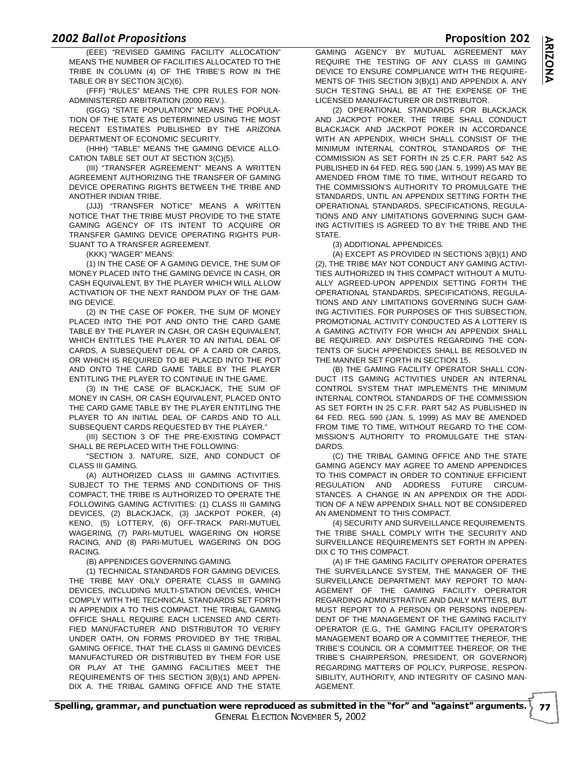(EEE) "REVISED GAMING FACILITY ALLOCATION" MEANS THE NUMBER OF FACILITIES ALLOCATED TO THE TRIBE IN COLUMN (4) OF THE TRIBE'S ROW IN THE TABLE OR BY SECTION 3(C)(6).

(FFF) "RULES" MEANS THE CPR RULES FOR NON-ADMINISTERED ARBITRATION (2000 REV.).

(GGG) "STATE POPULATION" MEANS THE POPULATION OF THE STATE AS DETERMINED USING THE MOST RECENT ESTIMATES PUBLISHED BY THE ARIZONA DEPARTMENT OF ECONOMIC SECURITY.

(HHH) "TABLE" MEANS THE GAMING DEVICE ALLOCATION TABLE SET OUT AT SECTION 3(C)(5).

(III) "TRANSFER AGREEMENT" MEANS A WRITTEN AGREEMENT AUTHORIZING THE TRANSFER OF GAMING DEVICE OPERATING RIGHTS BETWEEN THE TRIBE AND ANOTHER INDIAN TRIBE.

(JJJ) "TRANSFER NOTICE" MEANS A WRITTEN NOTICE THAT THE TRIBE MUST PROVIDE TO THE STATE GAMING AGENCY OF ITS INTENT TO ACQUIRE OR TRANSFER GAMING DEVICE OPERATING RIGHTS PURSUANT TO A TRANSFER AGREEMENT.

(KKK) "WAGER" MEANS:

(1) IN THE CASE OF A GAMING DEVICE, THE SUM OF MONEY PLACED INTO THE GAMING DEVICE IN CASH, OR CASH EQUIVALENT, BY THE PLAYER WHICH WILL ALLOW ACTIVATION OF THE NEXT RANDOM PLAY OF THE GAMING DEVICE.

(2) IN THE CASE OF POKER, THE SUM OF MONEY PLACED INTO THE POT AND ONTO THE CARD GAME TABLE BY THE PLAYER IN CASH, OR CASH EQUIVALENT, WHICH ENTITLES THE PLAYER TO AN INITIAL DEAL OF CARDS, A SUBSEQUENT DEAL OF A CARD OR CARDS, OR WHICH IS REQUIRED TO BE PLACED INTO THE POT AND ONTO THE CARD GAME TABLE BY THE PLAYER ENTITLING THE PLAYER TO CONTINUE IN THE GAME.

(3) IN THE CASE OF BLACKJACK, THE SUM OF MONEY IN CASH, OR CASH EQUIVALENT, PLACED ONTO THE CARD GAME TABLE BY THE PLAYER ENTITLING THE PLAYER TO AN INITIAL DEAL OF CARDS AND TO ALL SUBSEQUENT CARDS REQUESTED BY THE PLAYER."

(III) SECTION 3 OF THE PRE-EXISTING COMPACT SHALL BE REPLACED WITH THE FOLLOWING:

"SECTION 3. NATURE, SIZE, AND CONDUCT OF CLASS III GAMING.

(A) AUTHORIZED CLASS III GAMING ACTIVITIES. SUBJECT TO THE TERMS AND CONDITIONS OF THIS COMPACT, THE TRIBE IS AUTHORIZED TO OPERATE THE FOLLOWING GAMING ACTIVITIES: (1) CLASS III GAMING DEVICES, (2) BLACKJACK, (3) JACKPOT POKER, (4) KENO, (5) LOTTERY, (6) OFF-TRACK PARI-MUTUEL WAGERING, (7) PARI-MUTUEL WAGERING ON HORSE RACING, AND (8) PARI-MUTUEL WAGERING ON DOG RACING.

(B) APPENDICES GOVERNING GAMING.

(1) TECHNICAL STANDARDS FOR GAMING DEVICES. THE TRIBE MAY ONLY OPERATE CLASS III GAMING DEVICES, INCLUDING MULTI-STATION DEVICES, WHICH COMPLY WITH THE TECHNICAL STANDARDS SET FORTH IN APPENDIX A TO THIS COMPACT. THE TRIBAL GAMING OFFICE SHALL REQUIRE EACH LICENSED AND CERTIFIED MANUFACTURER AND DISTRIBUTOR TO VERIFY UNDER OATH, ON FORMS PROVIDED BY THE TRIBAL GAMING OFFICE, THAT THE CLASS III GAMING DEVICES MANUFACTURED OR DISTRIBUTED BY THEM FOR USE OR PLAY AT THE GAMING FACILITIES MEET THE REQUIREMENTS OF THIS SECTION 3(B)(1) AND APPENDIX A. THE TRIBAL GAMING OFFICE AND THE STATE GAMING AGENCY BY MUTUAL AGREEMENT MAY REQUIRE THE TESTING OF ANY CLASS III GAMING DEVICE TO ENSURE COMPLIANCE WITH THE REQUIREMENTS OF THIS SECTION 3(B)(1) AND APPENDIX A. ANY SUCH TESTING SHALL BE AT THE EXPENSE OF THE LICENSED MANUFACTURER OR DISTRIBUTOR.

(2) OPERATIONAL STANDARDS FOR BLACKJACK AND JACKPOT POKER. THE TRIBE SHALL CONDUCT BLACKJACK AND JACKPOT POKER IN ACCORDANCE WITH AN APPENDIX, WHICH SHALL CONSIST OF THE MINIMUM INTERNAL CONTROL STANDARDS OF THE COMMISSION AS SET FORTH IN 25 C.F.R. PART 542 AS PUBLISHED IN 64 FED. REG. 590 (JAN. 5, 1999) AS MAY BE AMENDED FROM TIME TO TIME, WITHOUT REGARD TO THE COMMISSION'S AUTHORITY TO PROMULGATE THE STANDARDS, UNTIL AN APPENDIX SETTING FORTH THE OPERATIONAL STANDARDS, SPECIFICATIONS, REGULATIONS AND ANY LIMITATIONS GOVERNING SUCH GAMING ACTIVITIES IS AGREED TO BY THE TRIBE AND THE STATE.

(3) ADDITIONAL APPENDICES.

(A) EXCEPT AS PROVIDED IN SECTIONS 3(B)(1) AND (2), THE TRIBE MAY NOT CONDUCT ANY GAMING ACTIVITIES AUTHORIZED IN THIS COMPACT WITHOUT A MUTUALLY AGREED-UPON APPENDIX SETTING FORTH THE OPERATIONAL STANDARDS, SPECIFICATIONS, REGULATIONS AND ANY LIMITATIONS GOVERNING SUCH GAMING ACTIVITIES. FOR PURPOSES OF THIS SUBSECTION, PROMOTIONAL ACTIVITY CONDUCTED AS A LOTTERY IS A GAMING ACTIVITY FOR WHICH AN APPENDIX SHALL BE REQUIRED. ANY DISPUTES REGARDING THE CONTENTS OF SUCH APPENDICES SHALL BE RESOLVED IN THE MANNER SET FORTH IN SECTION 15.

(B) THE GAMING FACILITY OPERATOR SHALL CONDUCT ITS GAMING ACTIVITIES UNDER AN INTERNAL CONTROL SYSTEM THAT IMPLEMENTS THE MINIMUM INTERNAL CONTROL STANDARDS OF THE COMMISSION AS SET FORTH IN 25 C.F.R. PART 542 AS PUBLISHED IN 64 FED. REG. 590 (JAN. 5, 1999) AS MAY BE AMENDED FROM TIME TO TIME, WITHOUT REGARD TO THE COMMISSION'S AUTHORITY TO PROMULGATE THE STANDARDS.

(C) THE TRIBAL GAMING OFFICE AND THE STATE GAMING AGENCY MAY AGREE TO AMEND APPENDICES TO THIS COMPACT IN ORDER TO CONTINUE EFFICIENT REGULATION AND ADDRESS FUTURE CIRCUMSTANCES. A CHANGE IN AN APPENDIX OR THE ADDITION OF A NEW APPENDIX SHALL NOT BE CONSIDERED AN AMENDMENT TO THIS COMPACT.

(4) SECURITY AND SURVEILLANCE REQUIREMENTS. THE TRIBE SHALL COMPLY WITH THE SECURITY AND SURVEILLANCE REQUIREMENTS SET FORTH IN APPENDIX C TO THIS COMPACT.

(A) IF THE GAMING FACILITY OPERATOR OPERATES THE SURVEILLANCE SYSTEM, THE MANAGER OF THE SURVEILLANCE DEPARTMENT MAY REPORT TO MANAGEMENT OF THE GAMING FACILITY OPERATOR REGARDING ADMINISTRATIVE AND DAILY MATTERS, BUT MUST REPORT TO A PERSON OR PERSONS INDEPENDENT OF THE MANAGEMENT OF THE GAMING FACILITY OPERATOR (E.G., THE GAMING FACILITY OPERATOR'S MANAGEMENT BOARD OR A COMMITTEE THEREOF, THE TRIBE'S COUNCIL OR A COMMITTEE THEREOF, OR THE TRIBE'S CHAIRPERSON, PRESIDENT, OR GOVERNOR) REGARDING MATTERS OF POLICY, PURPOSE, RESPONSIBILITY, AUTHORITY, AND INTEGRITY OF CASINO MANAGEMENT.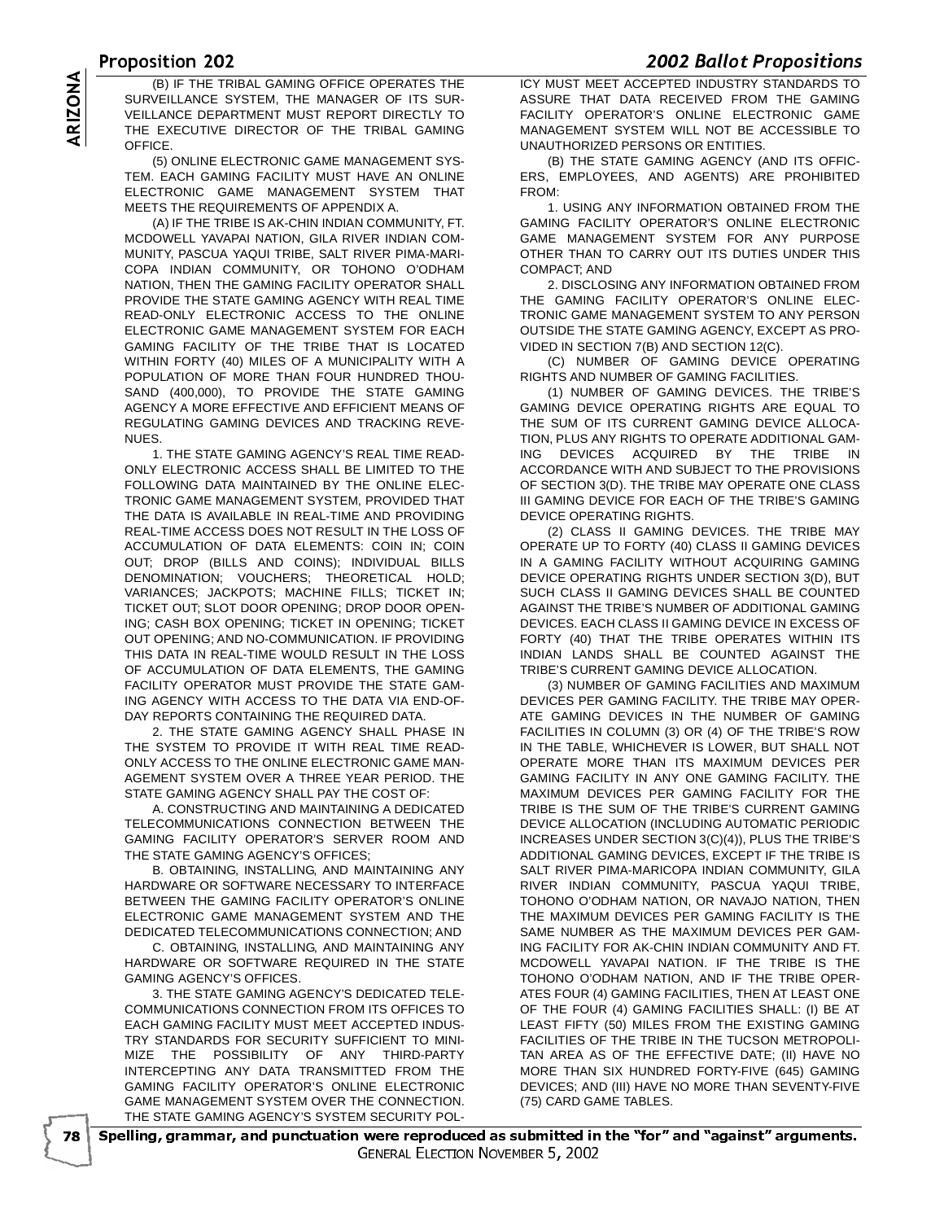(B) IF THE TRIBAL GAMING OFFICE OPERATES THE SURVEILLANCE SYSTEM, THE MANAGER OF ITS SURVEILLANCE DEPARTMENT MUST REPORT DIRECTLY TO THE EXECUTIVE DIRECTOR OF THE TRIBAL GAMING OFFICE.

(5) ONLINE ELECTRONIC GAME MANAGEMENT SYSTEM. EACH GAMING FACILITY MUST HAVE AN ONLINE ELECTRONIC GAME MANAGEMENT SYSTEM THAT MEETS THE REQUIREMENTS OF APPENDIX A.

(A) IF THE TRIBE IS AK-CHIN INDIAN COMMUNITY, FT. MCDOWELL YAVAPAI NATION, GILA RIVER INDIAN COMMUNITY, PASCUA YAQUI TRIBE, SALT RIVER PIMA-MARICOPA INDIAN COMMUNITY, OR TOHONO O'ODHAM NATION, THEN THE GAMING FACILITY OPERATOR SHALL PROVIDE THE STATE GAMING AGENCY WITH REAL TIME READ-ONLY ELECTRONIC ACCESS TO THE ONLINE ELECTRONIC GAME MANAGEMENT SYSTEM FOR EACH GAMING FACILITY OF THE TRIBE THAT IS LOCATED WITHIN FORTY (40) MILES OF A MUNICIPALITY WITH A POPULATION OF MORE THAN FOUR HUNDRED THOUSAND (400,000), TO PROVIDE THE STATE GAMING AGENCY A MORE EFFECTIVE AND EFFICIENT MEANS OF REGULATING GAMING DEVICES AND TRACKING REVENUES.

1. THE STATE GAMING AGENCY'S REAL TIME READ-ONLY ELECTRONIC ACCESS SHALL BE LIMITED TO THE FOLLOWING DATA MAINTAINED BY THE ONLINE ELECTRONIC GAME MANAGEMENT SYSTEM, PROVIDED THAT THE DATA IS AVAILABLE IN REAL-TIME AND PROVIDING REAL-TIME ACCESS DOES NOT RESULT IN THE LOSS OF ACCUMULATION OF DATA ELEMENTS: COIN IN; COIN OUT; DROP (BILLS AND COINS); INDIVIDUAL BILLS DENOMINATION; VOUCHERS; THEORETICAL HOLD; VARIANCES; JACKPOTS; MACHINE FILLS; TICKET IN; TICKET OUT; SLOT DOOR OPENING; DROP DOOR OPENING; CASH BOX OPENING; TICKET IN OPENING; TICKET OUT OPENING; AND NO-COMMUNICATION. IF PROVIDING THIS DATA IN REAL-TIME WOULD RESULT IN THE LOSS OF ACCUMULATION OF DATA ELEMENTS, THE GAMING FACILITY OPERATOR MUST PROVIDE THE STATE GAMING AGENCY WITH ACCESS TO THE DATA VIA END-OF-DAY REPORTS CONTAINING THE REQUIRED DATA.

2. THE STATE GAMING AGENCY SHALL PHASE IN THE SYSTEM TO PROVIDE IT WITH REAL TIME READ-ONLY ACCESS TO THE ONLINE ELECTRONIC GAME MANAGEMENT SYSTEM OVER A THREE YEAR PERIOD. THE STATE GAMING AGENCY SHALL PAY THE COST OF:

A. CONSTRUCTING AND MAINTAINING A DEDICATED TELECOMMUNICATIONS CONNECTION BETWEEN THE GAMING FACILITY OPERATOR'S SERVER ROOM AND THE STATE GAMING AGENCY'S OFFICES;

B. OBTAINING, INSTALLING, AND MAINTAINING ANY HARDWARE OR SOFTWARE NECESSARY TO INTERFACE BETWEEN THE GAMING FACILITY OPERATOR'S ONLINE ELECTRONIC GAME MANAGEMENT SYSTEM AND THE DEDICATED TELECOMMUNICATIONS CONNECTION; AND

C. OBTAINING, INSTALLING, AND MAINTAINING ANY HARDWARE OR SOFTWARE REQUIRED IN THE STATE GAMING AGENCY'S OFFICES.

3. THE STATE GAMING AGENCY'S DEDICATED TELECOMMUNICATIONS CONNECTION FROM ITS OFFICES TO EACH GAMING FACILITY MUST MEET ACCEPTED INDUSTRY STANDARDS FOR SECURITY SUFFICIENT TO MINIMIZE THE POSSIBILITY OF ANY THIRD-PARTY INTERCEPTING ANY DATA TRANSMITTED FROM THE GAMING FACILITY OPERATOR'S ONLINE ELECTRONIC GAME MANAGEMENT SYSTEM OVER THE CONNECTION. THE STATE GAMING AGENCY'S SYSTEM SECURITY POLICY MUST MEET ACCEPTED INDUSTRY STANDARDS TO ASSURE THAT DATA RECEIVED FROM THE GAMING FACILITY OPERATOR'S ONLINE ELECTRONIC GAME MANAGEMENT SYSTEM WILL NOT BE ACCESSIBLE TO UNAUTHORIZED PERSONS OR ENTITIES.

(B) THE STATE GAMING AGENCY (AND ITS OFFICERS, EMPLOYEES, AND AGENTS) ARE PROHIBITED FROM:

1. USING ANY INFORMATION OBTAINED FROM THE GAMING FACILITY OPERATOR'S ONLINE ELECTRONIC GAME MANAGEMENT SYSTEM FOR ANY PURPOSE OTHER THAN TO CARRY OUT ITS DUTIES UNDER THIS COMPACT; AND

2. DISCLOSING ANY INFORMATION OBTAINED FROM THE GAMING FACILITY OPERATOR'S ONLINE ELECTRONIC GAME MANAGEMENT SYSTEM TO ANY PERSON OUTSIDE THE STATE GAMING AGENCY, EXCEPT AS PROVIDED IN SECTION 7(B) AND SECTION 12(C).

(C) NUMBER OF GAMING DEVICE OPERATING RIGHTS AND NUMBER OF GAMING FACILITIES.

(1) NUMBER OF GAMING DEVICES. THE TRIBE'S GAMING DEVICE OPERATING RIGHTS ARE EQUAL TO THE SUM OF ITS CURRENT GAMING DEVICE ALLOCATION, PLUS ANY RIGHTS TO OPERATE ADDITIONAL GAMING DEVICES ACQUIRED BY THE TRIBE IN ACCORDANCE WITH AND SUBJECT TO THE PROVISIONS OF SECTION 3(D). THE TRIBE MAY OPERATE ONE CLASS III GAMING DEVICE FOR EACH OF THE TRIBE'S GAMING DEVICE OPERATING RIGHTS.

(2) CLASS II GAMING DEVICES. THE TRIBE MAY OPERATE UP TO FORTY (40) CLASS II GAMING DEVICES IN A GAMING FACILITY WITHOUT ACQUIRING GAMING DEVICE OPERATING RIGHTS UNDER SECTION 3(D), BUT SUCH CLASS II GAMING DEVICES SHALL BE COUNTED AGAINST THE TRIBE'S NUMBER OF ADDITIONAL GAMING DEVICES. EACH CLASS II GAMING DEVICE IN EXCESS OF FORTY (40) THAT THE TRIBE OPERATES WITHIN ITS INDIAN LANDS SHALL BE COUNTED AGAINST THE TRIBE'S CURRENT GAMING DEVICE ALLOCATION.

(3) NUMBER OF GAMING FACILITIES AND MAXIMUM DEVICES PER GAMING FACILITY. THE TRIBE MAY OPERATE GAMING DEVICES IN THE NUMBER OF GAMING FACILITIES IN COLUMN (3) OR (4) OF THE TRIBE'S ROW IN THE TABLE, WHICHEVER IS LOWER, BUT SHALL NOT OPERATE MORE THAN ITS MAXIMUM DEVICES PER GAMING FACILITY IN ANY ONE GAMING FACILITY. THE MAXIMUM DEVICES PER GAMING FACILITY FOR THE TRIBE IS THE SUM OF THE TRIBE'S CURRENT GAMING DEVICE ALLOCATION (INCLUDING AUTOMATIC PERIODIC INCREASES UNDER SECTION 3(C)(4)), PLUS THE TRIBE'S ADDITIONAL GAMING DEVICES, EXCEPT IF THE TRIBE IS SALT RIVER PIMA-MARICOPA INDIAN COMMUNITY, GILA RIVER INDIAN COMMUNITY, PASCUA YAQUI TRIBE, TOHONO O'ODHAM NATION, OR NAVAJO NATION, THEN THE MAXIMUM DEVICES PER GAMING FACILITY IS THE SAME NUMBER AS THE MAXIMUM DEVICES PER GAMING FACILITY FOR AK-CHIN INDIAN COMMUNITY AND FT. MCDOWELL YAVAPAI NATION. IF THE TRIBE IS THE TOHONO O'ODHAM NATION, AND IF THE TRIBE OPERATES FOUR (4) GAMING FACILITIES, THEN AT LEAST ONE OF THE FOUR (4) GAMING FACILITIES SHALL: (I) BE AT LEAST FIFTY (50) MILES FROM THE EXISTING GAMING FACILITIES OF THE TRIBE IN THE TUCSON METROPOLITAN AREA AS OF THE EFFECTIVE DATE; (II) HAVE NO MORE THAN SIX HUNDRED FORTY-FIVE (645) GAMING DEVICES; AND (III) HAVE NO MORE THAN SEVENTY-FIVE (75) CARD GAME TABLES.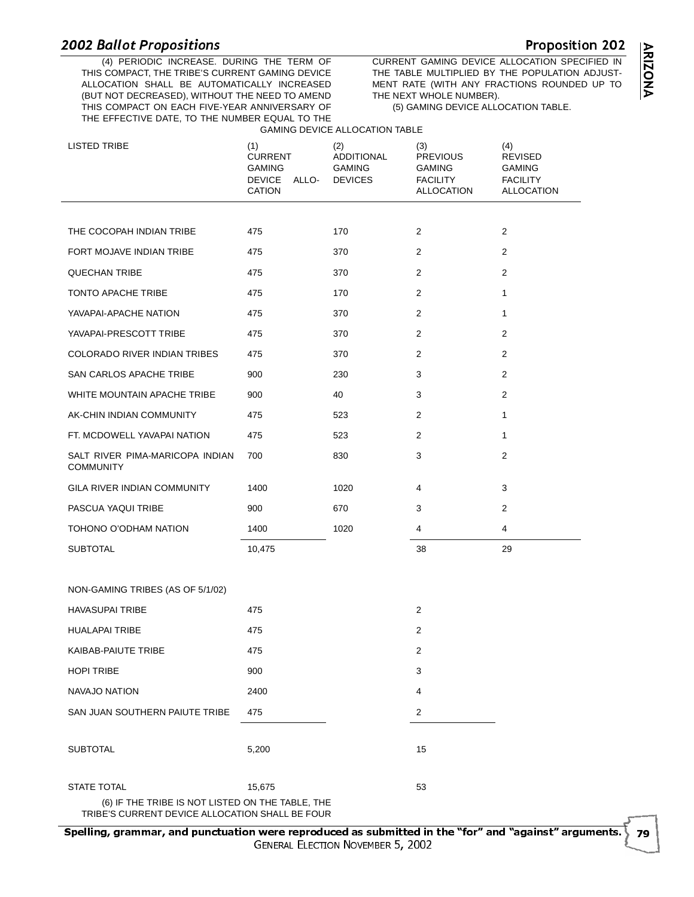(4) PERIODIC INCREASE. DURING THE TERM OF THIS COMPACT, THE TRIBE'S CURRENT GAMING DEVICE ALLOCATION SHALL BE AUTOMATICALLY INCREASED (BUT NOT DECREASED), WITHOUT THE NEED TO AMEND THIS COMPACT ON EACH FIVE-YEAR ANNIVERSARY OF THE EFFECTIVE DATE, TO THE NUMBER EQUAL TO THE CURRENT GAMING DEVICE ALLOCATION SPECIFIED IN THE TABLE MULTIPLIED BY THE POPULATION ADJUSTMENT RATE (WITH ANY FRACTIONS ROUNDED UP TO THE NEXT WHOLE NUMBER).

(5) GAMING DEVICE ALLOCATION TABLE.

GAMING DEVICE ALLOCATION TABLE

| LISTED TRIBE | (1) CURRENT GAMING DEVICE ALLOCATION | (2) ADDITIONAL GAMING DEVICES | (3) PREVIOUS GAMING FACILITY ALLOCATION | (4) REVISED GAMING FACILITY ALLOCATION |
|---|---|---|---|---|
| THE COCOPAH INDIAN TRIBE | 475 | 170 | 2 | 2 |
| FORT MOJAVE INDIAN TRIBE | 475 | 370 | 2 | 2 |
| QUECHAN TRIBE | 475 | 370 | 2 | 2 |
| TONTO APACHE TRIBE | 475 | 170 | 2 | 1 |
| YAVAPAI-APACHE NATION | 475 | 370 | 2 | 1 |
| YAVAPAI-PRESCOTT TRIBE | 475 | 370 | 2 | 2 |
| COLORADO RIVER INDIAN TRIBES | 475 | 370 | 2 | 2 |
| SAN CARLOS APACHE TRIBE | 900 | 230 | 3 | 2 |
| WHITE MOUNTAIN APACHE TRIBE | 900 | 40 | 3 | 2 |
| AK-CHIN INDIAN COMMUNITY | 475 | 523 | 2 | 1 |
| FT. MCDOWELL YAVAPAI NATION | 475 | 523 | 2 | 1 |
| SALT RIVER PIMA-MARICOPA INDIAN COMMUNITY | 700 | 830 | 3 | 2 |
| GILA RIVER INDIAN COMMUNITY | 1400 | 1020 | 4 | 3 |
| PASCUA YAQUI TRIBE | 900 | 670 | 3 | 2 |
| TOHONO O'ODHAM NATION | 1400 | 1020 | 4 | 4 |
| SUBTOTAL | 10,475 | | 38 | 29 |
| NON-GAMING TRIBES (AS OF 5/1/02) | | | | |
| HAVASUPAI TRIBE | 475 | | 2 | |
| HUALAPAI TRIBE | 475 | | 2 | |
| KAIBAB-PAIUTE TRIBE | 475 | | 2 | |
| HOPI TRIBE | 900 | | 3 | |
| NAVAJO NATION | 2400 | | 4 | |
| SAN JUAN SOUTHERN PAIUTE TRIBE | 475 | | 2 | |
| SUBTOTAL | 5,200 | | 15 | |
| STATE TOTAL | 15,675 | | 53 | |

(6) IF THE TRIBE IS NOT LISTED ON THE TABLE, THE TRIBE'S CURRENT DEVICE ALLOCATION SHALL BE FOUR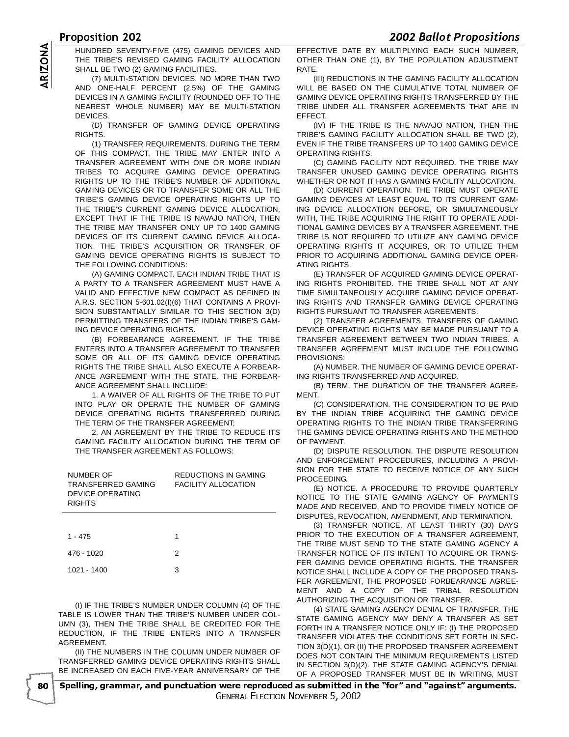HUNDRED SEVENTY-FIVE (475) GAMING DEVICES AND THE TRIBE'S REVISED GAMING FACILITY ALLOCATION SHALL BE TWO (2) GAMING FACILITIES.

(7) MULTI-STATION DEVICES. NO MORE THAN TWO AND ONE-HALF PERCENT (2.5%) OF THE GAMING DEVICES IN A GAMING FACILITY (ROUNDED OFF TO THE NEAREST WHOLE NUMBER) MAY BE MULTI-STATION DEVICES.

(D) TRANSFER OF GAMING DEVICE OPERATING RIGHTS.

(1) TRANSFER REQUIREMENTS. DURING THE TERM OF THIS COMPACT, THE TRIBE MAY ENTER INTO A TRANSFER AGREEMENT WITH ONE OR MORE INDIAN TRIBES TO ACQUIRE GAMING DEVICE OPERATING RIGHTS UP TO THE TRIBE'S NUMBER OF ADDITIONAL GAMING DEVICES OR TO TRANSFER SOME OR ALL THE TRIBE'S GAMING DEVICE OPERATING RIGHTS UP TO THE TRIBE'S CURRENT GAMING DEVICE ALLOCATION, EXCEPT THAT IF THE TRIBE IS NAVAJO NATION, THEN THE TRIBE MAY TRANSFER ONLY UP TO 1400 GAMING DEVICES OF ITS CURRENT GAMING DEVICE ALLOCATION. THE TRIBE'S ACQUISITION OR TRANSFER OF GAMING DEVICE OPERATING RIGHTS IS SUBJECT TO THE FOLLOWING CONDITIONS:

(A) GAMING COMPACT. EACH INDIAN TRIBE THAT IS A PARTY TO A TRANSFER AGREEMENT MUST HAVE A VALID AND EFFECTIVE NEW COMPACT AS DEFINED IN A.R.S. SECTION 5-601.02(I)(6) THAT CONTAINS A PROVISION SUBSTANTIALLY SIMILAR TO THIS SECTION 3(D) PERMITTING TRANSFERS OF THE INDIAN TRIBE'S GAMING DEVICE OPERATING RIGHTS.

(B) FORBEARANCE AGREEMENT. IF THE TRIBE ENTERS INTO A TRANSFER AGREEMENT TO TRANSFER SOME OR ALL OF ITS GAMING DEVICE OPERATING RIGHTS THE TRIBE SHALL ALSO EXECUTE A FORBEARANCE AGREEMENT WITH THE STATE. THE FORBEARANCE AGREEMENT SHALL INCLUDE:

1. A WAIVER OF ALL RIGHTS OF THE TRIBE TO PUT INTO PLAY OR OPERATE THE NUMBER OF GAMING DEVICE OPERATING RIGHTS TRANSFERRED DURING THE TERM OF THE TRANSFER AGREEMENT;

2. AN AGREEMENT BY THE TRIBE TO REDUCE ITS GAMING FACILITY ALLOCATION DURING THE TERM OF THE TRANSFER AGREEMENT AS FOLLOWS:

| NUMBER OF TRANSFERRED GAMING DEVICE OPERATING RIGHTS | REDUCTIONS IN GAMING FACILITY ALLOCATION |
|---|---|
| 1 - 475 | 1 |
| 476 - 1020 | 2 |
| 1021 - 1400 | 3 |

(I) IF THE TRIBE'S NUMBER UNDER COLUMN (4) OF THE TABLE IS LOWER THAN THE TRIBE'S NUMBER UNDER COLUMN (3), THEN THE TRIBE SHALL BE CREDITED FOR THE REDUCTION, IF THE TRIBE ENTERS INTO A TRANSFER AGREEMENT.

(II) THE NUMBERS IN THE COLUMN UNDER NUMBER OF TRANSFERRED GAMING DEVICE OPERATING RIGHTS SHALL BE INCREASED ON EACH FIVE-YEAR ANNIVERSARY OF THE EFFECTIVE DATE BY MULTIPLYING EACH SUCH NUMBER, OTHER THAN ONE (1), BY THE POPULATION ADJUSTMENT RATE.

(III) REDUCTIONS IN THE GAMING FACILITY ALLOCATION WILL BE BASED ON THE CUMULATIVE TOTAL NUMBER OF GAMING DEVICE OPERATING RIGHTS TRANSFERRED BY THE TRIBE UNDER ALL TRANSFER AGREEMENTS THAT ARE IN EFFECT.

(IV) IF THE TRIBE IS THE NAVAJO NATION, THEN THE TRIBE'S GAMING FACILITY ALLOCATION SHALL BE TWO (2), EVEN IF THE TRIBE TRANSFERS UP TO 1400 GAMING DEVICE OPERATING RIGHTS.

(C) GAMING FACILITY NOT REQUIRED. THE TRIBE MAY TRANSFER UNUSED GAMING DEVICE OPERATING RIGHTS WHETHER OR NOT IT HAS A GAMING FACILITY ALLOCATION.

(D) CURRENT OPERATION. THE TRIBE MUST OPERATE GAMING DEVICES AT LEAST EQUAL TO ITS CURRENT GAMING DEVICE ALLOCATION BEFORE, OR SIMULTANEOUSLY WITH, THE TRIBE ACQUIRING THE RIGHT TO OPERATE ADDITIONAL GAMING DEVICES BY A TRANSFER AGREEMENT. THE TRIBE IS NOT REQUIRED TO UTILIZE ANY GAMING DEVICE OPERATING RIGHTS IT ACQUIRES, OR TO UTILIZE THEM PRIOR TO ACQUIRING ADDITIONAL GAMING DEVICE OPERATING RIGHTS.

(E) TRANSFER OF ACQUIRED GAMING DEVICE OPERATING RIGHTS PROHIBITED. THE TRIBE SHALL NOT AT ANY TIME SIMULTANEOUSLY ACQUIRE GAMING DEVICE OPERATING RIGHTS AND TRANSFER GAMING DEVICE OPERATING RIGHTS PURSUANT TO TRANSFER AGREEMENTS.

(2) TRANSFER AGREEMENTS. TRANSFERS OF GAMING DEVICE OPERATING RIGHTS MAY BE MADE PURSUANT TO A TRANSFER AGREEMENT BETWEEN TWO INDIAN TRIBES. A TRANSFER AGREEMENT MUST INCLUDE THE FOLLOWING PROVISIONS:

(A) NUMBER. THE NUMBER OF GAMING DEVICE OPERATING RIGHTS TRANSFERRED AND ACQUIRED.

(B) TERM. THE DURATION OF THE TRANSFER AGREEMENT.

(C) CONSIDERATION. THE CONSIDERATION TO BE PAID BY THE INDIAN TRIBE ACQUIRING THE GAMING DEVICE OPERATING RIGHTS TO THE INDIAN TRIBE TRANSFERRING THE GAMING DEVICE OPERATING RIGHTS AND THE METHOD OF PAYMENT.

(D) DISPUTE RESOLUTION. THE DISPUTE RESOLUTION AND ENFORCEMENT PROCEDURES, INCLUDING A PROVISION FOR THE STATE TO RECEIVE NOTICE OF ANY SUCH PROCEEDING.

(E) NOTICE. A PROCEDURE TO PROVIDE QUARTERLY NOTICE TO THE STATE GAMING AGENCY OF PAYMENTS MADE AND RECEIVED, AND TO PROVIDE TIMELY NOTICE OF DISPUTES, REVOCATION, AMENDMENT, AND TERMINATION.

(3) TRANSFER NOTICE. AT LEAST THIRTY (30) DAYS PRIOR TO THE EXECUTION OF A TRANSFER AGREEMENT, THE TRIBE MUST SEND TO THE STATE GAMING AGENCY A TRANSFER NOTICE OF ITS INTENT TO ACQUIRE OR TRANSFER GAMING DEVICE OPERATING RIGHTS. THE TRANSFER NOTICE SHALL INCLUDE A COPY OF THE PROPOSED TRANSFER AGREEMENT, THE PROPOSED FORBEARANCE AGREEMENT AND A COPY OF THE TRIBAL RESOLUTION AUTHORIZING THE ACQUISITION OR TRANSFER.

(4) STATE GAMING AGENCY DENIAL OF TRANSFER. THE STATE GAMING AGENCY MAY DENY A TRANSFER AS SET FORTH IN A TRANSFER NOTICE ONLY IF: (I) THE PROPOSED TRANSFER VIOLATES THE CONDITIONS SET FORTH IN SECTION 3(D)(1), OR (II) THE PROPOSED TRANSFER AGREEMENT DOES NOT CONTAIN THE MINIMUM REQUIREMENTS LISTED IN SECTION 3(D)(2). THE STATE GAMING AGENCY'S DENIAL OF A PROPOSED TRANSFER MUST BE IN WRITING, MUST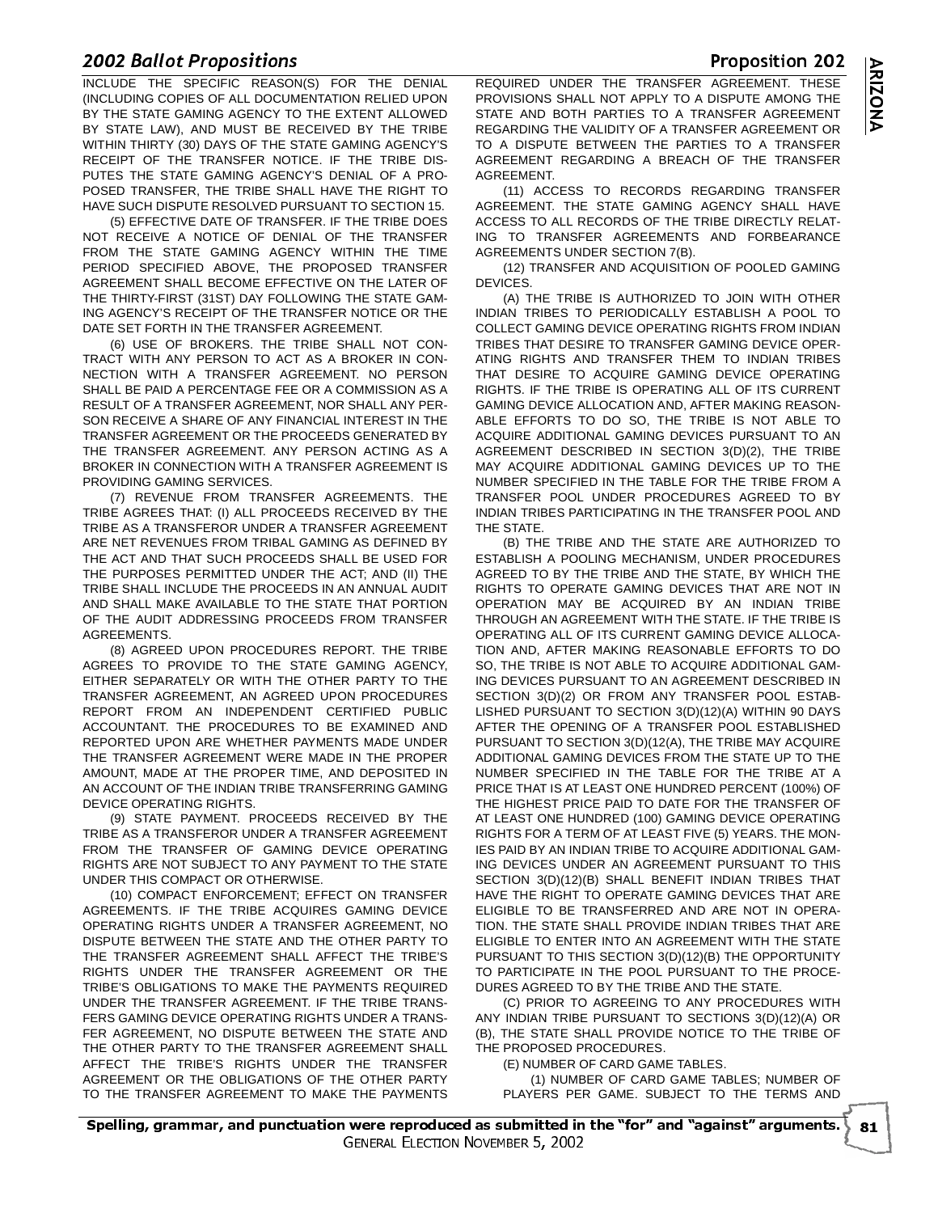INCLUDE THE SPECIFIC REASON(S) FOR THE DENIAL (INCLUDING COPIES OF ALL DOCUMENTATION RELIED UPON BY THE STATE GAMING AGENCY TO THE EXTENT ALLOWED BY STATE LAW), AND MUST BE RECEIVED BY THE TRIBE WITHIN THIRTY (30) DAYS OF THE STATE GAMING AGENCY'S RECEIPT OF THE TRANSFER NOTICE. IF THE TRIBE DISPUTES THE STATE GAMING AGENCY'S DENIAL OF A PROPOSED TRANSFER, THE TRIBE SHALL HAVE THE RIGHT TO HAVE SUCH DISPUTE RESOLVED PURSUANT TO SECTION 15.

(5) EFFECTIVE DATE OF TRANSFER. IF THE TRIBE DOES NOT RECEIVE A NOTICE OF DENIAL OF THE TRANSFER FROM THE STATE GAMING AGENCY WITHIN THE TIME PERIOD SPECIFIED ABOVE, THE PROPOSED TRANSFER AGREEMENT SHALL BECOME EFFECTIVE ON THE LATER OF THE THIRTY-FIRST (31ST) DAY FOLLOWING THE STATE GAMING AGENCY'S RECEIPT OF THE TRANSFER NOTICE OR THE DATE SET FORTH IN THE TRANSFER AGREEMENT.

(6) USE OF BROKERS. THE TRIBE SHALL NOT CONTRACT WITH ANY PERSON TO ACT AS A BROKER IN CONNECTION WITH A TRANSFER AGREEMENT. NO PERSON SHALL BE PAID A PERCENTAGE FEE OR A COMMISSION AS A RESULT OF A TRANSFER AGREEMENT, NOR SHALL ANY PERSON RECEIVE A SHARE OF ANY FINANCIAL INTEREST IN THE TRANSFER AGREEMENT OR THE PROCEEDS GENERATED BY THE TRANSFER AGREEMENT. ANY PERSON ACTING AS A BROKER IN CONNECTION WITH A TRANSFER AGREEMENT IS PROVIDING GAMING SERVICES.

(7) REVENUE FROM TRANSFER AGREEMENTS. THE TRIBE AGREES THAT: (I) ALL PROCEEDS RECEIVED BY THE TRIBE AS A TRANSFEROR UNDER A TRANSFER AGREEMENT ARE NET REVENUES FROM TRIBAL GAMING AS DEFINED BY THE ACT AND THAT SUCH PROCEEDS SHALL BE USED FOR THE PURPOSES PERMITTED UNDER THE ACT; AND (II) THE TRIBE SHALL INCLUDE THE PROCEEDS IN AN ANNUAL AUDIT AND SHALL MAKE AVAILABLE TO THE STATE THAT PORTION OF THE AUDIT ADDRESSING PROCEEDS FROM TRANSFER AGREEMENTS.

(8) AGREED UPON PROCEDURES REPORT. THE TRIBE AGREES TO PROVIDE TO THE STATE GAMING AGENCY, EITHER SEPARATELY OR WITH THE OTHER PARTY TO THE TRANSFER AGREEMENT, AN AGREED UPON PROCEDURES REPORT FROM AN INDEPENDENT CERTIFIED PUBLIC ACCOUNTANT. THE PROCEDURES TO BE EXAMINED AND REPORTED UPON ARE WHETHER PAYMENTS MADE UNDER THE TRANSFER AGREEMENT WERE MADE IN THE PROPER AMOUNT, MADE AT THE PROPER TIME, AND DEPOSITED IN AN ACCOUNT OF THE INDIAN TRIBE TRANSFERRING GAMING DEVICE OPERATING RIGHTS.

(9) STATE PAYMENT. PROCEEDS RECEIVED BY THE TRIBE AS A TRANSFEROR UNDER A TRANSFER AGREEMENT FROM THE TRANSFER OF GAMING DEVICE OPERATING RIGHTS ARE NOT SUBJECT TO ANY PAYMENT TO THE STATE UNDER THIS COMPACT OR OTHERWISE.

(10) COMPACT ENFORCEMENT; EFFECT ON TRANSFER AGREEMENTS. IF THE TRIBE ACQUIRES GAMING DEVICE OPERATING RIGHTS UNDER A TRANSFER AGREEMENT, NO DISPUTE BETWEEN THE STATE AND THE OTHER PARTY TO THE TRANSFER AGREEMENT SHALL AFFECT THE TRIBE'S RIGHTS UNDER THE TRANSFER AGREEMENT OR THE TRIBE'S OBLIGATIONS TO MAKE THE PAYMENTS REQUIRED UNDER THE TRANSFER AGREEMENT. IF THE TRIBE TRANSFERS GAMING DEVICE OPERATING RIGHTS UNDER A TRANSFER AGREEMENT, NO DISPUTE BETWEEN THE STATE AND THE OTHER PARTY TO THE TRANSFER AGREEMENT SHALL AFFECT THE TRIBE'S RIGHTS UNDER THE TRANSFER AGREEMENT OR THE OBLIGATIONS OF THE OTHER PARTY TO THE TRANSFER AGREEMENT TO MAKE THE PAYMENTS REQUIRED UNDER THE TRANSFER AGREEMENT. THESE PROVISIONS SHALL NOT APPLY TO A DISPUTE AMONG THE STATE AND BOTH PARTIES TO A TRANSFER AGREEMENT REGARDING THE VALIDITY OF A TRANSFER AGREEMENT OR TO A DISPUTE BETWEEN THE PARTIES TO A TRANSFER AGREEMENT REGARDING A BREACH OF THE TRANSFER AGREEMENT.

(11) ACCESS TO RECORDS REGARDING TRANSFER AGREEMENT. THE STATE GAMING AGENCY SHALL HAVE ACCESS TO ALL RECORDS OF THE TRIBE DIRECTLY RELATING TO TRANSFER AGREEMENTS AND FORBEARANCE AGREEMENTS UNDER SECTION 7(B).

(12) TRANSFER AND ACQUISITION OF POOLED GAMING DEVICES.

(A) THE TRIBE IS AUTHORIZED TO JOIN WITH OTHER INDIAN TRIBES TO PERIODICALLY ESTABLISH A POOL TO COLLECT GAMING DEVICE OPERATING RIGHTS FROM INDIAN TRIBES THAT DESIRE TO TRANSFER GAMING DEVICE OPERATING RIGHTS AND TRANSFER THEM TO INDIAN TRIBES THAT DESIRE TO ACQUIRE GAMING DEVICE OPERATING RIGHTS. IF THE TRIBE IS OPERATING ALL OF ITS CURRENT GAMING DEVICE ALLOCATION AND, AFTER MAKING REASONABLE EFFORTS TO DO SO, THE TRIBE IS NOT ABLE TO ACQUIRE ADDITIONAL GAMING DEVICES PURSUANT TO AN AGREEMENT DESCRIBED IN SECTION 3(D)(2), THE TRIBE MAY ACQUIRE ADDITIONAL GAMING DEVICES UP TO THE NUMBER SPECIFIED IN THE TABLE FOR THE TRIBE FROM A TRANSFER POOL UNDER PROCEDURES AGREED TO BY INDIAN TRIBES PARTICIPATING IN THE TRANSFER POOL AND THE STATE.

(B) THE TRIBE AND THE STATE ARE AUTHORIZED TO ESTABLISH A POOLING MECHANISM, UNDER PROCEDURES AGREED TO BY THE TRIBE AND THE STATE, BY WHICH THE RIGHTS TO OPERATE GAMING DEVICES THAT ARE NOT IN OPERATION MAY BE ACQUIRED BY AN INDIAN TRIBE THROUGH AN AGREEMENT WITH THE STATE. IF THE TRIBE IS OPERATING ALL OF ITS CURRENT GAMING DEVICE ALLOCATION AND, AFTER MAKING REASONABLE EFFORTS TO DO SO, THE TRIBE IS NOT ABLE TO ACQUIRE ADDITIONAL GAMING DEVICES PURSUANT TO AN AGREEMENT DESCRIBED IN SECTION 3(D)(2) OR FROM ANY TRANSFER POOL ESTABLISHED PURSUANT TO SECTION 3(D)(12)(A) WITHIN 90 DAYS AFTER THE OPENING OF A TRANSFER POOL ESTABLISHED PURSUANT TO SECTION 3(D)(12(A), THE TRIBE MAY ACQUIRE ADDITIONAL GAMING DEVICES FROM THE STATE UP TO THE NUMBER SPECIFIED IN THE TABLE FOR THE TRIBE AT A PRICE THAT IS AT LEAST ONE HUNDRED PERCENT (100%) OF THE HIGHEST PRICE PAID TO DATE FOR THE TRANSFER OF AT LEAST ONE HUNDRED (100) GAMING DEVICE OPERATING RIGHTS FOR A TERM OF AT LEAST FIVE (5) YEARS. THE MONIES PAID BY AN INDIAN TRIBE TO ACQUIRE ADDITIONAL GAMING DEVICES UNDER AN AGREEMENT PURSUANT TO THIS SECTION 3(D)(12)(B) SHALL BENEFIT INDIAN TRIBES THAT HAVE THE RIGHT TO OPERATE GAMING DEVICES THAT ARE ELIGIBLE TO BE TRANSFERRED AND ARE NOT IN OPERATION. THE STATE SHALL PROVIDE INDIAN TRIBES THAT ARE ELIGIBLE TO ENTER INTO AN AGREEMENT WITH THE STATE PURSUANT TO THIS SECTION 3(D)(12)(B) THE OPPORTUNITY TO PARTICIPATE IN THE POOL PURSUANT TO THE PROCEDURES AGREED TO BY THE TRIBE AND THE STATE.

(C) PRIOR TO AGREEING TO ANY PROCEDURES WITH ANY INDIAN TRIBE PURSUANT TO SECTIONS 3(D)(12)(A) OR (B), THE STATE SHALL PROVIDE NOTICE TO THE TRIBE OF THE PROPOSED PROCEDURES.

(E) NUMBER OF CARD GAME TABLES.

(1) NUMBER OF CARD GAME TABLES; NUMBER OF PLAYERS PER GAME. SUBJECT TO THE TERMS AND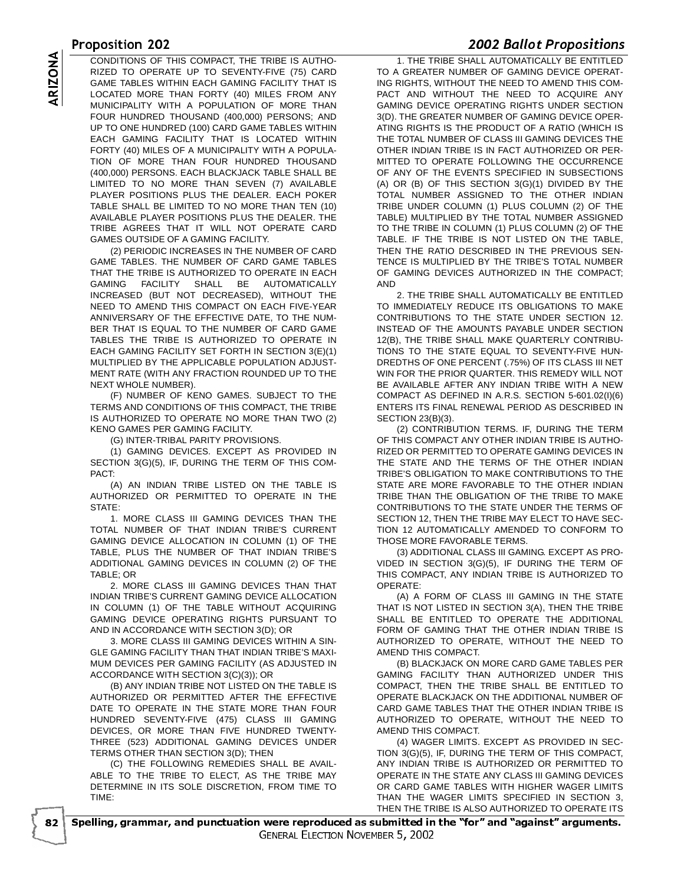CONDITIONS OF THIS COMPACT, THE TRIBE IS AUTHORIZED TO OPERATE UP TO SEVENTY-FIVE (75) CARD GAME TABLES WITHIN EACH GAMING FACILITY THAT IS LOCATED MORE THAN FORTY (40) MILES FROM ANY MUNICIPALITY WITH A POPULATION OF MORE THAN FOUR HUNDRED THOUSAND (400,000) PERSONS; AND UP TO ONE HUNDRED (100) CARD GAME TABLES WITHIN EACH GAMING FACILITY THAT IS LOCATED WITHIN FORTY (40) MILES OF A MUNICIPALITY WITH A POPULATION OF MORE THAN FOUR HUNDRED THOUSAND (400,000) PERSONS. EACH BLACKJACK TABLE SHALL BE LIMITED TO NO MORE THAN SEVEN (7) AVAILABLE PLAYER POSITIONS PLUS THE DEALER. EACH POKER TABLE SHALL BE LIMITED TO NO MORE THAN TEN (10) AVAILABLE PLAYER POSITIONS PLUS THE DEALER. THE TRIBE AGREES THAT IT WILL NOT OPERATE CARD GAMES OUTSIDE OF A GAMING FACILITY.

(2) PERIODIC INCREASES IN THE NUMBER OF CARD GAME TABLES. THE NUMBER OF CARD GAME TABLES THAT THE TRIBE IS AUTHORIZED TO OPERATE IN EACH GAMING FACILITY SHALL BE AUTOMATICALLY INCREASED (BUT NOT DECREASED), WITHOUT THE NEED TO AMEND THIS COMPACT ON EACH FIVE-YEAR ANNIVERSARY OF THE EFFECTIVE DATE, TO THE NUMBER THAT IS EQUAL TO THE NUMBER OF CARD GAME TABLES THE TRIBE IS AUTHORIZED TO OPERATE IN EACH GAMING FACILITY SET FORTH IN SECTION 3(E)(1) MULTIPLIED BY THE APPLICABLE POPULATION ADJUSTMENT RATE (WITH ANY FRACTION ROUNDED UP TO THE NEXT WHOLE NUMBER).

(F) NUMBER OF KENO GAMES. SUBJECT TO THE TERMS AND CONDITIONS OF THIS COMPACT, THE TRIBE IS AUTHORIZED TO OPERATE NO MORE THAN TWO (2) KENO GAMES PER GAMING FACILITY.

(G) INTER-TRIBAL PARITY PROVISIONS.

(1) GAMING DEVICES. EXCEPT AS PROVIDED IN SECTION 3(G)(5), IF, DURING THE TERM OF THIS COMPACT:

(A) AN INDIAN TRIBE LISTED ON THE TABLE IS AUTHORIZED OR PERMITTED TO OPERATE IN THE STATE:

1. MORE CLASS III GAMING DEVICES THAN THE TOTAL NUMBER OF THAT INDIAN TRIBE'S CURRENT GAMING DEVICE ALLOCATION IN COLUMN (1) OF THE TABLE, PLUS THE NUMBER OF THAT INDIAN TRIBE'S ADDITIONAL GAMING DEVICES IN COLUMN (2) OF THE TABLE; OR

2. MORE CLASS III GAMING DEVICES THAN THAT INDIAN TRIBE'S CURRENT GAMING DEVICE ALLOCATION IN COLUMN (1) OF THE TABLE WITHOUT ACQUIRING GAMING DEVICE OPERATING RIGHTS PURSUANT TO AND IN ACCORDANCE WITH SECTION 3(D); OR

3. MORE CLASS III GAMING DEVICES WITHIN A SINGLE GAMING FACILITY THAN THAT INDIAN TRIBE'S MAXIMUM DEVICES PER GAMING FACILITY (AS ADJUSTED IN ACCORDANCE WITH SECTION 3(C)(3)); OR

(B) ANY INDIAN TRIBE NOT LISTED ON THE TABLE IS AUTHORIZED OR PERMITTED AFTER THE EFFECTIVE DATE TO OPERATE IN THE STATE MORE THAN FOUR HUNDRED SEVENTY-FIVE (475) CLASS III GAMING DEVICES, OR MORE THAN FIVE HUNDRED TWENTY-THREE (523) ADDITIONAL GAMING DEVICES UNDER TERMS OTHER THAN SECTION 3(D); THEN

(C) THE FOLLOWING REMEDIES SHALL BE AVAILABLE TO THE TRIBE TO ELECT, AS THE TRIBE MAY DETERMINE IN ITS SOLE DISCRETION, FROM TIME TO TIME:

1. THE TRIBE SHALL AUTOMATICALLY BE ENTITLED TO A GREATER NUMBER OF GAMING DEVICE OPERATING RIGHTS, WITHOUT THE NEED TO AMEND THIS COMPACT AND WITHOUT THE NEED TO ACQUIRE ANY GAMING DEVICE OPERATING RIGHTS UNDER SECTION 3(D). THE GREATER NUMBER OF GAMING DEVICE OPERATING RIGHTS IS THE PRODUCT OF A RATIO (WHICH IS THE TOTAL NUMBER OF CLASS III GAMING DEVICES THE OTHER INDIAN TRIBE IS IN FACT AUTHORIZED OR PERMITTED TO OPERATE FOLLOWING THE OCCURRENCE OF ANY OF THE EVENTS SPECIFIED IN SUBSECTIONS (A) OR (B) OF THIS SECTION 3(G)(1) DIVIDED BY THE TOTAL NUMBER ASSIGNED TO THE OTHER INDIAN TRIBE UNDER COLUMN (1) PLUS COLUMN (2) OF THE TABLE) MULTIPLIED BY THE TOTAL NUMBER ASSIGNED TO THE TRIBE IN COLUMN (1) PLUS COLUMN (2) OF THE TABLE. IF THE TRIBE IS NOT LISTED ON THE TABLE, THEN THE RATIO DESCRIBED IN THE PREVIOUS SENTENCE IS MULTIPLIED BY THE TRIBE'S TOTAL NUMBER OF GAMING DEVICES AUTHORIZED IN THE COMPACT; AND

2. THE TRIBE SHALL AUTOMATICALLY BE ENTITLED TO IMMEDIATELY REDUCE ITS OBLIGATIONS TO MAKE CONTRIBUTIONS TO THE STATE UNDER SECTION 12. INSTEAD OF THE AMOUNTS PAYABLE UNDER SECTION 12(B), THE TRIBE SHALL MAKE QUARTERLY CONTRIBUTIONS TO THE STATE EQUAL TO SEVENTY-FIVE HUNDREDTHS OF ONE PERCENT (.75%) OF ITS CLASS III NET WIN FOR THE PRIOR QUARTER. THIS REMEDY WILL NOT BE AVAILABLE AFTER ANY INDIAN TRIBE WITH A NEW COMPACT AS DEFINED IN A.R.S. SECTION 5-601.02(I)(6) ENTERS ITS FINAL RENEWAL PERIOD AS DESCRIBED IN SECTION 23(B)(3).

(2) CONTRIBUTION TERMS. IF, DURING THE TERM OF THIS COMPACT ANY OTHER INDIAN TRIBE IS AUTHORIZED OR PERMITTED TO OPERATE GAMING DEVICES IN THE STATE AND THE TERMS OF THE OTHER INDIAN TRIBE'S OBLIGATION TO MAKE CONTRIBUTIONS TO THE STATE ARE MORE FAVORABLE TO THE OTHER INDIAN TRIBE THAN THE OBLIGATION OF THE TRIBE TO MAKE CONTRIBUTIONS TO THE STATE UNDER THE TERMS OF SECTION 12, THEN THE TRIBE MAY ELECT TO HAVE SECTION 12 AUTOMATICALLY AMENDED TO CONFORM TO THOSE MORE FAVORABLE TERMS.

(3) ADDITIONAL CLASS III GAMING. EXCEPT AS PROVIDED IN SECTION 3(G)(5), IF DURING THE TERM OF THIS COMPACT, ANY INDIAN TRIBE IS AUTHORIZED TO OPERATE:

(A) A FORM OF CLASS III GAMING IN THE STATE THAT IS NOT LISTED IN SECTION 3(A), THEN THE TRIBE SHALL BE ENTITLED TO OPERATE THE ADDITIONAL FORM OF GAMING THAT THE OTHER INDIAN TRIBE IS AUTHORIZED TO OPERATE, WITHOUT THE NEED TO AMEND THIS COMPACT.

(B) BLACKJACK ON MORE CARD GAME TABLES PER GAMING FACILITY THAN AUTHORIZED UNDER THIS COMPACT, THEN THE TRIBE SHALL BE ENTITLED TO OPERATE BLACKJACK ON THE ADDITIONAL NUMBER OF CARD GAME TABLES THAT THE OTHER INDIAN TRIBE IS AUTHORIZED TO OPERATE, WITHOUT THE NEED TO AMEND THIS COMPACT.

(4) WAGER LIMITS. EXCEPT AS PROVIDED IN SECTION 3(G)(5), IF, DURING THE TERM OF THIS COMPACT, ANY INDIAN TRIBE IS AUTHORIZED OR PERMITTED TO OPERATE IN THE STATE ANY CLASS III GAMING DEVICES OR CARD GAME TABLES WITH HIGHER WAGER LIMITS THAN THE WAGER LIMITS SPECIFIED IN SECTION 3, THEN THE TRIBE IS ALSO AUTHORIZED TO OPERATE ITS

Spelling, grammar, and punctuation were reproduced as submitted in the "for" and "against" arguments.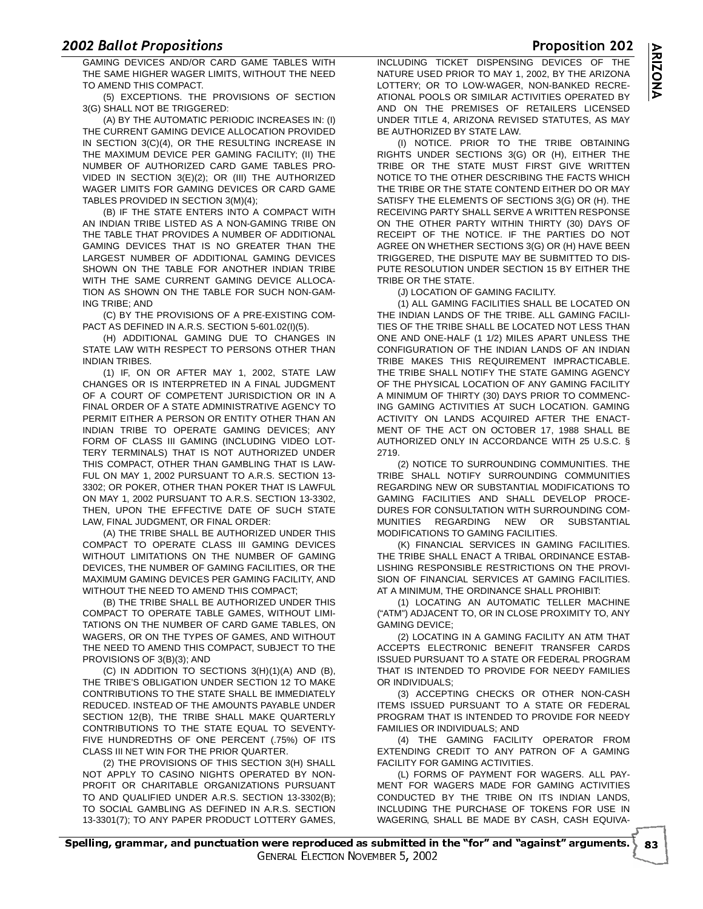GAMING DEVICES AND/OR CARD GAME TABLES WITH THE SAME HIGHER WAGER LIMITS, WITHOUT THE NEED TO AMEND THIS COMPACT.

(5) EXCEPTIONS. THE PROVISIONS OF SECTION 3(G) SHALL NOT BE TRIGGERED:

(A) BY THE AUTOMATIC PERIODIC INCREASES IN: (I) THE CURRENT GAMING DEVICE ALLOCATION PROVIDED IN SECTION 3(C)(4), OR THE RESULTING INCREASE IN THE MAXIMUM DEVICE PER GAMING FACILITY; (II) THE NUMBER OF AUTHORIZED CARD GAME TABLES PROVIDED IN SECTION 3(E)(2); OR (III) THE AUTHORIZED WAGER LIMITS FOR GAMING DEVICES OR CARD GAME TABLES PROVIDED IN SECTION 3(M)(4);

(B) IF THE STATE ENTERS INTO A COMPACT WITH AN INDIAN TRIBE LISTED AS A NON-GAMING TRIBE ON THE TABLE THAT PROVIDES A NUMBER OF ADDITIONAL GAMING DEVICES THAT IS NO GREATER THAN THE LARGEST NUMBER OF ADDITIONAL GAMING DEVICES SHOWN ON THE TABLE FOR ANOTHER INDIAN TRIBE WITH THE SAME CURRENT GAMING DEVICE ALLOCATION AS SHOWN ON THE TABLE FOR SUCH NON-GAMING TRIBE; AND

(C) BY THE PROVISIONS OF A PRE-EXISTING COMPACT AS DEFINED IN A.R.S. SECTION 5-601.02(I)(5).

(H) ADDITIONAL GAMING DUE TO CHANGES IN STATE LAW WITH RESPECT TO PERSONS OTHER THAN INDIAN TRIBES.

(1) IF, ON OR AFTER MAY 1, 2002, STATE LAW CHANGES OR IS INTERPRETED IN A FINAL JUDGMENT OF A COURT OF COMPETENT JURISDICTION OR IN A FINAL ORDER OF A STATE ADMINISTRATIVE AGENCY TO PERMIT EITHER A PERSON OR ENTITY OTHER THAN AN INDIAN TRIBE TO OPERATE GAMING DEVICES; ANY FORM OF CLASS III GAMING (INCLUDING VIDEO LOTTERY TERMINALS) THAT IS NOT AUTHORIZED UNDER THIS COMPACT, OTHER THAN GAMBLING THAT IS LAWFUL ON MAY 1, 2002 PURSUANT TO A.R.S. SECTION 13-3302; OR POKER, OTHER THAN POKER THAT IS LAWFUL ON MAY 1, 2002 PURSUANT TO A.R.S. SECTION 13-3302, THEN, UPON THE EFFECTIVE DATE OF SUCH STATE LAW, FINAL JUDGMENT, OR FINAL ORDER:

(A) THE TRIBE SHALL BE AUTHORIZED UNDER THIS COMPACT TO OPERATE CLASS III GAMING DEVICES WITHOUT LIMITATIONS ON THE NUMBER OF GAMING DEVICES, THE NUMBER OF GAMING FACILITIES, OR THE MAXIMUM GAMING DEVICES PER GAMING FACILITY, AND WITHOUT THE NEED TO AMEND THIS COMPACT;

(B) THE TRIBE SHALL BE AUTHORIZED UNDER THIS COMPACT TO OPERATE TABLE GAMES, WITHOUT LIMITATIONS ON THE NUMBER OF CARD GAME TABLES, ON WAGERS, OR ON THE TYPES OF GAMES, AND WITHOUT THE NEED TO AMEND THIS COMPACT, SUBJECT TO THE PROVISIONS OF 3(B)(3); AND

(C) IN ADDITION TO SECTIONS 3(H)(1)(A) AND (B), THE TRIBE'S OBLIGATION UNDER SECTION 12 TO MAKE CONTRIBUTIONS TO THE STATE SHALL BE IMMEDIATELY REDUCED. INSTEAD OF THE AMOUNTS PAYABLE UNDER SECTION 12(B), THE TRIBE SHALL MAKE QUARTERLY CONTRIBUTIONS TO THE STATE EQUAL TO SEVENTY-FIVE HUNDREDTHS OF ONE PERCENT (.75%) OF ITS CLASS III NET WIN FOR THE PRIOR QUARTER.

(2) THE PROVISIONS OF THIS SECTION 3(H) SHALL NOT APPLY TO CASINO NIGHTS OPERATED BY NON-PROFIT OR CHARITABLE ORGANIZATIONS PURSUANT TO AND QUALIFIED UNDER A.R.S. SECTION 13-3302(B); TO SOCIAL GAMBLING AS DEFINED IN A.R.S. SECTION 13-3301(7); TO ANY PAPER PRODUCT LOTTERY GAMES, INCLUDING TICKET DISPENSING DEVICES OF THE NATURE USED PRIOR TO MAY 1, 2002, BY THE ARIZONA LOTTERY; OR TO LOW-WAGER, NON-BANKED RECREATIONAL POOLS OR SIMILAR ACTIVITIES OPERATED BY AND ON THE PREMISES OF RETAILERS LICENSED UNDER TITLE 4, ARIZONA REVISED STATUTES, AS MAY BE AUTHORIZED BY STATE LAW.

(I) NOTICE. PRIOR TO THE TRIBE OBTAINING RIGHTS UNDER SECTIONS 3(G) OR (H), EITHER THE TRIBE OR THE STATE MUST FIRST GIVE WRITTEN NOTICE TO THE OTHER DESCRIBING THE FACTS WHICH THE TRIBE OR THE STATE CONTEND EITHER DO OR MAY SATISFY THE ELEMENTS OF SECTIONS 3(G) OR (H). THE RECEIVING PARTY SHALL SERVE A WRITTEN RESPONSE ON THE OTHER PARTY WITHIN THIRTY (30) DAYS OF RECEIPT OF THE NOTICE. IF THE PARTIES DO NOT AGREE ON WHETHER SECTIONS 3(G) OR (H) HAVE BEEN TRIGGERED, THE DISPUTE MAY BE SUBMITTED TO DISPUTE RESOLUTION UNDER SECTION 15 BY EITHER THE TRIBE OR THE STATE.

(J) LOCATION OF GAMING FACILITY.

(1) ALL GAMING FACILITIES SHALL BE LOCATED ON THE INDIAN LANDS OF THE TRIBE. ALL GAMING FACILITIES OF THE TRIBE SHALL BE LOCATED NOT LESS THAN ONE AND ONE-HALF (1 1/2) MILES APART UNLESS THE CONFIGURATION OF THE INDIAN LANDS OF AN INDIAN TRIBE MAKES THIS REQUIREMENT IMPRACTICABLE. THE TRIBE SHALL NOTIFY THE STATE GAMING AGENCY OF THE PHYSICAL LOCATION OF ANY GAMING FACILITY A MINIMUM OF THIRTY (30) DAYS PRIOR TO COMMENCING GAMING ACTIVITIES AT SUCH LOCATION. GAMING ACTIVITY ON LANDS ACQUIRED AFTER THE ENACTMENT OF THE ACT ON OCTOBER 17, 1988 SHALL BE AUTHORIZED ONLY IN ACCORDANCE WITH 25 U.S.C. § 2719.

(2) NOTICE TO SURROUNDING COMMUNITIES. THE TRIBE SHALL NOTIFY SURROUNDING COMMUNITIES REGARDING NEW OR SUBSTANTIAL MODIFICATIONS TO GAMING FACILITIES AND SHALL DEVELOP PROCEDURES FOR CONSULTATION WITH SURROUNDING COMMUNITIES REGARDING NEW OR SUBSTANTIAL MODIFICATIONS TO GAMING FACILITIES.

(K) FINANCIAL SERVICES IN GAMING FACILITIES. THE TRIBE SHALL ENACT A TRIBAL ORDINANCE ESTABLISHING RESPONSIBLE RESTRICTIONS ON THE PROVISION OF FINANCIAL SERVICES AT GAMING FACILITIES. AT A MINIMUM, THE ORDINANCE SHALL PROHIBIT:

(1) LOCATING AN AUTOMATIC TELLER MACHINE ("ATM") ADJACENT TO, OR IN CLOSE PROXIMITY TO, ANY GAMING DEVICE;

(2) LOCATING IN A GAMING FACILITY AN ATM THAT ACCEPTS ELECTRONIC BENEFIT TRANSFER CARDS ISSUED PURSUANT TO A STATE OR FEDERAL PROGRAM THAT IS INTENDED TO PROVIDE FOR NEEDY FAMILIES OR INDIVIDUALS;

(3) ACCEPTING CHECKS OR OTHER NON-CASH ITEMS ISSUED PURSUANT TO A STATE OR FEDERAL PROGRAM THAT IS INTENDED TO PROVIDE FOR NEEDY FAMILIES OR INDIVIDUALS; AND

(4) THE GAMING FACILITY OPERATOR FROM EXTENDING CREDIT TO ANY PATRON OF A GAMING FACILITY FOR GAMING ACTIVITIES.

(L) FORMS OF PAYMENT FOR WAGERS. ALL PAYMENT FOR WAGERS MADE FOR GAMING ACTIVITIES CONDUCTED BY THE TRIBE ON ITS INDIAN LANDS, INCLUDING THE PURCHASE OF TOKENS FOR USE IN WAGERING, SHALL BE MADE BY CASH, CASH EQUIVA-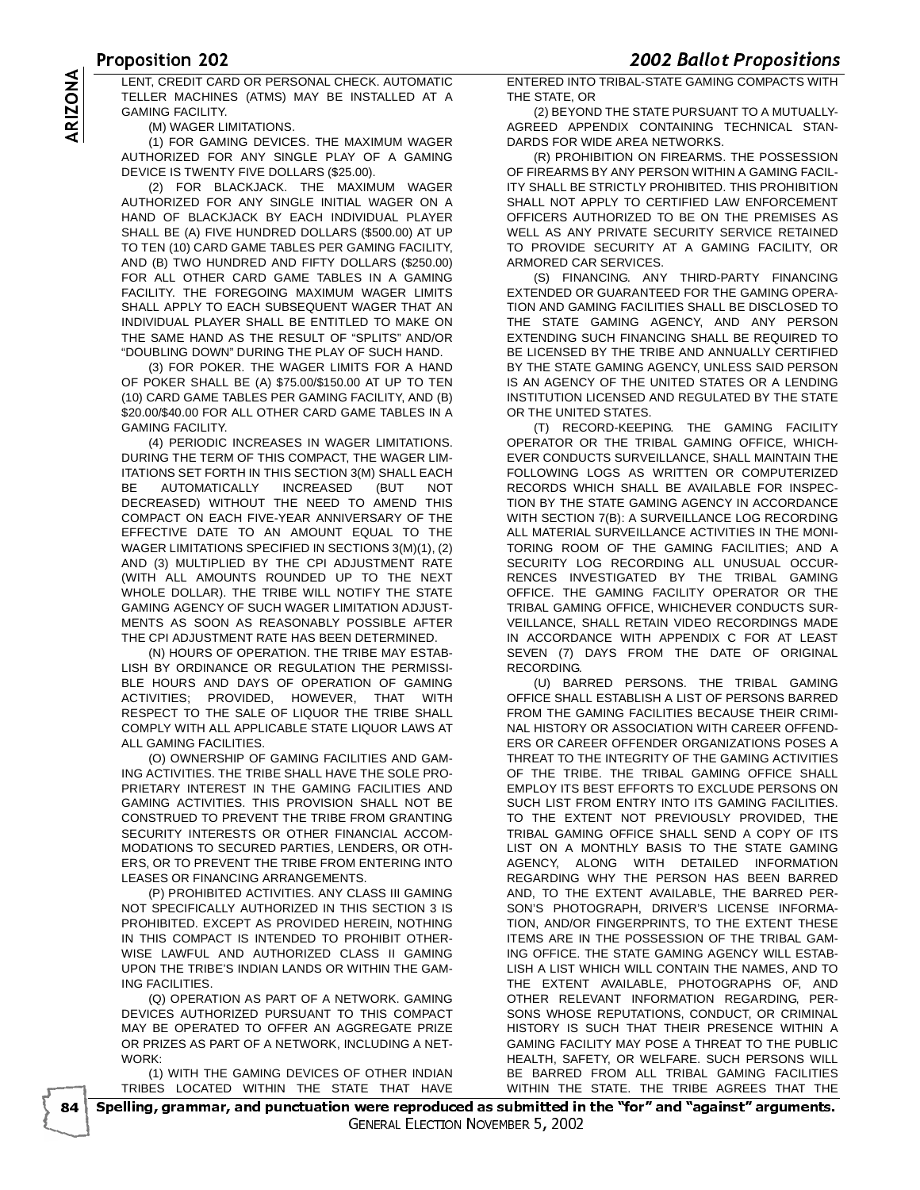LENT, CREDIT CARD OR PERSONAL CHECK. AUTOMATIC TELLER MACHINES (ATMS) MAY BE INSTALLED AT A GAMING FACILITY.

(M) WAGER LIMITATIONS.

(1) FOR GAMING DEVICES. THE MAXIMUM WAGER AUTHORIZED FOR ANY SINGLE PLAY OF A GAMING DEVICE IS TWENTY FIVE DOLLARS ($25.00).

(2) FOR BLACKJACK. THE MAXIMUM WAGER AUTHORIZED FOR ANY SINGLE INITIAL WAGER ON A HAND OF BLACKJACK BY EACH INDIVIDUAL PLAYER SHALL BE (A) FIVE HUNDRED DOLLARS ($500.00) AT UP TO TEN (10) CARD GAME TABLES PER GAMING FACILITY, AND (B) TWO HUNDRED AND FIFTY DOLLARS ($250.00) FOR ALL OTHER CARD GAME TABLES IN A GAMING FACILITY. THE FOREGOING MAXIMUM WAGER LIMITS SHALL APPLY TO EACH SUBSEQUENT WAGER THAT AN INDIVIDUAL PLAYER SHALL BE ENTITLED TO MAKE ON THE SAME HAND AS THE RESULT OF "SPLITS" AND/OR "DOUBLING DOWN" DURING THE PLAY OF SUCH HAND.

(3) FOR POKER. THE WAGER LIMITS FOR A HAND OF POKER SHALL BE (A) $75.00/$150.00 AT UP TO TEN (10) CARD GAME TABLES PER GAMING FACILITY, AND (B) $20.00/$40.00 FOR ALL OTHER CARD GAME TABLES IN A GAMING FACILITY.

(4) PERIODIC INCREASES IN WAGER LIMITATIONS. DURING THE TERM OF THIS COMPACT, THE WAGER LIMITATIONS SET FORTH IN THIS SECTION 3(M) SHALL EACH BE AUTOMATICALLY INCREASED (BUT NOT DECREASED) WITHOUT THE NEED TO AMEND THIS COMPACT ON EACH FIVE-YEAR ANNIVERSARY OF THE EFFECTIVE DATE TO AN AMOUNT EQUAL TO THE WAGER LIMITATIONS SPECIFIED IN SECTIONS 3(M)(1), (2) AND (3) MULTIPLIED BY THE CPI ADJUSTMENT RATE (WITH ALL AMOUNTS ROUNDED UP TO THE NEXT WHOLE DOLLAR). THE TRIBE WILL NOTIFY THE STATE GAMING AGENCY OF SUCH WAGER LIMITATION ADJUSTMENTS AS SOON AS REASONABLY POSSIBLE AFTER THE CPI ADJUSTMENT RATE HAS BEEN DETERMINED.

(N) HOURS OF OPERATION. THE TRIBE MAY ESTABLISH BY ORDINANCE OR REGULATION THE PERMISSIBLE HOURS AND DAYS OF OPERATION OF GAMING ACTIVITIES; PROVIDED, HOWEVER, THAT WITH RESPECT TO THE SALE OF LIQUOR THE TRIBE SHALL COMPLY WITH ALL APPLICABLE STATE LIQUOR LAWS AT ALL GAMING FACILITIES.

(O) OWNERSHIP OF GAMING FACILITIES AND GAMING ACTIVITIES. THE TRIBE SHALL HAVE THE SOLE PROPRIETARY INTEREST IN THE GAMING FACILITIES AND GAMING ACTIVITIES. THIS PROVISION SHALL NOT BE CONSTRUED TO PREVENT THE TRIBE FROM GRANTING SECURITY INTERESTS OR OTHER FINANCIAL ACCOMMODATIONS TO SECURED PARTIES, LENDERS, OR OTHERS, OR TO PREVENT THE TRIBE FROM ENTERING INTO LEASES OR FINANCING ARRANGEMENTS.

(P) PROHIBITED ACTIVITIES. ANY CLASS III GAMING NOT SPECIFICALLY AUTHORIZED IN THIS SECTION 3 IS PROHIBITED. EXCEPT AS PROVIDED HEREIN, NOTHING IN THIS COMPACT IS INTENDED TO PROHIBIT OTHERWISE LAWFUL AND AUTHORIZED CLASS II GAMING UPON THE TRIBE'S INDIAN LANDS OR WITHIN THE GAMING FACILITIES.

(Q) OPERATION AS PART OF A NETWORK. GAMING DEVICES AUTHORIZED PURSUANT TO THIS COMPACT MAY BE OPERATED TO OFFER AN AGGREGATE PRIZE OR PRIZES AS PART OF A NETWORK, INCLUDING A NETWORK:

(1) WITH THE GAMING DEVICES OF OTHER INDIAN TRIBES LOCATED WITHIN THE STATE THAT HAVE ENTERED INTO TRIBAL-STATE GAMING COMPACTS WITH THE STATE, OR

(2) BEYOND THE STATE PURSUANT TO A MUTUALLY-AGREED APPENDIX CONTAINING TECHNICAL STANDARDS FOR WIDE AREA NETWORKS.

(R) PROHIBITION ON FIREARMS. THE POSSESSION OF FIREARMS BY ANY PERSON WITHIN A GAMING FACILITY SHALL BE STRICTLY PROHIBITED. THIS PROHIBITION SHALL NOT APPLY TO CERTIFIED LAW ENFORCEMENT OFFICERS AUTHORIZED TO BE ON THE PREMISES AS WELL AS ANY PRIVATE SECURITY SERVICE RETAINED TO PROVIDE SECURITY AT A GAMING FACILITY, OR ARMORED CAR SERVICES.

(S) FINANCING. ANY THIRD-PARTY FINANCING EXTENDED OR GUARANTEED FOR THE GAMING OPERATION AND GAMING FACILITIES SHALL BE DISCLOSED TO THE STATE GAMING AGENCY, AND ANY PERSON EXTENDING SUCH FINANCING SHALL BE REQUIRED TO BE LICENSED BY THE TRIBE AND ANNUALLY CERTIFIED BY THE STATE GAMING AGENCY, UNLESS SAID PERSON IS AN AGENCY OF THE UNITED STATES OR A LENDING INSTITUTION LICENSED AND REGULATED BY THE STATE OR THE UNITED STATES.

(T) RECORD-KEEPING. THE GAMING FACILITY OPERATOR OR THE TRIBAL GAMING OFFICE, WHICHEVER CONDUCTS SURVEILLANCE, SHALL MAINTAIN THE FOLLOWING LOGS AS WRITTEN OR COMPUTERIZED RECORDS WHICH SHALL BE AVAILABLE FOR INSPECTION BY THE STATE GAMING AGENCY IN ACCORDANCE WITH SECTION 7(B): A SURVEILLANCE LOG RECORDING ALL MATERIAL SURVEILLANCE ACTIVITIES IN THE MONITORING ROOM OF THE GAMING FACILITIES; AND A SECURITY LOG RECORDING ALL UNUSUAL OCCURRENCES INVESTIGATED BY THE TRIBAL GAMING OFFICE. THE GAMING FACILITY OPERATOR OR THE TRIBAL GAMING OFFICE, WHICHEVER CONDUCTS SURVEILLANCE, SHALL RETAIN VIDEO RECORDINGS MADE IN ACCORDANCE WITH APPENDIX C FOR AT LEAST SEVEN (7) DAYS FROM THE DATE OF ORIGINAL RECORDING.

(U) BARRED PERSONS. THE TRIBAL GAMING OFFICE SHALL ESTABLISH A LIST OF PERSONS BARRED FROM THE GAMING FACILITIES BECAUSE THEIR CRIMINAL HISTORY OR ASSOCIATION WITH CAREER OFFENDERS OR CAREER OFFENDER ORGANIZATIONS POSES A THREAT TO THE INTEGRITY OF THE GAMING ACTIVITIES OF THE TRIBE. THE TRIBAL GAMING OFFICE SHALL EMPLOY ITS BEST EFFORTS TO EXCLUDE PERSONS ON SUCH LIST FROM ENTRY INTO ITS GAMING FACILITIES. TO THE EXTENT NOT PREVIOUSLY PROVIDED, THE TRIBAL GAMING OFFICE SHALL SEND A COPY OF ITS LIST ON A MONTHLY BASIS TO THE STATE GAMING AGENCY, ALONG WITH DETAILED INFORMATION REGARDING WHY THE PERSON HAS BEEN BARRED AND, TO THE EXTENT AVAILABLE, THE BARRED PERSON'S PHOTOGRAPH, DRIVER'S LICENSE INFORMATION, AND/OR FINGERPRINTS, TO THE EXTENT THESE ITEMS ARE IN THE POSSESSION OF THE TRIBAL GAMING OFFICE. THE STATE GAMING AGENCY WILL ESTABLISH A LIST WHICH WILL CONTAIN THE NAMES, AND TO THE EXTENT AVAILABLE, PHOTOGRAPHS OF, AND OTHER RELEVANT INFORMATION REGARDING, PERSONS WHOSE REPUTATIONS, CONDUCT, OR CRIMINAL HISTORY IS SUCH THAT THEIR PRESENCE WITHIN A GAMING FACILITY MAY POSE A THREAT TO THE PUBLIC HEALTH, SAFETY, OR WELFARE. SUCH PERSONS WILL BE BARRED FROM ALL TRIBAL GAMING FACILITIES WITHIN THE STATE. THE TRIBE AGREES THAT THE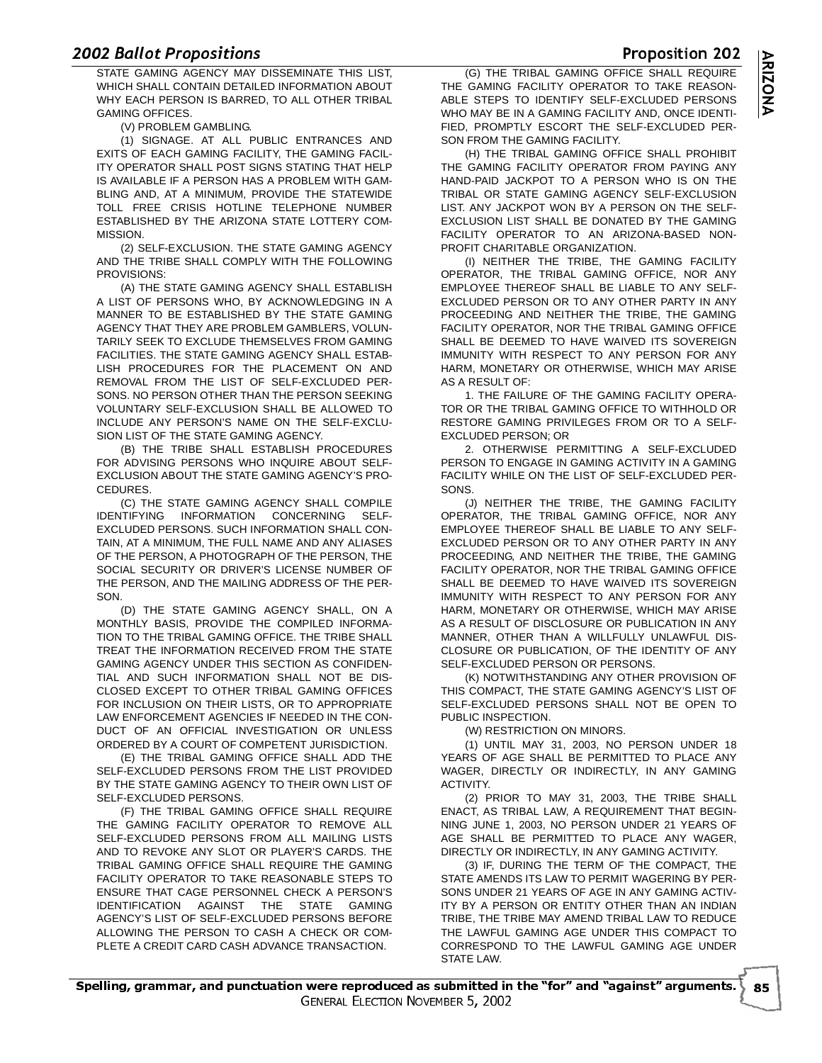STATE GAMING AGENCY MAY DISSEMINATE THIS LIST, WHICH SHALL CONTAIN DETAILED INFORMATION ABOUT WHY EACH PERSON IS BARRED, TO ALL OTHER TRIBAL GAMING OFFICES.

(V) PROBLEM GAMBLING.

(1) SIGNAGE. AT ALL PUBLIC ENTRANCES AND EXITS OF EACH GAMING FACILITY, THE GAMING FACILITY OPERATOR SHALL POST SIGNS STATING THAT HELP IS AVAILABLE IF A PERSON HAS A PROBLEM WITH GAMBLING AND, AT A MINIMUM, PROVIDE THE STATEWIDE TOLL FREE CRISIS HOTLINE TELEPHONE NUMBER ESTABLISHED BY THE ARIZONA STATE LOTTERY COMMISSION.

(2) SELF-EXCLUSION. THE STATE GAMING AGENCY AND THE TRIBE SHALL COMPLY WITH THE FOLLOWING PROVISIONS:

(A) THE STATE GAMING AGENCY SHALL ESTABLISH A LIST OF PERSONS WHO, BY ACKNOWLEDGING IN A MANNER TO BE ESTABLISHED BY THE STATE GAMING AGENCY THAT THEY ARE PROBLEM GAMBLERS, VOLUNTARILY SEEK TO EXCLUDE THEMSELVES FROM GAMING FACILITIES. THE STATE GAMING AGENCY SHALL ESTABLISH PROCEDURES FOR THE PLACEMENT ON AND REMOVAL FROM THE LIST OF SELF-EXCLUDED PERSONS. NO PERSON OTHER THAN THE PERSON SEEKING VOLUNTARY SELF-EXCLUSION SHALL BE ALLOWED TO INCLUDE ANY PERSON'S NAME ON THE SELF-EXCLUSION LIST OF THE STATE GAMING AGENCY.

(B) THE TRIBE SHALL ESTABLISH PROCEDURES FOR ADVISING PERSONS WHO INQUIRE ABOUT SELF-EXCLUSION ABOUT THE STATE GAMING AGENCY'S PROCEDURES.

(C) THE STATE GAMING AGENCY SHALL COMPILE IDENTIFYING INFORMATION CONCERNING SELF-EXCLUDED PERSONS. SUCH INFORMATION SHALL CONTAIN, AT A MINIMUM, THE FULL NAME AND ANY ALIASES OF THE PERSON, A PHOTOGRAPH OF THE PERSON, THE SOCIAL SECURITY OR DRIVER'S LICENSE NUMBER OF THE PERSON, AND THE MAILING ADDRESS OF THE PERSON.

(D) THE STATE GAMING AGENCY SHALL, ON A MONTHLY BASIS, PROVIDE THE COMPILED INFORMATION TO THE TRIBAL GAMING OFFICE. THE TRIBE SHALL TREAT THE INFORMATION RECEIVED FROM THE STATE GAMING AGENCY UNDER THIS SECTION AS CONFIDENTIAL AND SUCH INFORMATION SHALL NOT BE DISCLOSED EXCEPT TO OTHER TRIBAL GAMING OFFICES FOR INCLUSION ON THEIR LISTS, OR TO APPROPRIATE LAW ENFORCEMENT AGENCIES IF NEEDED IN THE CONDUCT OF AN OFFICIAL INVESTIGATION OR UNLESS ORDERED BY A COURT OF COMPETENT JURISDICTION.

(E) THE TRIBAL GAMING OFFICE SHALL ADD THE SELF-EXCLUDED PERSONS FROM THE LIST PROVIDED BY THE STATE GAMING AGENCY TO THEIR OWN LIST OF SELF-EXCLUDED PERSONS.

(F) THE TRIBAL GAMING OFFICE SHALL REQUIRE THE GAMING FACILITY OPERATOR TO REMOVE ALL SELF-EXCLUDED PERSONS FROM ALL MAILING LISTS AND TO REVOKE ANY SLOT OR PLAYER'S CARDS. THE TRIBAL GAMING OFFICE SHALL REQUIRE THE GAMING FACILITY OPERATOR TO TAKE REASONABLE STEPS TO ENSURE THAT CAGE PERSONNEL CHECK A PERSON'S IDENTIFICATION AGAINST THE STATE GAMING AGENCY'S LIST OF SELF-EXCLUDED PERSONS BEFORE ALLOWING THE PERSON TO CASH A CHECK OR COMPLETE A CREDIT CARD CASH ADVANCE TRANSACTION.

(G) THE TRIBAL GAMING OFFICE SHALL REQUIRE THE GAMING FACILITY OPERATOR TO TAKE REASONABLE STEPS TO IDENTIFY SELF-EXCLUDED PERSONS WHO MAY BE IN A GAMING FACILITY AND, ONCE IDENTIFIED, PROMPTLY ESCORT THE SELF-EXCLUDED PERSON FROM THE GAMING FACILITY.

(H) THE TRIBAL GAMING OFFICE SHALL PROHIBIT THE GAMING FACILITY OPERATOR FROM PAYING ANY HAND-PAID JACKPOT TO A PERSON WHO IS ON THE TRIBAL OR STATE GAMING AGENCY SELF-EXCLUSION LIST. ANY JACKPOT WON BY A PERSON ON THE SELF-EXCLUSION LIST SHALL BE DONATED BY THE GAMING FACILITY OPERATOR TO AN ARIZONA-BASED NON-PROFIT CHARITABLE ORGANIZATION.

(I) NEITHER THE TRIBE, THE GAMING FACILITY OPERATOR, THE TRIBAL GAMING OFFICE, NOR ANY EMPLOYEE THEREOF SHALL BE LIABLE TO ANY SELF-EXCLUDED PERSON OR TO ANY OTHER PARTY IN ANY PROCEEDING AND NEITHER THE TRIBE, THE GAMING FACILITY OPERATOR, NOR THE TRIBAL GAMING OFFICE SHALL BE DEEMED TO HAVE WAIVED ITS SOVEREIGN IMMUNITY WITH RESPECT TO ANY PERSON FOR ANY HARM, MONETARY OR OTHERWISE, WHICH MAY ARISE AS A RESULT OF:

1. THE FAILURE OF THE GAMING FACILITY OPERATOR OR THE TRIBAL GAMING OFFICE TO WITHHOLD OR RESTORE GAMING PRIVILEGES FROM OR TO A SELF-EXCLUDED PERSON; OR

2. OTHERWISE PERMITTING A SELF-EXCLUDED PERSON TO ENGAGE IN GAMING ACTIVITY IN A GAMING FACILITY WHILE ON THE LIST OF SELF-EXCLUDED PERSONS.

(J) NEITHER THE TRIBE, THE GAMING FACILITY OPERATOR, THE TRIBAL GAMING OFFICE, NOR ANY EMPLOYEE THEREOF SHALL BE LIABLE TO ANY SELF-EXCLUDED PERSON OR TO ANY OTHER PARTY IN ANY PROCEEDING, AND NEITHER THE TRIBE, THE GAMING FACILITY OPERATOR, NOR THE TRIBAL GAMING OFFICE SHALL BE DEEMED TO HAVE WAIVED ITS SOVEREIGN IMMUNITY WITH RESPECT TO ANY PERSON FOR ANY HARM, MONETARY OR OTHERWISE, WHICH MAY ARISE AS A RESULT OF DISCLOSURE OR PUBLICATION IN ANY MANNER, OTHER THAN A WILLFULLY UNLAWFUL DISCLOSURE OR PUBLICATION, OF THE IDENTITY OF ANY SELF-EXCLUDED PERSON OR PERSONS.

(K) NOTWITHSTANDING ANY OTHER PROVISION OF THIS COMPACT, THE STATE GAMING AGENCY'S LIST OF SELF-EXCLUDED PERSONS SHALL NOT BE OPEN TO PUBLIC INSPECTION.

(W) RESTRICTION ON MINORS.

(1) UNTIL MAY 31, 2003, NO PERSON UNDER 18 YEARS OF AGE SHALL BE PERMITTED TO PLACE ANY WAGER, DIRECTLY OR INDIRECTLY, IN ANY GAMING ACTIVITY.

(2) PRIOR TO MAY 31, 2003, THE TRIBE SHALL ENACT, AS TRIBAL LAW, A REQUIREMENT THAT BEGINNING JUNE 1, 2003, NO PERSON UNDER 21 YEARS OF AGE SHALL BE PERMITTED TO PLACE ANY WAGER, DIRECTLY OR INDIRECTLY, IN ANY GAMING ACTIVITY.

(3) IF, DURING THE TERM OF THE COMPACT, THE STATE AMENDS ITS LAW TO PERMIT WAGERING BY PERSONS UNDER 21 YEARS OF AGE IN ANY GAMING ACTIVITY BY A PERSON OR ENTITY OTHER THAN AN INDIAN TRIBE, THE TRIBE MAY AMEND TRIBAL LAW TO REDUCE THE LAWFUL GAMING AGE UNDER THIS COMPACT TO CORRESPOND TO THE LAWFUL GAMING AGE UNDER STATE LAW.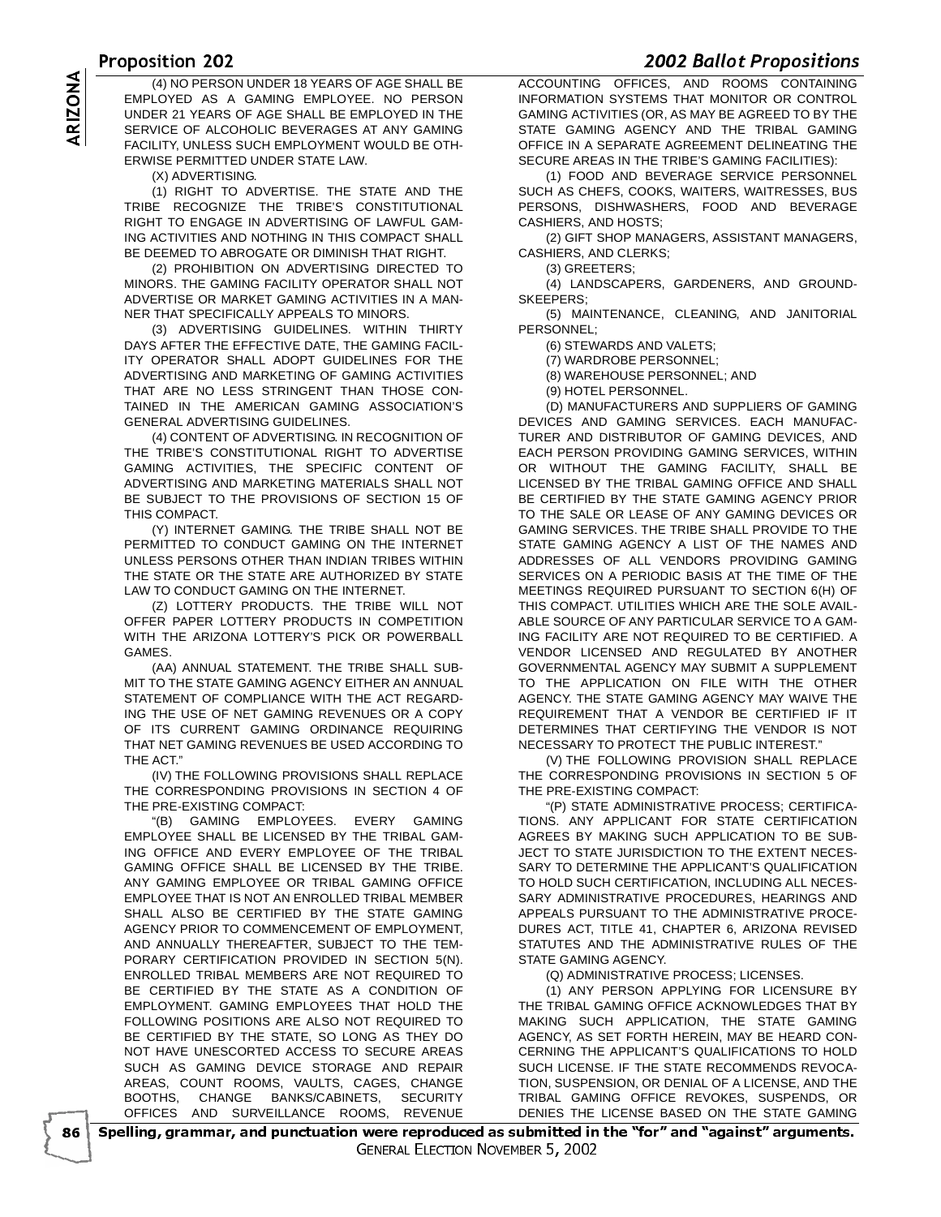(4) NO PERSON UNDER 18 YEARS OF AGE SHALL BE EMPLOYED AS A GAMING EMPLOYEE. NO PERSON UNDER 21 YEARS OF AGE SHALL BE EMPLOYED IN THE SERVICE OF ALCOHOLIC BEVERAGES AT ANY GAMING FACILITY, UNLESS SUCH EMPLOYMENT WOULD BE OTHERWISE PERMITTED UNDER STATE LAW.

(X) ADVERTISING.

(1) RIGHT TO ADVERTISE. THE STATE AND THE TRIBE RECOGNIZE THE TRIBE'S CONSTITUTIONAL RIGHT TO ENGAGE IN ADVERTISING OF LAWFUL GAMING ACTIVITIES AND NOTHING IN THIS COMPACT SHALL BE DEEMED TO ABROGATE OR DIMINISH THAT RIGHT.

(2) PROHIBITION ON ADVERTISING DIRECTED TO MINORS. THE GAMING FACILITY OPERATOR SHALL NOT ADVERTISE OR MARKET GAMING ACTIVITIES IN A MANNER THAT SPECIFICALLY APPEALS TO MINORS.

(3) ADVERTISING GUIDELINES. WITHIN THIRTY DAYS AFTER THE EFFECTIVE DATE, THE GAMING FACILITY OPERATOR SHALL ADOPT GUIDELINES FOR THE ADVERTISING AND MARKETING OF GAMING ACTIVITIES THAT ARE NO LESS STRINGENT THAN THOSE CONTAINED IN THE AMERICAN GAMING ASSOCIATION'S GENERAL ADVERTISING GUIDELINES.

(4) CONTENT OF ADVERTISING. IN RECOGNITION OF THE TRIBE'S CONSTITUTIONAL RIGHT TO ADVERTISE GAMING ACTIVITIES, THE SPECIFIC CONTENT OF ADVERTISING AND MARKETING MATERIALS SHALL NOT BE SUBJECT TO THE PROVISIONS OF SECTION 15 OF THIS COMPACT.

(Y) INTERNET GAMING. THE TRIBE SHALL NOT BE PERMITTED TO CONDUCT GAMING ON THE INTERNET UNLESS PERSONS OTHER THAN INDIAN TRIBES WITHIN THE STATE OR THE STATE ARE AUTHORIZED BY STATE LAW TO CONDUCT GAMING ON THE INTERNET.

(Z) LOTTERY PRODUCTS. THE TRIBE WILL NOT OFFER PAPER LOTTERY PRODUCTS IN COMPETITION WITH THE ARIZONA LOTTERY'S PICK OR POWERBALL GAMES.

(AA) ANNUAL STATEMENT. THE TRIBE SHALL SUBMIT TO THE STATE GAMING AGENCY EITHER AN ANNUAL STATEMENT OF COMPLIANCE WITH THE ACT REGARDING THE USE OF NET GAMING REVENUES OR A COPY OF ITS CURRENT GAMING ORDINANCE REQUIRING THAT NET GAMING REVENUES BE USED ACCORDING TO THE ACT."

(IV) THE FOLLOWING PROVISIONS SHALL REPLACE THE CORRESPONDING PROVISIONS IN SECTION 4 OF THE PRE-EXISTING COMPACT:

"(B) GAMING EMPLOYEES. EVERY GAMING EMPLOYEE SHALL BE LICENSED BY THE TRIBAL GAMING OFFICE AND EVERY EMPLOYEE OF THE TRIBAL GAMING OFFICE SHALL BE LICENSED BY THE TRIBE. ANY GAMING EMPLOYEE OR TRIBAL GAMING OFFICE EMPLOYEE THAT IS NOT AN ENROLLED TRIBAL MEMBER SHALL ALSO BE CERTIFIED BY THE STATE GAMING AGENCY PRIOR TO COMMENCEMENT OF EMPLOYMENT, AND ANNUALLY THEREAFTER, SUBJECT TO THE TEMPORARY CERTIFICATION PROVIDED IN SECTION 5(N). ENROLLED TRIBAL MEMBERS ARE NOT REQUIRED TO BE CERTIFIED BY THE STATE AS A CONDITION OF EMPLOYMENT. GAMING EMPLOYEES THAT HOLD THE FOLLOWING POSITIONS ARE ALSO NOT REQUIRED TO BE CERTIFIED BY THE STATE, SO LONG AS THEY DO NOT HAVE UNESCORTED ACCESS TO SECURE AREAS SUCH AS GAMING DEVICE STORAGE AND REPAIR AREAS, COUNT ROOMS, VAULTS, CAGES, CHANGE BOOTHS, CHANGE BANKS/CABINETS, SECURITY OFFICES AND SURVEILLANCE ROOMS, REVENUE ACCOUNTING OFFICES, AND ROOMS CONTAINING INFORMATION SYSTEMS THAT MONITOR OR CONTROL GAMING ACTIVITIES (OR, AS MAY BE AGREED TO BY THE STATE GAMING AGENCY AND THE TRIBAL GAMING OFFICE IN A SEPARATE AGREEMENT DELINEATING THE SECURE AREAS IN THE TRIBE'S GAMING FACILITIES):

(1) FOOD AND BEVERAGE SERVICE PERSONNEL SUCH AS CHEFS, COOKS, WAITERS, WAITRESSES, BUS PERSONS, DISHWASHERS, FOOD AND BEVERAGE CASHIERS, AND HOSTS;

(2) GIFT SHOP MANAGERS, ASSISTANT MANAGERS, CASHIERS, AND CLERKS;

(3) GREETERS;

(4) LANDSCAPERS, GARDENERS, AND GROUNDSKEEPERS;

(5) MAINTENANCE, CLEANING, AND JANITORIAL PERSONNEL;

(6) STEWARDS AND VALETS;

(7) WARDROBE PERSONNEL;

(8) WAREHOUSE PERSONNEL; AND

(9) HOTEL PERSONNEL.

(D) MANUFACTURERS AND SUPPLIERS OF GAMING DEVICES AND GAMING SERVICES. EACH MANUFACTURER AND DISTRIBUTOR OF GAMING DEVICES, AND EACH PERSON PROVIDING GAMING SERVICES, WITHIN OR WITHOUT THE GAMING FACILITY, SHALL BE LICENSED BY THE TRIBAL GAMING OFFICE AND SHALL BE CERTIFIED BY THE STATE GAMING AGENCY PRIOR TO THE SALE OR LEASE OF ANY GAMING DEVICES OR GAMING SERVICES. THE TRIBE SHALL PROVIDE TO THE STATE GAMING AGENCY A LIST OF THE NAMES AND ADDRESSES OF ALL VENDORS PROVIDING GAMING SERVICES ON A PERIODIC BASIS AT THE TIME OF THE MEETINGS REQUIRED PURSUANT TO SECTION 6(H) OF THIS COMPACT. UTILITIES WHICH ARE THE SOLE AVAILABLE SOURCE OF ANY PARTICULAR SERVICE TO A GAMING FACILITY ARE NOT REQUIRED TO BE CERTIFIED. A VENDOR LICENSED AND REGULATED BY ANOTHER GOVERNMENTAL AGENCY MAY SUBMIT A SUPPLEMENT TO THE APPLICATION ON FILE WITH THE OTHER AGENCY. THE STATE GAMING AGENCY MAY WAIVE THE REQUIREMENT THAT A VENDOR BE CERTIFIED IF IT DETERMINES THAT CERTIFYING THE VENDOR IS NOT NECESSARY TO PROTECT THE PUBLIC INTEREST."

(V) THE FOLLOWING PROVISION SHALL REPLACE THE CORRESPONDING PROVISIONS IN SECTION 5 OF THE PRE-EXISTING COMPACT:

"(P) STATE ADMINISTRATIVE PROCESS; CERTIFICATIONS. ANY APPLICANT FOR STATE CERTIFICATION AGREES BY MAKING SUCH APPLICATION TO BE SUBJECT TO STATE JURISDICTION TO THE EXTENT NECESSARY TO DETERMINE THE APPLICANT'S QUALIFICATION TO HOLD SUCH CERTIFICATION, INCLUDING ALL NECESSARY ADMINISTRATIVE PROCEDURES, HEARINGS AND APPEALS PURSUANT TO THE ADMINISTRATIVE PROCEDURES ACT, TITLE 41, CHAPTER 6, ARIZONA REVISED STATUTES AND THE ADMINISTRATIVE RULES OF THE STATE GAMING AGENCY.

(Q) ADMINISTRATIVE PROCESS; LICENSES.

(1) ANY PERSON APPLYING FOR LICENSURE BY THE TRIBAL GAMING OFFICE ACKNOWLEDGES THAT BY MAKING SUCH APPLICATION, THE STATE GAMING AGENCY, AS SET FORTH HEREIN, MAY BE HEARD CONCERNING THE APPLICANT'S QUALIFICATIONS TO HOLD SUCH LICENSE. IF THE STATE RECOMMENDS REVOCATION, SUSPENSION, OR DENIAL OF A LICENSE, AND THE TRIBAL GAMING OFFICE REVOKES, SUSPENDS, OR DENIES THE LICENSE BASED ON THE STATE GAMING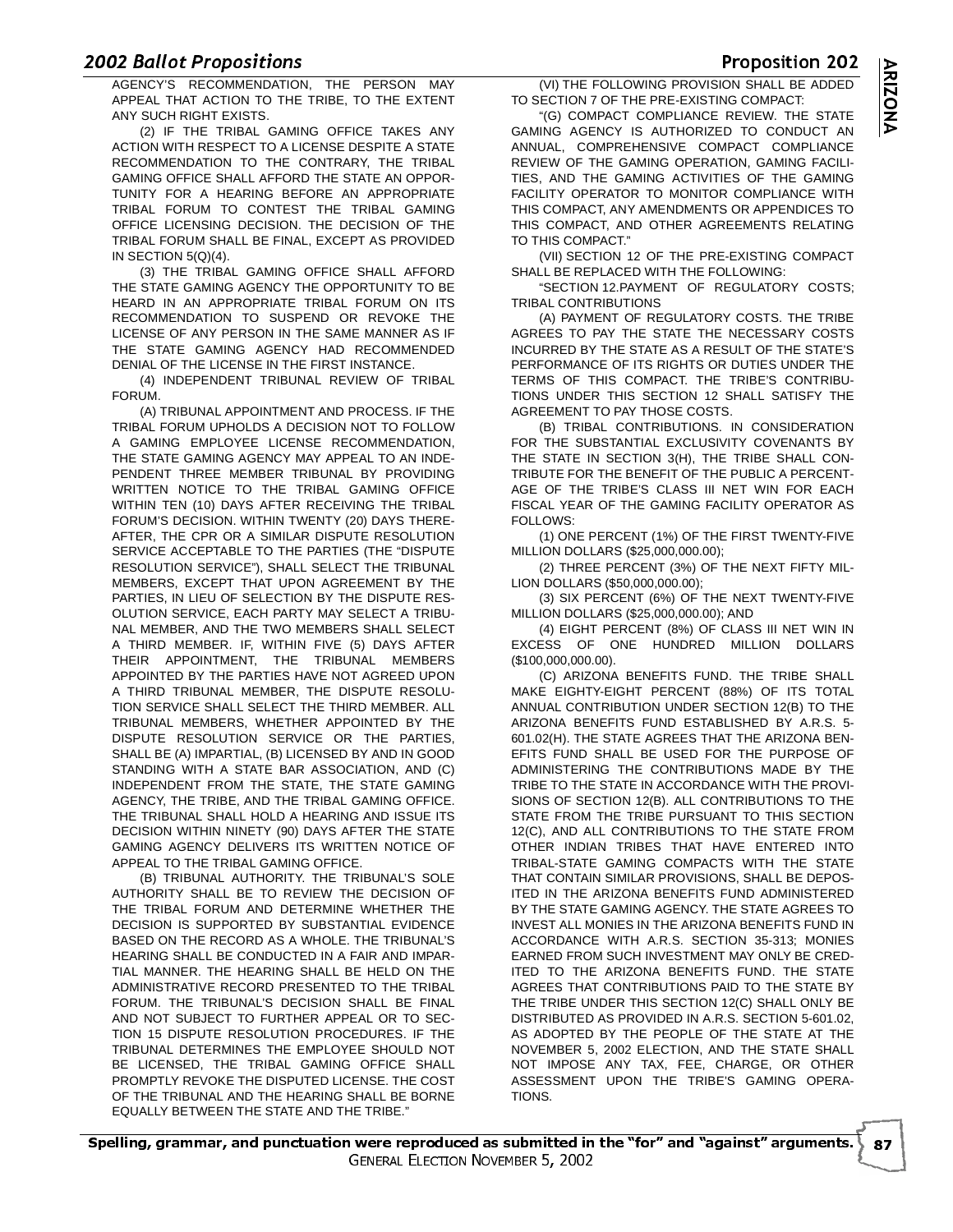AGENCY'S RECOMMENDATION, THE PERSON MAY APPEAL THAT ACTION TO THE TRIBE, TO THE EXTENT ANY SUCH RIGHT EXISTS.

(2) IF THE TRIBAL GAMING OFFICE TAKES ANY ACTION WITH RESPECT TO A LICENSE DESPITE A STATE RECOMMENDATION TO THE CONTRARY, THE TRIBAL GAMING OFFICE SHALL AFFORD THE STATE AN OPPORTUNITY FOR A HEARING BEFORE AN APPROPRIATE TRIBAL FORUM TO CONTEST THE TRIBAL GAMING OFFICE LICENSING DECISION. THE DECISION OF THE TRIBAL FORUM SHALL BE FINAL, EXCEPT AS PROVIDED IN SECTION 5(Q)(4).

(3) THE TRIBAL GAMING OFFICE SHALL AFFORD THE STATE GAMING AGENCY THE OPPORTUNITY TO BE HEARD IN AN APPROPRIATE TRIBAL FORUM ON ITS RECOMMENDATION TO SUSPEND OR REVOKE THE LICENSE OF ANY PERSON IN THE SAME MANNER AS IF THE STATE GAMING AGENCY HAD RECOMMENDED DENIAL OF THE LICENSE IN THE FIRST INSTANCE.

(4) INDEPENDENT TRIBUNAL REVIEW OF TRIBAL FORUM.

(A) TRIBUNAL APPOINTMENT AND PROCESS. IF THE TRIBAL FORUM UPHOLDS A DECISION NOT TO FOLLOW A GAMING EMPLOYEE LICENSE RECOMMENDATION, THE STATE GAMING AGENCY MAY APPEAL TO AN INDEPENDENT THREE MEMBER TRIBUNAL BY PROVIDING WRITTEN NOTICE TO THE TRIBAL GAMING OFFICE WITHIN TEN (10) DAYS AFTER RECEIVING THE TRIBAL FORUM'S DECISION. WITHIN TWENTY (20) DAYS THEREAFTER, THE CPR OR A SIMILAR DISPUTE RESOLUTION SERVICE ACCEPTABLE TO THE PARTIES (THE "DISPUTE RESOLUTION SERVICE"), SHALL SELECT THE TRIBUNAL MEMBERS, EXCEPT THAT UPON AGREEMENT BY THE PARTIES, IN LIEU OF SELECTION BY THE DISPUTE RESOLUTION SERVICE, EACH PARTY MAY SELECT A TRIBUNAL MEMBER, AND THE TWO MEMBERS SHALL SELECT A THIRD MEMBER. IF, WITHIN FIVE (5) DAYS AFTER THEIR APPOINTMENT, THE TRIBUNAL MEMBERS APPOINTED BY THE PARTIES HAVE NOT AGREED UPON A THIRD TRIBUNAL MEMBER, THE DISPUTE RESOLUTION SERVICE SHALL SELECT THE THIRD MEMBER. ALL TRIBUNAL MEMBERS, WHETHER APPOINTED BY THE DISPUTE RESOLUTION SERVICE OR THE PARTIES, SHALL BE (A) IMPARTIAL, (B) LICENSED BY AND IN GOOD STANDING WITH A STATE BAR ASSOCIATION, AND (C) INDEPENDENT FROM THE STATE, THE STATE GAMING AGENCY, THE TRIBE, AND THE TRIBAL GAMING OFFICE. THE TRIBUNAL SHALL HOLD A HEARING AND ISSUE ITS DECISION WITHIN NINETY (90) DAYS AFTER THE STATE GAMING AGENCY DELIVERS ITS WRITTEN NOTICE OF APPEAL TO THE TRIBAL GAMING OFFICE.

(B) TRIBUNAL AUTHORITY. THE TRIBUNAL'S SOLE AUTHORITY SHALL BE TO REVIEW THE DECISION OF THE TRIBAL FORUM AND DETERMINE WHETHER THE DECISION IS SUPPORTED BY SUBSTANTIAL EVIDENCE BASED ON THE RECORD AS A WHOLE. THE TRIBUNAL'S HEARING SHALL BE CONDUCTED IN A FAIR AND IMPARTIAL MANNER. THE HEARING SHALL BE HELD ON THE ADMINISTRATIVE RECORD PRESENTED TO THE TRIBAL FORUM. THE TRIBUNAL'S DECISION SHALL BE FINAL AND NOT SUBJECT TO FURTHER APPEAL OR TO SECTION 15 DISPUTE RESOLUTION PROCEDURES. IF THE TRIBUNAL DETERMINES THE EMPLOYEE SHOULD NOT BE LICENSED, THE TRIBAL GAMING OFFICE SHALL PROMPTLY REVOKE THE DISPUTED LICENSE. THE COST OF THE TRIBUNAL AND THE HEARING SHALL BE BORNE EQUALLY BETWEEN THE STATE AND THE TRIBE."

(VI) THE FOLLOWING PROVISION SHALL BE ADDED TO SECTION 7 OF THE PRE-EXISTING COMPACT:

"(G) COMPACT COMPLIANCE REVIEW. THE STATE GAMING AGENCY IS AUTHORIZED TO CONDUCT AN ANNUAL, COMPREHENSIVE COMPACT COMPLIANCE REVIEW OF THE GAMING OPERATION, GAMING FACILITIES, AND THE GAMING ACTIVITIES OF THE GAMING FACILITY OPERATOR TO MONITOR COMPLIANCE WITH THIS COMPACT, ANY AMENDMENTS OR APPENDICES TO THIS COMPACT, AND OTHER AGREEMENTS RELATING TO THIS COMPACT."

(VII) SECTION 12 OF THE PRE-EXISTING COMPACT SHALL BE REPLACED WITH THE FOLLOWING:

"SECTION 12.PAYMENT OF REGULATORY COSTS; TRIBAL CONTRIBUTIONS

(A) PAYMENT OF REGULATORY COSTS. THE TRIBE AGREES TO PAY THE STATE THE NECESSARY COSTS INCURRED BY THE STATE AS A RESULT OF THE STATE'S PERFORMANCE OF ITS RIGHTS OR DUTIES UNDER THE TERMS OF THIS COMPACT. THE TRIBE'S CONTRIBUTIONS UNDER THIS SECTION 12 SHALL SATISFY THE AGREEMENT TO PAY THOSE COSTS.

(B) TRIBAL CONTRIBUTIONS. IN CONSIDERATION FOR THE SUBSTANTIAL EXCLUSIVITY COVENANTS BY THE STATE IN SECTION 3(H), THE TRIBE SHALL CONTRIBUTE FOR THE BENEFIT OF THE PUBLIC A PERCENTAGE OF THE TRIBE'S CLASS III NET WIN FOR EACH FISCAL YEAR OF THE GAMING FACILITY OPERATOR AS FOLLOWS:

(1) ONE PERCENT (1%) OF THE FIRST TWENTY-FIVE MILLION DOLLARS ($25,000,000.00);

(2) THREE PERCENT (3%) OF THE NEXT FIFTY MILLION DOLLARS ($50,000,000.00);

(3) SIX PERCENT (6%) OF THE NEXT TWENTY-FIVE MILLION DOLLARS ($25,000,000.00); AND

(4) EIGHT PERCENT (8%) OF CLASS III NET WIN IN EXCESS OF ONE HUNDRED MILLION DOLLARS ($100,000,000.00).

(C) ARIZONA BENEFITS FUND. THE TRIBE SHALL MAKE EIGHTY-EIGHT PERCENT (88%) OF ITS TOTAL ANNUAL CONTRIBUTION UNDER SECTION 12(B) TO THE ARIZONA BENEFITS FUND ESTABLISHED BY A.R.S. 5-601.02(H). THE STATE AGREES THAT THE ARIZONA BENEFITS FUND SHALL BE USED FOR THE PURPOSE OF ADMINISTERING THE CONTRIBUTIONS MADE BY THE TRIBE TO THE STATE IN ACCORDANCE WITH THE PROVISIONS OF SECTION 12(B). ALL CONTRIBUTIONS TO THE STATE FROM THE TRIBE PURSUANT TO THIS SECTION 12(C), AND ALL CONTRIBUTIONS TO THE STATE FROM OTHER INDIAN TRIBES THAT HAVE ENTERED INTO TRIBAL-STATE GAMING COMPACTS WITH THE STATE THAT CONTAIN SIMILAR PROVISIONS, SHALL BE DEPOSITED IN THE ARIZONA BENEFITS FUND ADMINISTERED BY THE STATE GAMING AGENCY. THE STATE AGREES TO INVEST ALL MONIES IN THE ARIZONA BENEFITS FUND IN ACCORDANCE WITH A.R.S. SECTION 35-313; MONIES EARNED FROM SUCH INVESTMENT MAY ONLY BE CREDITED TO THE ARIZONA BENEFITS FUND. THE STATE AGREES THAT CONTRIBUTIONS PAID TO THE STATE BY THE TRIBE UNDER THIS SECTION 12(C) SHALL ONLY BE DISTRIBUTED AS PROVIDED IN A.R.S. SECTION 5-601.02, AS ADOPTED BY THE PEOPLE OF THE STATE AT THE NOVEMBER 5, 2002 ELECTION, AND THE STATE SHALL NOT IMPOSE ANY TAX, FEE, CHARGE, OR OTHER ASSESSMENT UPON THE TRIBE'S GAMING OPERATIONS.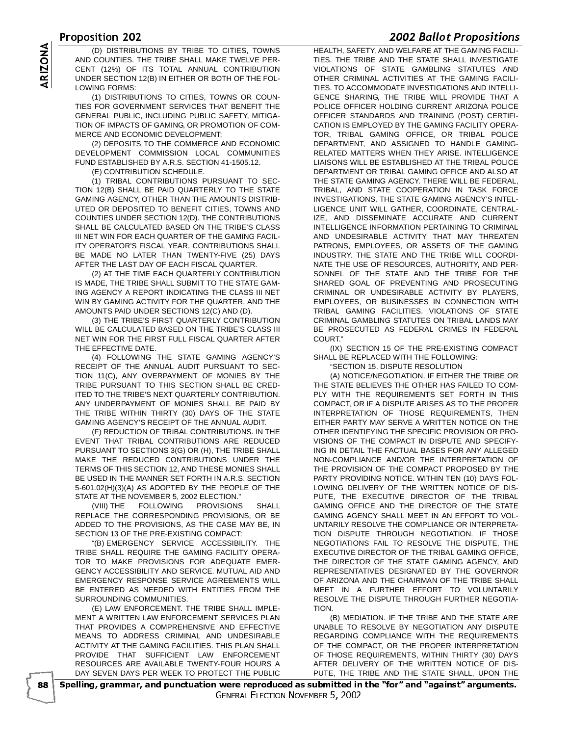(D) DISTRIBUTIONS BY TRIBE TO CITIES, TOWNS AND COUNTIES. THE TRIBE SHALL MAKE TWELVE PERCENT (12%) OF ITS TOTAL ANNUAL CONTRIBUTION UNDER SECTION 12(B) IN EITHER OR BOTH OF THE FOLLOWING FORMS:

(1) DISTRIBUTIONS TO CITIES, TOWNS OR COUNTIES FOR GOVERNMENT SERVICES THAT BENEFIT THE GENERAL PUBLIC, INCLUDING PUBLIC SAFETY, MITIGATION OF IMPACTS OF GAMING, OR PROMOTION OF COMMERCE AND ECONOMIC DEVELOPMENT;

(2) DEPOSITS TO THE COMMERCE AND ECONOMIC DEVELOPMENT COMMISSION LOCAL COMMUNITIES FUND ESTABLISHED BY A.R.S. SECTION 41-1505.12.

(E) CONTRIBUTION SCHEDULE.

(1) TRIBAL CONTRIBUTIONS PURSUANT TO SECTION 12(B) SHALL BE PAID QUARTERLY TO THE STATE GAMING AGENCY, OTHER THAN THE AMOUNTS DISTRIBUTED OR DEPOSITED TO BENEFIT CITIES, TOWNS AND COUNTIES UNDER SECTION 12(D). THE CONTRIBUTIONS SHALL BE CALCULATED BASED ON THE TRIBE'S CLASS III NET WIN FOR EACH QUARTER OF THE GAMING FACILITY OPERATOR'S FISCAL YEAR. CONTRIBUTIONS SHALL BE MADE NO LATER THAN TWENTY-FIVE (25) DAYS AFTER THE LAST DAY OF EACH FISCAL QUARTER.

(2) AT THE TIME EACH QUARTERLY CONTRIBUTION IS MADE, THE TRIBE SHALL SUBMIT TO THE STATE GAMING AGENCY A REPORT INDICATING THE CLASS III NET WIN BY GAMING ACTIVITY FOR THE QUARTER, AND THE AMOUNTS PAID UNDER SECTIONS 12(C) AND (D).

(3) THE TRIBE'S FIRST QUARTERLY CONTRIBUTION WILL BE CALCULATED BASED ON THE TRIBE'S CLASS III NET WIN FOR THE FIRST FULL FISCAL QUARTER AFTER THE EFFECTIVE DATE.

(4) FOLLOWING THE STATE GAMING AGENCY'S RECEIPT OF THE ANNUAL AUDIT PURSUANT TO SECTION 11(C), ANY OVERPAYMENT OF MONIES BY THE TRIBE PURSUANT TO THIS SECTION SHALL BE CREDITED TO THE TRIBE'S NEXT QUARTERLY CONTRIBUTION. ANY UNDERPAYMENT OF MONIES SHALL BE PAID BY THE TRIBE WITHIN THIRTY (30) DAYS OF THE STATE GAMING AGENCY'S RECEIPT OF THE ANNUAL AUDIT.

(F) REDUCTION OF TRIBAL CONTRIBUTIONS. IN THE EVENT THAT TRIBAL CONTRIBUTIONS ARE REDUCED PURSUANT TO SECTIONS 3(G) OR (H), THE TRIBE SHALL MAKE THE REDUCED CONTRIBUTIONS UNDER THE TERMS OF THIS SECTION 12, AND THESE MONIES SHALL BE USED IN THE MANNER SET FORTH IN A.R.S. SECTION 5-601.02(H)(3)(A) AS ADOPTED BY THE PEOPLE OF THE STATE AT THE NOVEMBER 5, 2002 ELECTION."

(VIII) THE FOLLOWING PROVISIONS SHALL REPLACE THE CORRESPONDING PROVISIONS, OR BE ADDED TO THE PROVISIONS, AS THE CASE MAY BE, IN SECTION 13 OF THE PRE-EXISTING COMPACT:

"(B) EMERGENCY SERVICE ACCESSIBILITY. THE TRIBE SHALL REQUIRE THE GAMING FACILITY OPERATOR TO MAKE PROVISIONS FOR ADEQUATE EMERGENCY ACCESSIBILITY AND SERVICE. MUTUAL AID AND EMERGENCY RESPONSE SERVICE AGREEMENTS WILL BE ENTERED AS NEEDED WITH ENTITIES FROM THE SURROUNDING COMMUNITIES.

(E) LAW ENFORCEMENT. THE TRIBE SHALL IMPLEMENT A WRITTEN LAW ENFORCEMENT SERVICES PLAN THAT PROVIDES A COMPREHENSIVE AND EFFECTIVE MEANS TO ADDRESS CRIMINAL AND UNDESIRABLE ACTIVITY AT THE GAMING FACILITIES. THIS PLAN SHALL PROVIDE THAT SUFFICIENT LAW ENFORCEMENT RESOURCES ARE AVAILABLE TWENTY-FOUR HOURS A DAY SEVEN DAYS PER WEEK TO PROTECT THE PUBLIC HEALTH, SAFETY, AND WELFARE AT THE GAMING FACILITIES. THE TRIBE AND THE STATE SHALL INVESTIGATE VIOLATIONS OF STATE GAMBLING STATUTES AND OTHER CRIMINAL ACTIVITIES AT THE GAMING FACILITIES. TO ACCOMMODATE INVESTIGATIONS AND INTELLIGENCE SHARING, THE TRIBE WILL PROVIDE THAT A POLICE OFFICER HOLDING CURRENT ARIZONA POLICE OFFICER STANDARDS AND TRAINING (POST) CERTIFICATION IS EMPLOYED BY THE GAMING FACILITY OPERATOR, TRIBAL GAMING OFFICE, OR TRIBAL POLICE DEPARTMENT, AND ASSIGNED TO HANDLE GAMING-RELATED MATTERS WHEN THEY ARISE. INTELLIGENCE LIAISONS WILL BE ESTABLISHED AT THE TRIBAL POLICE DEPARTMENT OR TRIBAL GAMING OFFICE AND ALSO AT THE STATE GAMING AGENCY. THERE WILL BE FEDERAL, TRIBAL, AND STATE COOPERATION IN TASK FORCE INVESTIGATIONS. THE STATE GAMING AGENCY'S INTELLIGENCE UNIT WILL GATHER, COORDINATE, CENTRALIZE, AND DISSEMINATE ACCURATE AND CURRENT INTELLIGENCE INFORMATION PERTAINING TO CRIMINAL AND UNDESIRABLE ACTIVITY THAT MAY THREATEN PATRONS, EMPLOYEES, OR ASSETS OF THE GAMING INDUSTRY. THE STATE AND THE TRIBE WILL COORDINATE THE USE OF RESOURCES, AUTHORITY, AND PERSONNEL OF THE STATE AND THE TRIBE FOR THE SHARED GOAL OF PREVENTING AND PROSECUTING CRIMINAL OR UNDESIRABLE ACTIVITY BY PLAYERS, EMPLOYEES, OR BUSINESSES IN CONNECTION WITH TRIBAL GAMING FACILITIES. VIOLATIONS OF STATE CRIMINAL GAMBLING STATUTES ON TRIBAL LANDS MAY BE PROSECUTED AS FEDERAL CRIMES IN FEDERAL COURT."

(IX) SECTION 15 OF THE PRE-EXISTING COMPACT SHALL BE REPLACED WITH THE FOLLOWING:

"SECTION 15. DISPUTE RESOLUTION

(A) NOTICE/NEGOTIATION. IF EITHER THE TRIBE OR THE STATE BELIEVES THE OTHER HAS FAILED TO COMPLY WITH THE REQUIREMENTS SET FORTH IN THIS COMPACT, OR IF A DISPUTE ARISES AS TO THE PROPER INTERPRETATION OF THOSE REQUIREMENTS, THEN EITHER PARTY MAY SERVE A WRITTEN NOTICE ON THE OTHER IDENTIFYING THE SPECIFIC PROVISION OR PROVISIONS OF THE COMPACT IN DISPUTE AND SPECIFYING IN DETAIL THE FACTUAL BASES FOR ANY ALLEGED NON-COMPLIANCE AND/OR THE INTERPRETATION OF THE PROVISION OF THE COMPACT PROPOSED BY THE PARTY PROVIDING NOTICE. WITHIN TEN (10) DAYS FOLLOWING DELIVERY OF THE WRITTEN NOTICE OF DISPUTE, THE EXECUTIVE DIRECTOR OF THE TRIBAL GAMING OFFICE AND THE DIRECTOR OF THE STATE GAMING AGENCY SHALL MEET IN AN EFFORT TO VOLUNTARILY RESOLVE THE COMPLIANCE OR INTERPRETATION DISPUTE THROUGH NEGOTIATION. IF THOSE NEGOTIATIONS FAIL TO RESOLVE THE DISPUTE, THE EXECUTIVE DIRECTOR OF THE TRIBAL GAMING OFFICE, THE DIRECTOR OF THE STATE GAMING AGENCY, AND REPRESENTATIVES DESIGNATED BY THE GOVERNOR OF ARIZONA AND THE CHAIRMAN OF THE TRIBE SHALL MEET IN A FURTHER EFFORT TO VOLUNTARILY RESOLVE THE DISPUTE THROUGH FURTHER NEGOTIATION.

(B) MEDIATION. IF THE TRIBE AND THE STATE ARE UNABLE TO RESOLVE BY NEGOTIATION ANY DISPUTE REGARDING COMPLIANCE WITH THE REQUIREMENTS OF THE COMPACT, OR THE PROPER INTERPRETATION OF THOSE REQUIREMENTS, WITHIN THIRTY (30) DAYS AFTER DELIVERY OF THE WRITTEN NOTICE OF DISPUTE, THE TRIBE AND THE STATE SHALL, UPON THE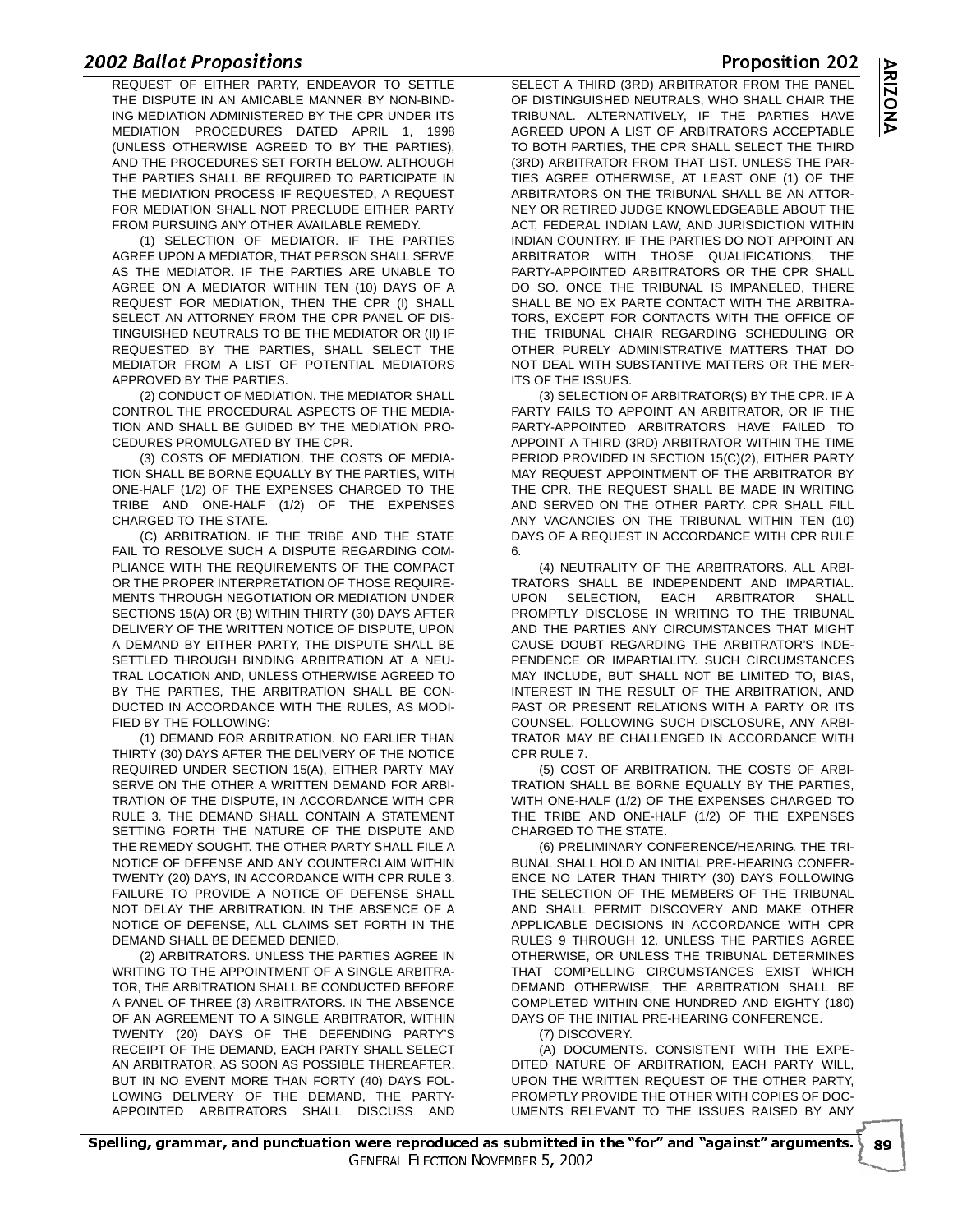REQUEST OF EITHER PARTY, ENDEAVOR TO SETTLE THE DISPUTE IN AN AMICABLE MANNER BY NON-BINDING MEDIATION ADMINISTERED BY THE CPR UNDER ITS MEDIATION PROCEDURES DATED APRIL 1, 1998 (UNLESS OTHERWISE AGREED TO BY THE PARTIES), AND THE PROCEDURES SET FORTH BELOW. ALTHOUGH THE PARTIES SHALL BE REQUIRED TO PARTICIPATE IN THE MEDIATION PROCESS IF REQUESTED, A REQUEST FOR MEDIATION SHALL NOT PRECLUDE EITHER PARTY FROM PURSUING ANY OTHER AVAILABLE REMEDY.

(1) SELECTION OF MEDIATOR. IF THE PARTIES AGREE UPON A MEDIATOR, THAT PERSON SHALL SERVE AS THE MEDIATOR. IF THE PARTIES ARE UNABLE TO AGREE ON A MEDIATOR WITHIN TEN (10) DAYS OF A REQUEST FOR MEDIATION, THEN THE CPR (I) SHALL SELECT AN ATTORNEY FROM THE CPR PANEL OF DISTINGUISHED NEUTRALS TO BE THE MEDIATOR OR (II) IF REQUESTED BY THE PARTIES, SHALL SELECT THE MEDIATOR FROM A LIST OF POTENTIAL MEDIATORS APPROVED BY THE PARTIES.

(2) CONDUCT OF MEDIATION. THE MEDIATOR SHALL CONTROL THE PROCEDURAL ASPECTS OF THE MEDIATION AND SHALL BE GUIDED BY THE MEDIATION PROCEDURES PROMULGATED BY THE CPR.

(3) COSTS OF MEDIATION. THE COSTS OF MEDIATION SHALL BE BORNE EQUALLY BY THE PARTIES, WITH ONE-HALF (1/2) OF THE EXPENSES CHARGED TO THE TRIBE AND ONE-HALF (1/2) OF THE EXPENSES CHARGED TO THE STATE.

(C) ARBITRATION. IF THE TRIBE AND THE STATE FAIL TO RESOLVE SUCH A DISPUTE REGARDING COMPLIANCE WITH THE REQUIREMENTS OF THE COMPACT OR THE PROPER INTERPRETATION OF THOSE REQUIREMENTS THROUGH NEGOTIATION OR MEDIATION UNDER SECTIONS 15(A) OR (B) WITHIN THIRTY (30) DAYS AFTER DELIVERY OF THE WRITTEN NOTICE OF DISPUTE, UPON A DEMAND BY EITHER PARTY, THE DISPUTE SHALL BE SETTLED THROUGH BINDING ARBITRATION AT A NEUTRAL LOCATION AND, UNLESS OTHERWISE AGREED TO BY THE PARTIES, THE ARBITRATION SHALL BE CONDUCTED IN ACCORDANCE WITH THE RULES, AS MODIFIED BY THE FOLLOWING:

(1) DEMAND FOR ARBITRATION. NO EARLIER THAN THIRTY (30) DAYS AFTER THE DELIVERY OF THE NOTICE REQUIRED UNDER SECTION 15(A), EITHER PARTY MAY SERVE ON THE OTHER A WRITTEN DEMAND FOR ARBITRATION OF THE DISPUTE, IN ACCORDANCE WITH CPR RULE 3. THE DEMAND SHALL CONTAIN A STATEMENT SETTING FORTH THE NATURE OF THE DISPUTE AND THE REMEDY SOUGHT. THE OTHER PARTY SHALL FILE A NOTICE OF DEFENSE AND ANY COUNTERCLAIM WITHIN TWENTY (20) DAYS, IN ACCORDANCE WITH CPR RULE 3. FAILURE TO PROVIDE A NOTICE OF DEFENSE SHALL NOT DELAY THE ARBITRATION. IN THE ABSENCE OF A NOTICE OF DEFENSE, ALL CLAIMS SET FORTH IN THE DEMAND SHALL BE DEEMED DENIED.

(2) ARBITRATORS. UNLESS THE PARTIES AGREE IN WRITING TO THE APPOINTMENT OF A SINGLE ARBITRATOR, THE ARBITRATION SHALL BE CONDUCTED BEFORE A PANEL OF THREE (3) ARBITRATORS. IN THE ABSENCE OF AN AGREEMENT TO A SINGLE ARBITRATOR, WITHIN TWENTY (20) DAYS OF THE DEFENDING PARTY'S RECEIPT OF THE DEMAND, EACH PARTY SHALL SELECT AN ARBITRATOR. AS SOON AS POSSIBLE THEREAFTER, BUT IN NO EVENT MORE THAN FORTY (40) DAYS FOLLOWING DELIVERY OF THE DEMAND, THE PARTY-APPOINTED ARBITRATORS SHALL DISCUSS AND SELECT A THIRD (3RD) ARBITRATOR FROM THE PANEL OF DISTINGUISHED NEUTRALS, WHO SHALL CHAIR THE TRIBUNAL. ALTERNATIVELY, IF THE PARTIES HAVE AGREED UPON A LIST OF ARBITRATORS ACCEPTABLE TO BOTH PARTIES, THE CPR SHALL SELECT THE THIRD (3RD) ARBITRATOR FROM THAT LIST. UNLESS THE PARTIES AGREE OTHERWISE, AT LEAST ONE (1) OF THE ARBITRATORS ON THE TRIBUNAL SHALL BE AN ATTORNEY OR RETIRED JUDGE KNOWLEDGEABLE ABOUT THE ACT, FEDERAL INDIAN LAW, AND JURISDICTION WITHIN INDIAN COUNTRY. IF THE PARTIES DO NOT APPOINT AN ARBITRATOR WITH THOSE QUALIFICATIONS, THE PARTY-APPOINTED ARBITRATORS OR THE CPR SHALL DO SO. ONCE THE TRIBUNAL IS IMPANELED, THERE SHALL BE NO EX PARTE CONTACT WITH THE ARBITRATORS, EXCEPT FOR CONTACTS WITH THE OFFICE OF THE TRIBUNAL CHAIR REGARDING SCHEDULING OR OTHER PURELY ADMINISTRATIVE MATTERS THAT DO NOT DEAL WITH SUBSTANTIVE MATTERS OR THE MERITS OF THE ISSUES.

(3) SELECTION OF ARBITRATOR(S) BY THE CPR. IF A PARTY FAILS TO APPOINT AN ARBITRATOR, OR IF THE PARTY-APPOINTED ARBITRATORS HAVE FAILED TO APPOINT A THIRD (3RD) ARBITRATOR WITHIN THE TIME PERIOD PROVIDED IN SECTION 15(C)(2), EITHER PARTY MAY REQUEST APPOINTMENT OF THE ARBITRATOR BY THE CPR. THE REQUEST SHALL BE MADE IN WRITING AND SERVED ON THE OTHER PARTY. CPR SHALL FILL ANY VACANCIES ON THE TRIBUNAL WITHIN TEN (10) DAYS OF A REQUEST IN ACCORDANCE WITH CPR RULE 6.

(4) NEUTRALITY OF THE ARBITRATORS. ALL ARBITRATORS SHALL BE INDEPENDENT AND IMPARTIAL. UPON SELECTION, EACH ARBITRATOR SHALL PROMPTLY DISCLOSE IN WRITING TO THE TRIBUNAL AND THE PARTIES ANY CIRCUMSTANCES THAT MIGHT CAUSE DOUBT REGARDING THE ARBITRATOR'S INDEPENDENCE OR IMPARTIALITY. SUCH CIRCUMSTANCES MAY INCLUDE, BUT SHALL NOT BE LIMITED TO, BIAS, INTEREST IN THE RESULT OF THE ARBITRATION, AND PAST OR PRESENT RELATIONS WITH A PARTY OR ITS COUNSEL. FOLLOWING SUCH DISCLOSURE, ANY ARBITRATOR MAY BE CHALLENGED IN ACCORDANCE WITH CPR RULE 7.

(5) COST OF ARBITRATION. THE COSTS OF ARBITRATION SHALL BE BORNE EQUALLY BY THE PARTIES, WITH ONE-HALF (1/2) OF THE EXPENSES CHARGED TO THE TRIBE AND ONE-HALF (1/2) OF THE EXPENSES CHARGED TO THE STATE.

(6) PRELIMINARY CONFERENCE/HEARING. THE TRIBUNAL SHALL HOLD AN INITIAL PRE-HEARING CONFERENCE NO LATER THAN THIRTY (30) DAYS FOLLOWING THE SELECTION OF THE MEMBERS OF THE TRIBUNAL AND SHALL PERMIT DISCOVERY AND MAKE OTHER APPLICABLE DECISIONS IN ACCORDANCE WITH CPR RULES 9 THROUGH 12. UNLESS THE PARTIES AGREE OTHERWISE, OR UNLESS THE TRIBUNAL DETERMINES THAT COMPELLING CIRCUMSTANCES EXIST WHICH DEMAND OTHERWISE, THE ARBITRATION SHALL BE COMPLETED WITHIN ONE HUNDRED AND EIGHTY (180) DAYS OF THE INITIAL PRE-HEARING CONFERENCE.

(7) DISCOVERY.

(A) DOCUMENTS. CONSISTENT WITH THE EXPEDITED NATURE OF ARBITRATION, EACH PARTY WILL, UPON THE WRITTEN REQUEST OF THE OTHER PARTY, PROMPTLY PROVIDE THE OTHER WITH COPIES OF DOCUMENTS RELEVANT TO THE ISSUES RAISED BY ANY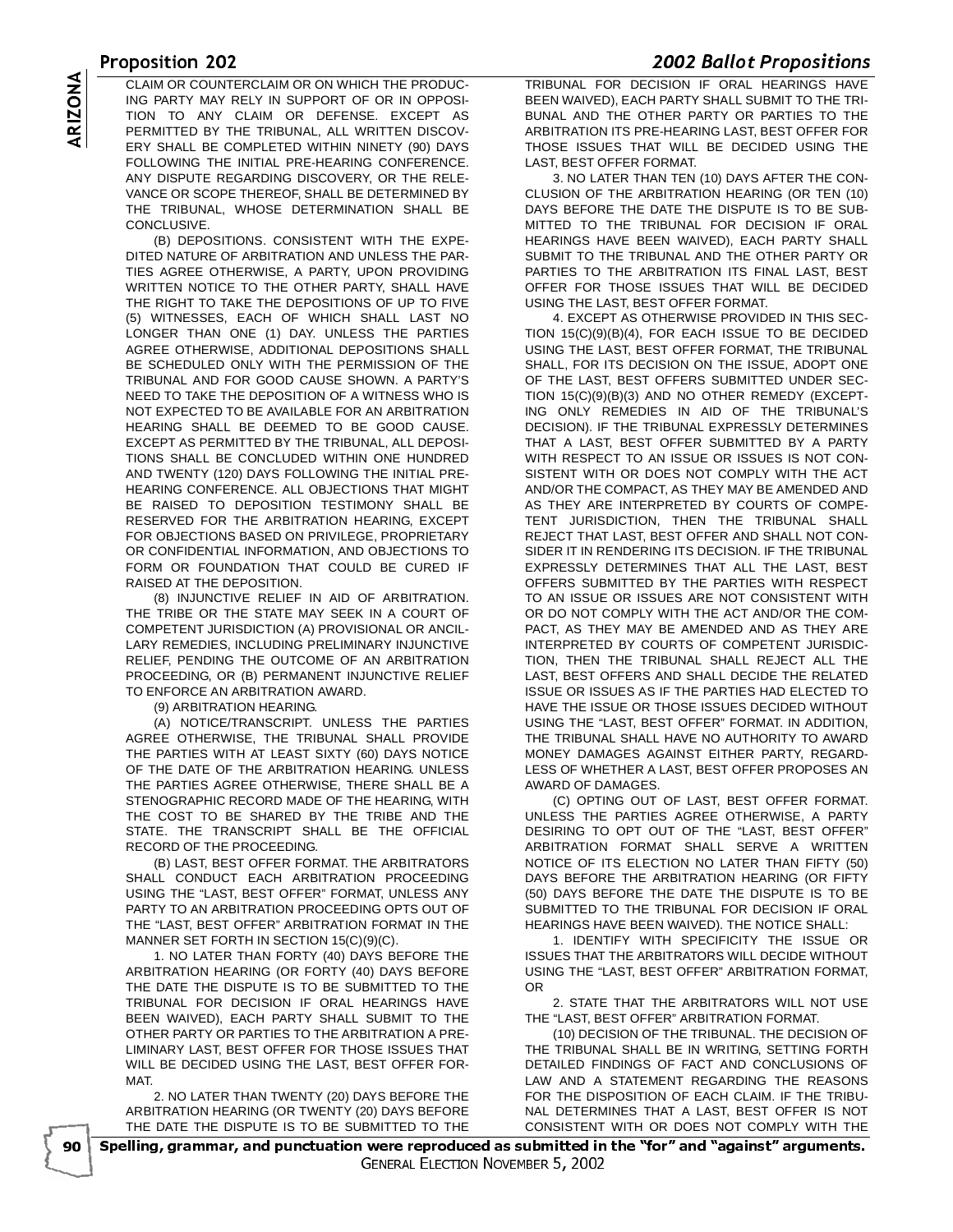CLAIM OR COUNTERCLAIM OR ON WHICH THE PRODUCING PARTY MAY RELY IN SUPPORT OF OR IN OPPOSITION TO ANY CLAIM OR DEFENSE. EXCEPT AS PERMITTED BY THE TRIBUNAL, ALL WRITTEN DISCOVERY SHALL BE COMPLETED WITHIN NINETY (90) DAYS FOLLOWING THE INITIAL PRE-HEARING CONFERENCE. ANY DISPUTE REGARDING DISCOVERY, OR THE RELEVANCE OR SCOPE THEREOF, SHALL BE DETERMINED BY THE TRIBUNAL, WHOSE DETERMINATION SHALL BE CONCLUSIVE.

(B) DEPOSITIONS. CONSISTENT WITH THE EXPEDITED NATURE OF ARBITRATION AND UNLESS THE PARTIES AGREE OTHERWISE, A PARTY, UPON PROVIDING WRITTEN NOTICE TO THE OTHER PARTY, SHALL HAVE THE RIGHT TO TAKE THE DEPOSITIONS OF UP TO FIVE (5) WITNESSES, EACH OF WHICH SHALL LAST NO LONGER THAN ONE (1) DAY. UNLESS THE PARTIES AGREE OTHERWISE, ADDITIONAL DEPOSITIONS SHALL BE SCHEDULED ONLY WITH THE PERMISSION OF THE TRIBUNAL AND FOR GOOD CAUSE SHOWN. A PARTY'S NEED TO TAKE THE DEPOSITION OF A WITNESS WHO IS NOT EXPECTED TO BE AVAILABLE FOR AN ARBITRATION HEARING SHALL BE DEEMED TO BE GOOD CAUSE. EXCEPT AS PERMITTED BY THE TRIBUNAL, ALL DEPOSITIONS SHALL BE CONCLUDED WITHIN ONE HUNDRED AND TWENTY (120) DAYS FOLLOWING THE INITIAL PRE-HEARING CONFERENCE. ALL OBJECTIONS THAT MIGHT BE RAISED TO DEPOSITION TESTIMONY SHALL BE RESERVED FOR THE ARBITRATION HEARING, EXCEPT FOR OBJECTIONS BASED ON PRIVILEGE, PROPRIETARY OR CONFIDENTIAL INFORMATION, AND OBJECTIONS TO FORM OR FOUNDATION THAT COULD BE CURED IF RAISED AT THE DEPOSITION.

(8) INJUNCTIVE RELIEF IN AID OF ARBITRATION. THE TRIBE OR THE STATE MAY SEEK IN A COURT OF COMPETENT JURISDICTION (A) PROVISIONAL OR ANCILLARY REMEDIES, INCLUDING PRELIMINARY INJUNCTIVE RELIEF, PENDING THE OUTCOME OF AN ARBITRATION PROCEEDING, OR (B) PERMANENT INJUNCTIVE RELIEF TO ENFORCE AN ARBITRATION AWARD.

(9) ARBITRATION HEARING.

(A) NOTICE/TRANSCRIPT. UNLESS THE PARTIES AGREE OTHERWISE, THE TRIBUNAL SHALL PROVIDE THE PARTIES WITH AT LEAST SIXTY (60) DAYS NOTICE OF THE DATE OF THE ARBITRATION HEARING. UNLESS THE PARTIES AGREE OTHERWISE, THERE SHALL BE A STENOGRAPHIC RECORD MADE OF THE HEARING, WITH THE COST TO BE SHARED BY THE TRIBE AND THE STATE. THE TRANSCRIPT SHALL BE THE OFFICIAL RECORD OF THE PROCEEDING.

(B) LAST, BEST OFFER FORMAT. THE ARBITRATORS SHALL CONDUCT EACH ARBITRATION PROCEEDING USING THE "LAST, BEST OFFER" FORMAT, UNLESS ANY PARTY TO AN ARBITRATION PROCEEDING OPTS OUT OF THE "LAST, BEST OFFER" ARBITRATION FORMAT IN THE MANNER SET FORTH IN SECTION 15(C)(9)(C).

1. NO LATER THAN FORTY (40) DAYS BEFORE THE ARBITRATION HEARING (OR FORTY (40) DAYS BEFORE THE DATE THE DISPUTE IS TO BE SUBMITTED TO THE TRIBUNAL FOR DECISION IF ORAL HEARINGS HAVE BEEN WAIVED), EACH PARTY SHALL SUBMIT TO THE OTHER PARTY OR PARTIES TO THE ARBITRATION A PRELIMINARY LAST, BEST OFFER FOR THOSE ISSUES THAT WILL BE DECIDED USING THE LAST, BEST OFFER FORMAT.

2. NO LATER THAN TWENTY (20) DAYS BEFORE THE ARBITRATION HEARING (OR TWENTY (20) DAYS BEFORE THE DATE THE DISPUTE IS TO BE SUBMITTED TO THE TRIBUNAL FOR DECISION IF ORAL HEARINGS HAVE BEEN WAIVED), EACH PARTY SHALL SUBMIT TO THE TRIBUNAL AND THE OTHER PARTY OR PARTIES TO THE ARBITRATION ITS PRE-HEARING LAST, BEST OFFER FOR THOSE ISSUES THAT WILL BE DECIDED USING THE LAST, BEST OFFER FORMAT.

3. NO LATER THAN TEN (10) DAYS AFTER THE CONCLUSION OF THE ARBITRATION HEARING (OR TEN (10) DAYS BEFORE THE DATE THE DISPUTE IS TO BE SUBMITTED TO THE TRIBUNAL FOR DECISION IF ORAL HEARINGS HAVE BEEN WAIVED), EACH PARTY SHALL SUBMIT TO THE TRIBUNAL AND THE OTHER PARTY OR PARTIES TO THE ARBITRATION ITS FINAL LAST, BEST OFFER FOR THOSE ISSUES THAT WILL BE DECIDED USING THE LAST, BEST OFFER FORMAT.

4. EXCEPT AS OTHERWISE PROVIDED IN THIS SECTION 15(C)(9)(B)(4), FOR EACH ISSUE TO BE DECIDED USING THE LAST, BEST OFFER FORMAT, THE TRIBUNAL SHALL, FOR ITS DECISION ON THE ISSUE, ADOPT ONE OF THE LAST, BEST OFFERS SUBMITTED UNDER SECTION 15(C)(9)(B)(3) AND NO OTHER REMEDY (EXCEPTING ONLY REMEDIES IN AID OF THE TRIBUNAL'S DECISION). IF THE TRIBUNAL EXPRESSLY DETERMINES THAT A LAST, BEST OFFER SUBMITTED BY A PARTY WITH RESPECT TO AN ISSUE OR ISSUES IS NOT CONSISTENT WITH OR DOES NOT COMPLY WITH THE ACT AND/OR THE COMPACT, AS THEY MAY BE AMENDED AND AS THEY ARE INTERPRETED BY COURTS OF COMPETENT JURISDICTION, THEN THE TRIBUNAL SHALL REJECT THAT LAST, BEST OFFER AND SHALL NOT CONSIDER IT IN RENDERING ITS DECISION. IF THE TRIBUNAL EXPRESSLY DETERMINES THAT ALL THE LAST, BEST OFFERS SUBMITTED BY THE PARTIES WITH RESPECT TO AN ISSUE OR ISSUES ARE NOT CONSISTENT WITH OR DO NOT COMPLY WITH THE ACT AND/OR THE COMPACT, AS THEY MAY BE AMENDED AND AS THEY ARE INTERPRETED BY COURTS OF COMPETENT JURISDICTION, THEN THE TRIBUNAL SHALL REJECT ALL THE LAST, BEST OFFERS AND SHALL DECIDE THE RELATED ISSUE OR ISSUES AS IF THE PARTIES HAD ELECTED TO HAVE THE ISSUE OR THOSE ISSUES DECIDED WITHOUT USING THE "LAST, BEST OFFER" FORMAT. IN ADDITION, THE TRIBUNAL SHALL HAVE NO AUTHORITY TO AWARD MONEY DAMAGES AGAINST EITHER PARTY, REGARDLESS OF WHETHER A LAST, BEST OFFER PROPOSES AN AWARD OF DAMAGES.

(C) OPTING OUT OF LAST, BEST OFFER FORMAT. UNLESS THE PARTIES AGREE OTHERWISE, A PARTY DESIRING TO OPT OUT OF THE "LAST, BEST OFFER" ARBITRATION FORMAT SHALL SERVE A WRITTEN NOTICE OF ITS ELECTION NO LATER THAN FIFTY (50) DAYS BEFORE THE ARBITRATION HEARING (OR FIFTY (50) DAYS BEFORE THE DATE THE DISPUTE IS TO BE SUBMITTED TO THE TRIBUNAL FOR DECISION IF ORAL HEARINGS HAVE BEEN WAIVED). THE NOTICE SHALL:

1. IDENTIFY WITH SPECIFICITY THE ISSUE OR ISSUES THAT THE ARBITRATORS WILL DECIDE WITHOUT USING THE "LAST, BEST OFFER" ARBITRATION FORMAT, OR

2. STATE THAT THE ARBITRATORS WILL NOT USE THE "LAST, BEST OFFER" ARBITRATION FORMAT.

(10) DECISION OF THE TRIBUNAL. THE DECISION OF THE TRIBUNAL SHALL BE IN WRITING, SETTING FORTH DETAILED FINDINGS OF FACT AND CONCLUSIONS OF LAW AND A STATEMENT REGARDING THE REASONS FOR THE DISPOSITION OF EACH CLAIM. IF THE TRIBUNAL DETERMINES THAT A LAST, BEST OFFER IS NOT CONSISTENT WITH OR DOES NOT COMPLY WITH THE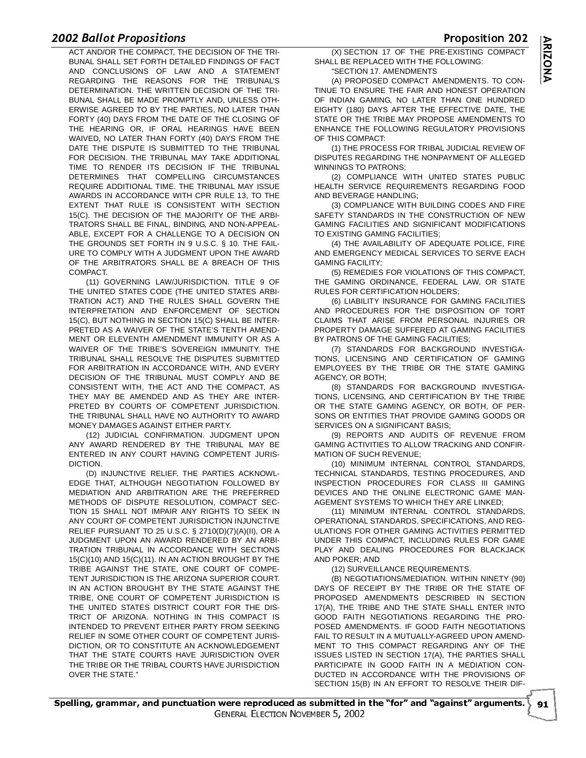ACT AND/OR THE COMPACT, THE DECISION OF THE TRIBUNAL SHALL SET FORTH DETAILED FINDINGS OF FACT AND CONCLUSIONS OF LAW AND A STATEMENT REGARDING THE REASONS FOR THE TRIBUNAL'S DETERMINATION. THE WRITTEN DECISION OF THE TRIBUNAL SHALL BE MADE PROMPTLY AND, UNLESS OTHERWISE AGREED TO BY THE PARTIES, NO LATER THAN FORTY (40) DAYS FROM THE DATE OF THE CLOSING OF THE HEARING OR, IF ORAL HEARINGS HAVE BEEN WAIVED, NO LATER THAN FORTY (40) DAYS FROM THE DATE THE DISPUTE IS SUBMITTED TO THE TRIBUNAL FOR DECISION. THE TRIBUNAL MAY TAKE ADDITIONAL TIME TO RENDER ITS DECISION IF THE TRIBUNAL DETERMINES THAT COMPELLING CIRCUMSTANCES REQUIRE ADDITIONAL TIME. THE TRIBUNAL MAY ISSUE AWARDS IN ACCORDANCE WITH CPR RULE 13, TO THE EXTENT THAT RULE IS CONSISTENT WITH SECTION 15(C). THE DECISION OF THE MAJORITY OF THE ARBITRATORS SHALL BE FINAL, BINDING, AND NON-APPEALABLE, EXCEPT FOR A CHALLENGE TO A DECISION ON THE GROUNDS SET FORTH IN 9 U.S.C. § 10. THE FAILURE TO COMPLY WITH A JUDGMENT UPON THE AWARD OF THE ARBITRATORS SHALL BE A BREACH OF THIS COMPACT.

(11) GOVERNING LAW/JURISDICTION. TITLE 9 OF THE UNITED STATES CODE (THE UNITED STATES ARBITRATION ACT) AND THE RULES SHALL GOVERN THE INTERPRETATION AND ENFORCEMENT OF SECTION 15(C), BUT NOTHING IN SECTION 15(C) SHALL BE INTERPRETED AS A WAIVER OF THE STATE'S TENTH AMENDMENT OR ELEVENTH AMENDMENT IMMUNITY OR AS A WAIVER OF THE TRIBE'S SOVEREIGN IMMUNITY. THE TRIBUNAL SHALL RESOLVE THE DISPUTES SUBMITTED FOR ARBITRATION IN ACCORDANCE WITH, AND EVERY DECISION OF THE TRIBUNAL MUST COMPLY AND BE CONSISTENT WITH, THE ACT AND THE COMPACT, AS THEY MAY BE AMENDED AND AS THEY ARE INTERPRETED BY COURTS OF COMPETENT JURISDICTION. THE TRIBUNAL SHALL HAVE NO AUTHORITY TO AWARD MONEY DAMAGES AGAINST EITHER PARTY.

(12) JUDICIAL CONFIRMATION. JUDGMENT UPON ANY AWARD RENDERED BY THE TRIBUNAL MAY BE ENTERED IN ANY COURT HAVING COMPETENT JURISDICTION.

(D) INJUNCTIVE RELIEF. THE PARTIES ACKNOWLEDGE THAT, ALTHOUGH NEGOTIATION FOLLOWED BY MEDIATION AND ARBITRATION ARE THE PREFERRED METHODS OF DISPUTE RESOLUTION, COMPACT SECTION 15 SHALL NOT IMPAIR ANY RIGHTS TO SEEK IN ANY COURT OF COMPETENT JURISDICTION INJUNCTIVE RELIEF PURSUANT TO 25 U.S.C. § 2710(D)(7)(A)(II), OR A JUDGMENT UPON AN AWARD RENDERED BY AN ARBITRATION TRIBUNAL IN ACCORDANCE WITH SECTIONS 15(C)(10) AND 15(C)(11). IN AN ACTION BROUGHT BY THE TRIBE AGAINST THE STATE, ONE COURT OF COMPETENT JURISDICTION IS THE ARIZONA SUPERIOR COURT. IN AN ACTION BROUGHT BY THE STATE AGAINST THE TRIBE, ONE COURT OF COMPETENT JURISDICTION IS THE UNITED STATES DISTRICT COURT FOR THE DISTRICT OF ARIZONA. NOTHING IN THIS COMPACT IS INTENDED TO PREVENT EITHER PARTY FROM SEEKING RELIEF IN SOME OTHER COURT OF COMPETENT JURISDICTION, OR TO CONSTITUTE AN ACKNOWLEDGEMENT THAT THE STATE COURTS HAVE JURISDICTION OVER THE TRIBE OR THE TRIBAL COURTS HAVE JURISDICTION OVER THE STATE."

(X) SECTION 17 OF THE PRE-EXISTING COMPACT SHALL BE REPLACED WITH THE FOLLOWING:

"SECTION 17. AMENDMENTS

(A) PROPOSED COMPACT AMENDMENTS. TO CONTINUE TO ENSURE THE FAIR AND HONEST OPERATION OF INDIAN GAMING, NO LATER THAN ONE HUNDRED EIGHTY (180) DAYS AFTER THE EFFECTIVE DATE, THE STATE OR THE TRIBE MAY PROPOSE AMENDMENTS TO ENHANCE THE FOLLOWING REGULATORY PROVISIONS OF THIS COMPACT:

(1) THE PROCESS FOR TRIBAL JUDICIAL REVIEW OF DISPUTES REGARDING THE NONPAYMENT OF ALLEGED WINNINGS TO PATRONS;

(2) COMPLIANCE WITH UNITED STATES PUBLIC HEALTH SERVICE REQUIREMENTS REGARDING FOOD AND BEVERAGE HANDLING;

(3) COMPLIANCE WITH BUILDING CODES AND FIRE SAFETY STANDARDS IN THE CONSTRUCTION OF NEW GAMING FACILITIES AND SIGNIFICANT MODIFICATIONS TO EXISTING GAMING FACILITIES;

(4) THE AVAILABILITY OF ADEQUATE POLICE, FIRE AND EMERGENCY MEDICAL SERVICES TO SERVE EACH GAMING FACILITY;

(5) REMEDIES FOR VIOLATIONS OF THIS COMPACT, THE GAMING ORDINANCE, FEDERAL LAW, OR STATE RULES FOR CERTIFICATION HOLDERS;

(6) LIABILITY INSURANCE FOR GAMING FACILITIES AND PROCEDURES FOR THE DISPOSITION OF TORT CLAIMS THAT ARISE FROM PERSONAL INJURIES OR PROPERTY DAMAGE SUFFERED AT GAMING FACILITIES BY PATRONS OF THE GAMING FACILITIES;

(7) STANDARDS FOR BACKGROUND INVESTIGATIONS, LICENSING AND CERTIFICATION OF GAMING EMPLOYEES BY THE TRIBE OR THE STATE GAMING AGENCY, OR BOTH;

(8) STANDARDS FOR BACKGROUND INVESTIGATIONS, LICENSING, AND CERTIFICATION BY THE TRIBE OR THE STATE GAMING AGENCY, OR BOTH, OF PERSONS OR ENTITIES THAT PROVIDE GAMING GOODS OR SERVICES ON A SIGNIFICANT BASIS;

(9) REPORTS AND AUDITS OF REVENUE FROM GAMING ACTIVITIES TO ALLOW TRACKING AND CONFIRMATION OF SUCH REVENUE;

(10) MINIMUM INTERNAL CONTROL STANDARDS, TECHNICAL STANDARDS, TESTING PROCEDURES, AND INSPECTION PROCEDURES FOR CLASS III GAMING DEVICES AND THE ONLINE ELECTRONIC GAME MANAGEMENT SYSTEMS TO WHICH THEY ARE LINKED;

(11) MINIMUM INTERNAL CONTROL STANDARDS, OPERATIONAL STANDARDS, SPECIFICATIONS, AND REGULATIONS FOR OTHER GAMING ACTIVITIES PERMITTED UNDER THIS COMPACT, INCLUDING RULES FOR GAME PLAY AND DEALING PROCEDURES FOR BLACKJACK AND POKER; AND

(12) SURVEILLANCE REQUIREMENTS.

(B) NEGOTIATIONS/MEDIATION. WITHIN NINETY (90) DAYS OF RECEIPT BY THE TRIBE OR THE STATE OF PROPOSED AMENDMENTS DESCRIBED IN SECTION 17(A), THE TRIBE AND THE STATE SHALL ENTER INTO GOOD FAITH NEGOTIATIONS REGARDING THE PROPOSED AMENDMENTS. IF GOOD FAITH NEGOTIATIONS FAIL TO RESULT IN A MUTUALLY-AGREED UPON AMENDMENT TO THIS COMPACT REGARDING ANY OF THE ISSUES LISTED IN SECTION 17(A), THE PARTIES SHALL PARTICIPATE IN GOOD FAITH IN A MEDIATION CONDUCTED IN ACCORDANCE WITH THE PROVISIONS OF SECTION 15(B) IN AN EFFORT TO RESOLVE THEIR DIF-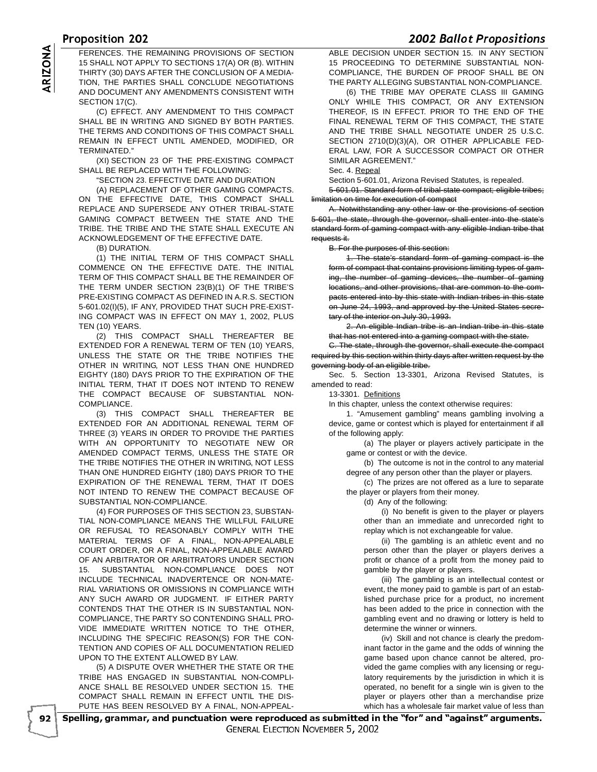FERENCES. THE REMAINING PROVISIONS OF SECTION 15 SHALL NOT APPLY TO SECTIONS 17(A) OR (B). WITHIN THIRTY (30) DAYS AFTER THE CONCLUSION OF A MEDIATION, THE PARTIES SHALL CONCLUDE NEGOTIATIONS AND DOCUMENT ANY AMENDMENTS CONSISTENT WITH SECTION 17(C).

(C) EFFECT. ANY AMENDMENT TO THIS COMPACT SHALL BE IN WRITING AND SIGNED BY BOTH PARTIES. THE TERMS AND CONDITIONS OF THIS COMPACT SHALL REMAIN IN EFFECT UNTIL AMENDED, MODIFIED, OR TERMINATED."

(XI) SECTION 23 OF THE PRE-EXISTING COMPACT SHALL BE REPLACED WITH THE FOLLOWING:

"SECTION 23. EFFECTIVE DATE AND DURATION

(A) REPLACEMENT OF OTHER GAMING COMPACTS. ON THE EFFECTIVE DATE, THIS COMPACT SHALL REPLACE AND SUPERSEDE ANY OTHER TRIBAL-STATE GAMING COMPACT BETWEEN THE STATE AND THE TRIBE. THE TRIBE AND THE STATE SHALL EXECUTE AN ACKNOWLEDGEMENT OF THE EFFECTIVE DATE.

(B) DURATION.

(1) THE INITIAL TERM OF THIS COMPACT SHALL COMMENCE ON THE EFFECTIVE DATE. THE INITIAL TERM OF THIS COMPACT SHALL BE THE REMAINDER OF THE TERM UNDER SECTION 23(B)(1) OF THE TRIBE'S PRE-EXISTING COMPACT AS DEFINED IN A.R.S. SECTION 5-601.02(I)(5), IF ANY, PROVIDED THAT SUCH PRE-EXISTING COMPACT WAS IN EFFECT ON MAY 1, 2002, PLUS TEN (10) YEARS.

(2) THIS COMPACT SHALL THEREAFTER BE EXTENDED FOR A RENEWAL TERM OF TEN (10) YEARS, UNLESS THE STATE OR THE TRIBE NOTIFIES THE OTHER IN WRITING, NOT LESS THAN ONE HUNDRED EIGHTY (180) DAYS PRIOR TO THE EXPIRATION OF THE INITIAL TERM, THAT IT DOES NOT INTEND TO RENEW THE COMPACT BECAUSE OF SUBSTANTIAL NON-COMPLIANCE.

(3) THIS COMPACT SHALL THEREAFTER BE EXTENDED FOR AN ADDITIONAL RENEWAL TERM OF THREE (3) YEARS IN ORDER TO PROVIDE THE PARTIES WITH AN OPPORTUNITY TO NEGOTIATE NEW OR AMENDED COMPACT TERMS, UNLESS THE STATE OR THE TRIBE NOTIFIES THE OTHER IN WRITING, NOT LESS THAN ONE HUNDRED EIGHTY (180) DAYS PRIOR TO THE EXPIRATION OF THE RENEWAL TERM, THAT IT DOES NOT INTEND TO RENEW THE COMPACT BECAUSE OF SUBSTANTIAL NON-COMPLIANCE.

(4) FOR PURPOSES OF THIS SECTION 23, SUBSTANTIAL NON-COMPLIANCE MEANS THE WILLFUL FAILURE OR REFUSAL TO REASONABLY COMPLY WITH THE MATERIAL TERMS OF A FINAL, NON-APPEALABLE COURT ORDER, OR A FINAL, NON-APPEALABLE AWARD OF AN ARBITRATOR OR ARBITRATORS UNDER SECTION 15. SUBSTANTIAL NON-COMPLIANCE DOES NOT INCLUDE TECHNICAL INADVERTENCE OR NON-MATERIAL VARIATIONS OR OMISSIONS IN COMPLIANCE WITH ANY SUCH AWARD OR JUDGMENT. IF EITHER PARTY CONTENDS THAT THE OTHER IS IN SUBSTANTIAL NON-COMPLIANCE, THE PARTY SO CONTENDING SHALL PROVIDE IMMEDIATE WRITTEN NOTICE TO THE OTHER, INCLUDING THE SPECIFIC REASON(S) FOR THE CONTENTION AND COPIES OF ALL DOCUMENTATION RELIED UPON TO THE EXTENT ALLOWED BY LAW.

(5) A DISPUTE OVER WHETHER THE STATE OR THE TRIBE HAS ENGAGED IN SUBSTANTIAL NON-COMPLIANCE SHALL BE RESOLVED UNDER SECTION 15. THE COMPACT SHALL REMAIN IN EFFECT UNTIL THE DISPUTE HAS BEEN RESOLVED BY A FINAL, NON-APPEALABLE DECISION UNDER SECTION 15. IN ANY SECTION 15 PROCEEDING TO DETERMINE SUBSTANTIAL NON-COMPLIANCE, THE BURDEN OF PROOF SHALL BE ON THE PARTY ALLEGING SUBSTANTIAL NON-COMPLIANCE.

(6) THE TRIBE MAY OPERATE CLASS III GAMING ONLY WHILE THIS COMPACT, OR ANY EXTENSION THEREOF, IS IN EFFECT. PRIOR TO THE END OF THE FINAL RENEWAL TERM OF THIS COMPACT, THE STATE AND THE TRIBE SHALL NEGOTIATE UNDER 25 U.S.C. SECTION 2710(D)(3)(A), OR OTHER APPLICABLE FEDERAL LAW, FOR A SUCCESSOR COMPACT OR OTHER SIMILAR AGREEMENT."

Sec. 4. Repeal

Section 5-601.01, Arizona Revised Statutes, is repealed.

~~5-601.01. Standard form of tribal-state compact; eligible tribes; limitation on time for execution of compact~~

~~A. Notwithstanding any other law or the provisions of section 5-601, the state, through the governor, shall enter into the state's standard form of gaming compact with any eligible Indian tribe that requests it.~~

~~B. For the purposes of this section:~~

~~1. The state's standard form of gaming compact is the form of compact that contains provisions limiting types of gaming, the number of gaming devices, the number of gaming locations, and other provisions, that are common to the compacts entered into by this state with Indian tribes in this state on June 24, 1993, and approved by the United States secretary of the interior on July 30, 1993.~~

~~2. An eligible Indian tribe is an Indian tribe in this state that has not entered into a gaming compact with the state.~~

~~C. The state, through the governor, shall execute the compact required by this section within thirty days after written request by the governing body of an eligible tribe.~~

Sec. 5. Section 13-3301, Arizona Revised Statutes, is amended to read:

13-3301. Definitions

In this chapter, unless the context otherwise requires:

1. "Amusement gambling" means gambling involving a device, game or contest which is played for entertainment if all of the following apply:

(a) The player or players actively participate in the game or contest or with the device.

(b) The outcome is not in the control to any material degree of any person other than the player or players.

(c) The prizes are not offered as a lure to separate the player or players from their money.

(d) Any of the following:

(i) No benefit is given to the player or players other than an immediate and unrecorded right to replay which is not exchangeable for value.

(ii) The gambling is an athletic event and no person other than the player or players derives a profit or chance of a profit from the money paid to gamble by the player or players.

(iii) The gambling is an intellectual contest or event, the money paid to gamble is part of an established purchase price for a product, no increment has been added to the price in connection with the gambling event and no drawing or lottery is held to determine the winner or winners.

(iv) Skill and not chance is clearly the predominant factor in the game and the odds of winning the game based upon chance cannot be altered, provided the game complies with any licensing or regulatory requirements by the jurisdiction in which it is operated, no benefit for a single win is given to the player or players other than a merchandise prize which has a wholesale fair market value of less than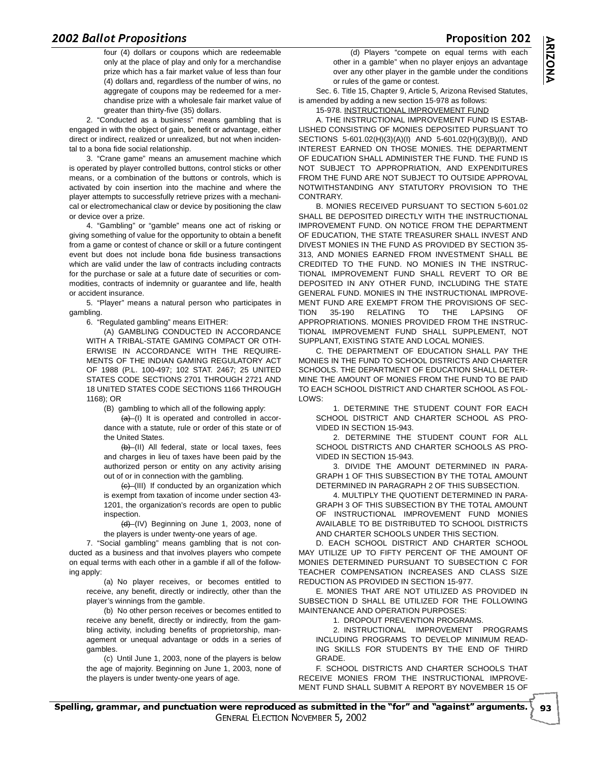four (4) dollars or coupons which are redeemable only at the place of play and only for a merchandise prize which has a fair market value of less than four (4) dollars and, regardless of the number of wins, no aggregate of coupons may be redeemed for a merchandise prize with a wholesale fair market value of greater than thirty-five (35) dollars.

2. "Conducted as a business" means gambling that is engaged in with the object of gain, benefit or advantage, either direct or indirect, realized or unrealized, but not when incidental to a bona fide social relationship.

3. "Crane game" means an amusement machine which is operated by player controlled buttons, control sticks or other means, or a combination of the buttons or controls, which is activated by coin insertion into the machine and where the player attempts to successfully retrieve prizes with a mechanical or electromechanical claw or device by positioning the claw or device over a prize.

4. "Gambling" or "gamble" means one act of risking or giving something of value for the opportunity to obtain a benefit from a game or contest of chance or skill or a future contingent event but does not include bona fide business transactions which are valid under the law of contracts including contracts for the purchase or sale at a future date of securities or commodities, contracts of indemnity or guarantee and life, health or accident insurance.

5. "Player" means a natural person who participates in gambling.

6. "Regulated gambling" means EITHER:

(A) GAMBLING CONDUCTED IN ACCORDANCE WITH A TRIBAL-STATE GAMING COMPACT OR OTHERWISE IN ACCORDANCE WITH THE REQUIREMENTS OF THE INDIAN GAMING REGULATORY ACT OF 1988 (P.L. 100-497; 102 STAT. 2467; 25 UNITED STATES CODE SECTIONS 2701 THROUGH 2721 AND 18 UNITED STATES CODE SECTIONS 1166 THROUGH 1168); OR

(B) gambling to which all of the following apply:

~~(a)~~ (I) It is operated and controlled in accordance with a statute, rule or order of this state or of the United States.

~~(b)~~ (II) All federal, state or local taxes, fees and charges in lieu of taxes have been paid by the authorized person or entity on any activity arising out of or in connection with the gambling.

~~(c)~~ (III) If conducted by an organization which is exempt from taxation of income under section 43-1201, the organization's records are open to public inspection.

~~(d)~~ (IV) Beginning on June 1, 2003, none of the players is under twenty-one years of age.

7. "Social gambling" means gambling that is not conducted as a business and that involves players who compete on equal terms with each other in a gamble if all of the following apply:

(a) No player receives, or becomes entitled to receive, any benefit, directly or indirectly, other than the player's winnings from the gamble.

(b) No other person receives or becomes entitled to receive any benefit, directly or indirectly, from the gambling activity, including benefits of proprietorship, management or unequal advantage or odds in a series of gambles.

(c) Until June 1, 2003, none of the players is below the age of majority. Beginning on June 1, 2003, none of the players is under twenty-one years of age.

(d) Players "compete on equal terms with each other in a gamble" when no player enjoys an advantage over any other player in the gamble under the conditions or rules of the game or contest.

Sec. 6. Title 15, Chapter 9, Article 5, Arizona Revised Statutes, is amended by adding a new section 15-978 as follows:

15-978. INSTRUCTIONAL IMPROVEMENT FUND

A. THE INSTRUCTIONAL IMPROVEMENT FUND IS ESTABLISHED CONSISTING OF MONIES DEPOSITED PURSUANT TO SECTIONS 5-601.02(H)(3)(A)(I) AND 5-601.02(H)(3)(B)(I), AND INTEREST EARNED ON THOSE MONIES. THE DEPARTMENT OF EDUCATION SHALL ADMINISTER THE FUND. THE FUND IS NOT SUBJECT TO APPROPRIATION, AND EXPENDITURES FROM THE FUND ARE NOT SUBJECT TO OUTSIDE APPROVAL NOTWITHSTANDING ANY STATUTORY PROVISION TO THE CONTRARY.

B. MONIES RECEIVED PURSUANT TO SECTION 5-601.02 SHALL BE DEPOSITED DIRECTLY WITH THE INSTRUCTIONAL IMPROVEMENT FUND. ON NOTICE FROM THE DEPARTMENT OF EDUCATION, THE STATE TREASURER SHALL INVEST AND DIVEST MONIES IN THE FUND AS PROVIDED BY SECTION 35-313, AND MONIES EARNED FROM INVESTMENT SHALL BE CREDITED TO THE FUND. NO MONIES IN THE INSTRUCTIONAL IMPROVEMENT FUND SHALL REVERT TO OR BE DEPOSITED IN ANY OTHER FUND, INCLUDING THE STATE GENERAL FUND. MONIES IN THE INSTRUCTIONAL IMPROVEMENT FUND ARE EXEMPT FROM THE PROVISIONS OF SECTION 35-190 RELATING TO THE LAPSING OF APPROPRIATIONS. MONIES PROVIDED FROM THE INSTRUCTIONAL IMPROVEMENT FUND SHALL SUPPLEMENT, NOT SUPPLANT, EXISTING STATE AND LOCAL MONIES.

C. THE DEPARTMENT OF EDUCATION SHALL PAY THE MONIES IN THE FUND TO SCHOOL DISTRICTS AND CHARTER SCHOOLS. THE DEPARTMENT OF EDUCATION SHALL DETERMINE THE AMOUNT OF MONIES FROM THE FUND TO BE PAID TO EACH SCHOOL DISTRICT AND CHARTER SCHOOL AS FOLLOWS:

1. DETERMINE THE STUDENT COUNT FOR EACH SCHOOL DISTRICT AND CHARTER SCHOOL AS PROVIDED IN SECTION 15-943.

2. DETERMINE THE STUDENT COUNT FOR ALL SCHOOL DISTRICTS AND CHARTER SCHOOLS AS PROVIDED IN SECTION 15-943.

3. DIVIDE THE AMOUNT DETERMINED IN PARAGRAPH 1 OF THIS SUBSECTION BY THE TOTAL AMOUNT DETERMINED IN PARAGRAPH 2 OF THIS SUBSECTION.

4. MULTIPLY THE QUOTIENT DETERMINED IN PARAGRAPH 3 OF THIS SUBSECTION BY THE TOTAL AMOUNT OF INSTRUCTIONAL IMPROVEMENT FUND MONIES AVAILABLE TO BE DISTRIBUTED TO SCHOOL DISTRICTS AND CHARTER SCHOOLS UNDER THIS SECTION.

D. EACH SCHOOL DISTRICT AND CHARTER SCHOOL MAY UTILIZE UP TO FIFTY PERCENT OF THE AMOUNT OF MONIES DETERMINED PURSUANT TO SUBSECTION C FOR TEACHER COMPENSATION INCREASES AND CLASS SIZE REDUCTION AS PROVIDED IN SECTION 15-977.

E. MONIES THAT ARE NOT UTILIZED AS PROVIDED IN SUBSECTION D SHALL BE UTILIZED FOR THE FOLLOWING MAINTENANCE AND OPERATION PURPOSES:

1. DROPOUT PREVENTION PROGRAMS.

2. INSTRUCTIONAL IMPROVEMENT PROGRAMS INCLUDING PROGRAMS TO DEVELOP MINIMUM READING SKILLS FOR STUDENTS BY THE END OF THIRD GRADE.

F. SCHOOL DISTRICTS AND CHARTER SCHOOLS THAT RECEIVE MONIES FROM THE INSTRUCTIONAL IMPROVEMENT FUND SHALL SUBMIT A REPORT BY NOVEMBER 15 OF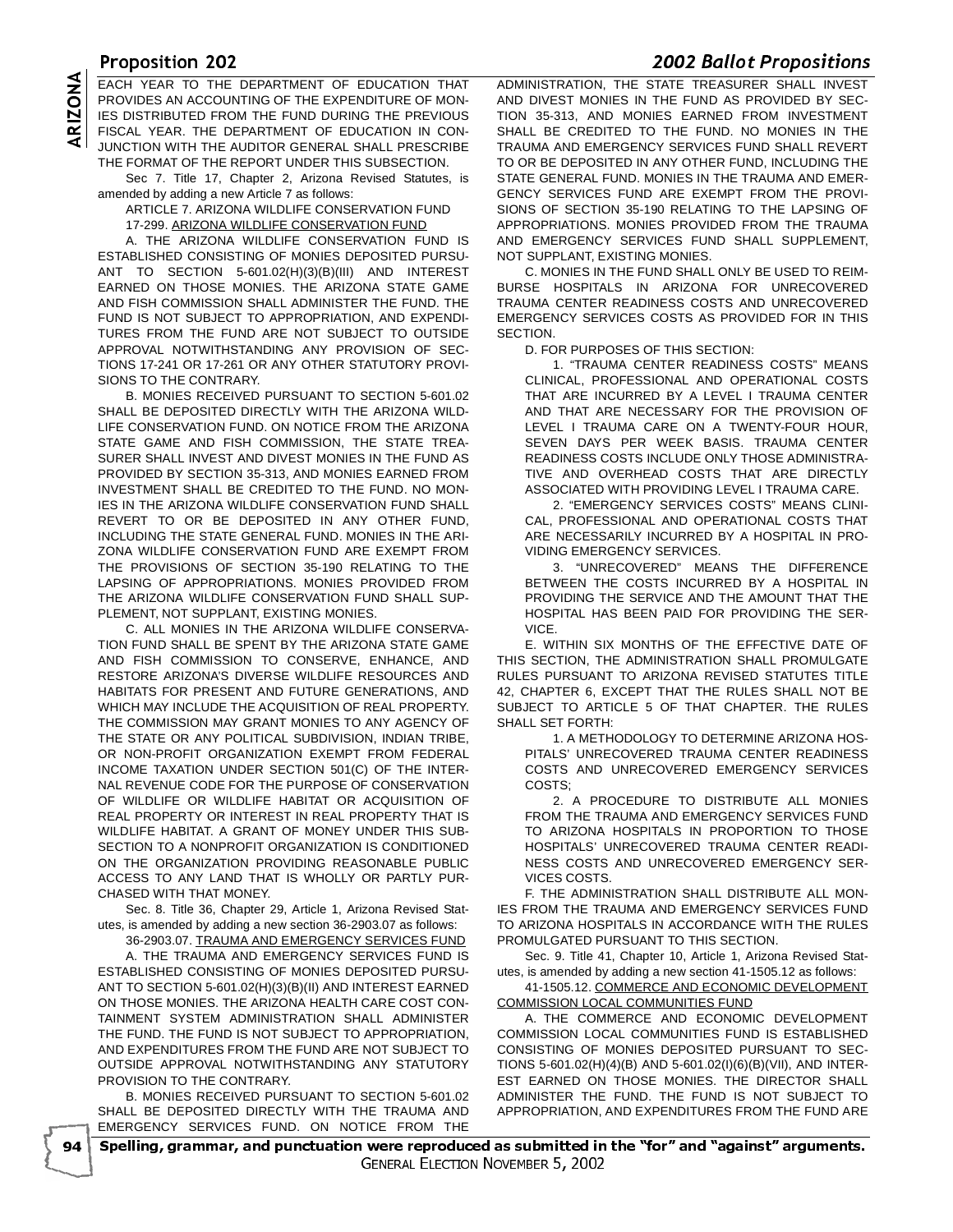EACH YEAR TO THE DEPARTMENT OF EDUCATION THAT PROVIDES AN ACCOUNTING OF THE EXPENDITURE OF MONIES DISTRIBUTED FROM THE FUND DURING THE PREVIOUS FISCAL YEAR. THE DEPARTMENT OF EDUCATION IN CONJUNCTION WITH THE AUDITOR GENERAL SHALL PRESCRIBE THE FORMAT OF THE REPORT UNDER THIS SUBSECTION.

Sec 7. Title 17, Chapter 2, Arizona Revised Statutes, is amended by adding a new Article 7 as follows:

ARTICLE 7. ARIZONA WILDLIFE CONSERVATION FUND

17-299. ARIZONA WILDLIFE CONSERVATION FUND

A. THE ARIZONA WILDLIFE CONSERVATION FUND IS ESTABLISHED CONSISTING OF MONIES DEPOSITED PURSUANT TO SECTION 5-601.02(H)(3)(B)(III) AND INTEREST EARNED ON THOSE MONIES. THE ARIZONA STATE GAME AND FISH COMMISSION SHALL ADMINISTER THE FUND. THE FUND IS NOT SUBJECT TO APPROPRIATION, AND EXPENDITURES FROM THE FUND ARE NOT SUBJECT TO OUTSIDE APPROVAL NOTWITHSTANDING ANY PROVISION OF SECTIONS 17-241 OR 17-261 OR ANY OTHER STATUTORY PROVISIONS TO THE CONTRARY.

B. MONIES RECEIVED PURSUANT TO SECTION 5-601.02 SHALL BE DEPOSITED DIRECTLY WITH THE ARIZONA WILDLIFE CONSERVATION FUND. ON NOTICE FROM THE ARIZONA STATE GAME AND FISH COMMISSION, THE STATE TREASURER SHALL INVEST AND DIVEST MONIES IN THE FUND AS PROVIDED BY SECTION 35-313, AND MONIES EARNED FROM INVESTMENT SHALL BE CREDITED TO THE FUND. NO MONIES IN THE ARIZONA WILDLIFE CONSERVATION FUND SHALL REVERT TO OR BE DEPOSITED IN ANY OTHER FUND, INCLUDING THE STATE GENERAL FUND. MONIES IN THE ARIZONA WILDLIFE CONSERVATION FUND ARE EXEMPT FROM THE PROVISIONS OF SECTION 35-190 RELATING TO THE LAPSING OF APPROPRIATIONS. MONIES PROVIDED FROM THE ARIZONA WILDLIFE CONSERVATION FUND SHALL SUPPLEMENT, NOT SUPPLANT, EXISTING MONIES.

C. ALL MONIES IN THE ARIZONA WILDLIFE CONSERVATION FUND SHALL BE SPENT BY THE ARIZONA STATE GAME AND FISH COMMISSION TO CONSERVE, ENHANCE, AND RESTORE ARIZONA'S DIVERSE WILDLIFE RESOURCES AND HABITATS FOR PRESENT AND FUTURE GENERATIONS, AND WHICH MAY INCLUDE THE ACQUISITION OF REAL PROPERTY. THE COMMISSION MAY GRANT MONIES TO ANY AGENCY OF THE STATE OR ANY POLITICAL SUBDIVISION, INDIAN TRIBE, OR NON-PROFIT ORGANIZATION EXEMPT FROM FEDERAL INCOME TAXATION UNDER SECTION 501(C) OF THE INTERNAL REVENUE CODE FOR THE PURPOSE OF CONSERVATION OF WILDLIFE OR WILDLIFE HABITAT OR ACQUISITION OF REAL PROPERTY OR INTEREST IN REAL PROPERTY THAT IS WILDLIFE HABITAT. A GRANT OF MONEY UNDER THIS SUBSECTION TO A NONPROFIT ORGANIZATION IS CONDITIONED ON THE ORGANIZATION PROVIDING REASONABLE PUBLIC ACCESS TO ANY LAND THAT IS WHOLLY OR PARTLY PURCHASED WITH THAT MONEY.

Sec. 8. Title 36, Chapter 29, Article 1, Arizona Revised Statutes, is amended by adding a new section 36-2903.07 as follows:

36-2903.07. TRAUMA AND EMERGENCY SERVICES FUND

A. THE TRAUMA AND EMERGENCY SERVICES FUND IS ESTABLISHED CONSISTING OF MONIES DEPOSITED PURSUANT TO SECTION 5-601.02(H)(3)(B)(II) AND INTEREST EARNED ON THOSE MONIES. THE ARIZONA HEALTH CARE COST CONTAINMENT SYSTEM ADMINISTRATION SHALL ADMINISTER THE FUND. THE FUND IS NOT SUBJECT TO APPROPRIATION, AND EXPENDITURES FROM THE FUND ARE NOT SUBJECT TO OUTSIDE APPROVAL NOTWITHSTANDING ANY STATUTORY PROVISION TO THE CONTRARY.

B. MONIES RECEIVED PURSUANT TO SECTION 5-601.02 SHALL BE DEPOSITED DIRECTLY WITH THE TRAUMA AND EMERGENCY SERVICES FUND. ON NOTICE FROM THE ADMINISTRATION, THE STATE TREASURER SHALL INVEST AND DIVEST MONIES IN THE FUND AS PROVIDED BY SECTION 35-313, AND MONIES EARNED FROM INVESTMENT SHALL BE CREDITED TO THE FUND. NO MONIES IN THE TRAUMA AND EMERGENCY SERVICES FUND SHALL REVERT TO OR BE DEPOSITED IN ANY OTHER FUND, INCLUDING THE STATE GENERAL FUND. MONIES IN THE TRAUMA AND EMERGENCY SERVICES FUND ARE EXEMPT FROM THE PROVISIONS OF SECTION 35-190 RELATING TO THE LAPSING OF APPROPRIATIONS. MONIES PROVIDED FROM THE TRAUMA AND EMERGENCY SERVICES FUND SHALL SUPPLEMENT, NOT SUPPLANT, EXISTING MONIES.

C. MONIES IN THE FUND SHALL ONLY BE USED TO REIMBURSE HOSPITALS IN ARIZONA FOR UNRECOVERED TRAUMA CENTER READINESS COSTS AND UNRECOVERED EMERGENCY SERVICES COSTS AS PROVIDED FOR IN THIS SECTION.

D. FOR PURPOSES OF THIS SECTION:

1. "TRAUMA CENTER READINESS COSTS" MEANS CLINICAL, PROFESSIONAL AND OPERATIONAL COSTS THAT ARE INCURRED BY A LEVEL I TRAUMA CENTER AND THAT ARE NECESSARY FOR THE PROVISION OF LEVEL I TRAUMA CARE ON A TWENTY-FOUR HOUR, SEVEN DAYS PER WEEK BASIS. TRAUMA CENTER READINESS COSTS INCLUDE ONLY THOSE ADMINISTRATIVE AND OVERHEAD COSTS THAT ARE DIRECTLY ASSOCIATED WITH PROVIDING LEVEL I TRAUMA CARE.

2. "EMERGENCY SERVICES COSTS" MEANS CLINICAL, PROFESSIONAL AND OPERATIONAL COSTS THAT ARE NECESSARILY INCURRED BY A HOSPITAL IN PROVIDING EMERGENCY SERVICES.

3. "UNRECOVERED" MEANS THE DIFFERENCE BETWEEN THE COSTS INCURRED BY A HOSPITAL IN PROVIDING THE SERVICE AND THE AMOUNT THAT THE HOSPITAL HAS BEEN PAID FOR PROVIDING THE SERVICE.

E. WITHIN SIX MONTHS OF THE EFFECTIVE DATE OF THIS SECTION, THE ADMINISTRATION SHALL PROMULGATE RULES PURSUANT TO ARIZONA REVISED STATUTES TITLE 42, CHAPTER 6, EXCEPT THAT THE RULES SHALL NOT BE SUBJECT TO ARTICLE 5 OF THAT CHAPTER. THE RULES SHALL SET FORTH:

1. A METHODOLOGY TO DETERMINE ARIZONA HOSPITALS' UNRECOVERED TRAUMA CENTER READINESS COSTS AND UNRECOVERED EMERGENCY SERVICES COSTS;

2. A PROCEDURE TO DISTRIBUTE ALL MONIES FROM THE TRAUMA AND EMERGENCY SERVICES FUND TO ARIZONA HOSPITALS IN PROPORTION TO THOSE HOSPITALS' UNRECOVERED TRAUMA CENTER READINESS COSTS AND UNRECOVERED EMERGENCY SERVICES COSTS.

F. THE ADMINISTRATION SHALL DISTRIBUTE ALL MONIES FROM THE TRAUMA AND EMERGENCY SERVICES FUND TO ARIZONA HOSPITALS IN ACCORDANCE WITH THE RULES PROMULGATED PURSUANT TO THIS SECTION.

Sec. 9. Title 41, Chapter 10, Article 1, Arizona Revised Statutes, is amended by adding a new section 41-1505.12 as follows:

41-1505.12. COMMERCE AND ECONOMIC DEVELOPMENT COMMISSION LOCAL COMMUNITIES FUND

A. THE COMMERCE AND ECONOMIC DEVELOPMENT COMMISSION LOCAL COMMUNITIES FUND IS ESTABLISHED CONSISTING OF MONIES DEPOSITED PURSUANT TO SECTIONS 5-601.02(H)(4)(B) AND 5-601.02(I)(6)(B)(VII), AND INTEREST EARNED ON THOSE MONIES. THE DIRECTOR SHALL ADMINISTER THE FUND. THE FUND IS NOT SUBJECT TO APPROPRIATION, AND EXPENDITURES FROM THE FUND ARE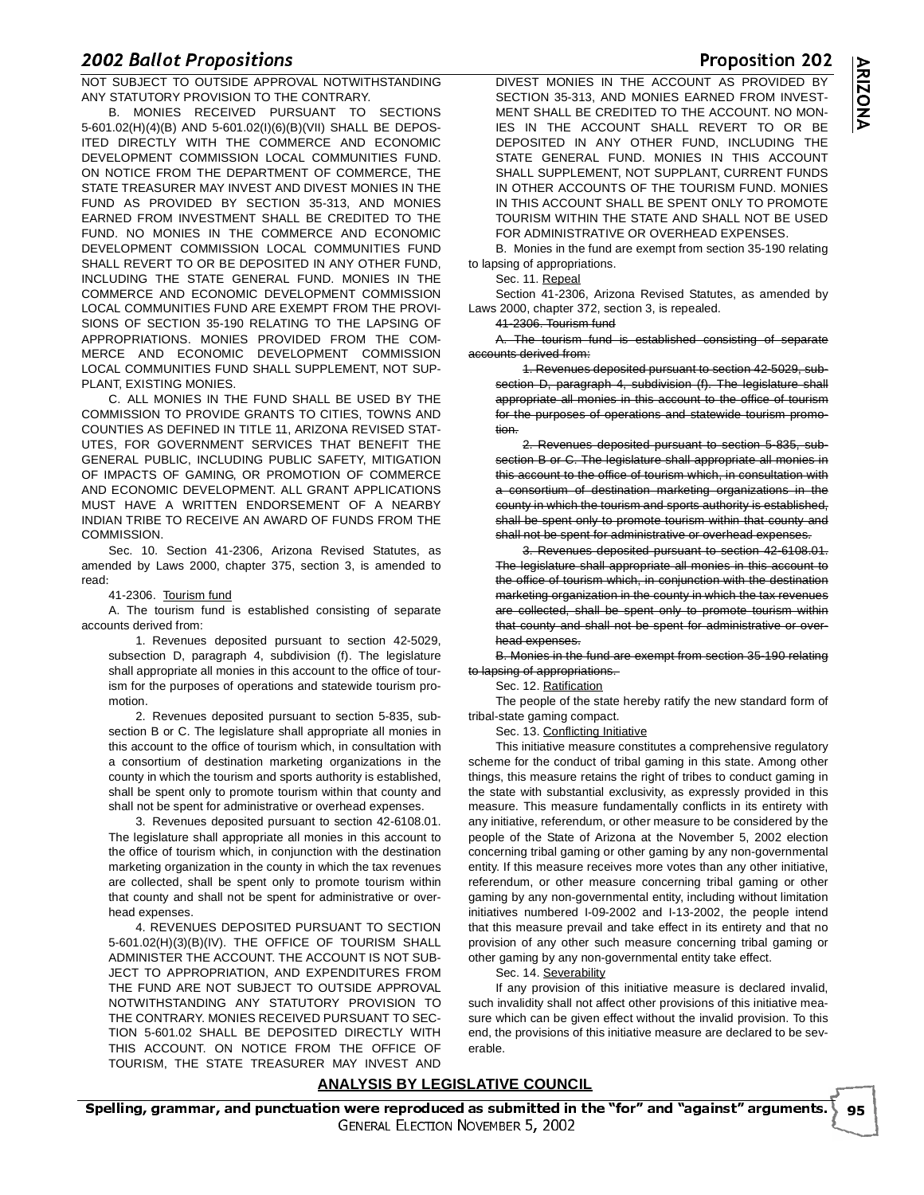NOT SUBJECT TO OUTSIDE APPROVAL NOTWITHSTANDING ANY STATUTORY PROVISION TO THE CONTRARY.

B. MONIES RECEIVED PURSUANT TO SECTIONS 5-601.02(H)(4)(B) AND 5-601.02(I)(6)(B)(VII) SHALL BE DEPOSITED DIRECTLY WITH THE COMMERCE AND ECONOMIC DEVELOPMENT COMMISSION LOCAL COMMUNITIES FUND. ON NOTICE FROM THE DEPARTMENT OF COMMERCE, THE STATE TREASURER MAY INVEST AND DIVEST MONIES IN THE FUND AS PROVIDED BY SECTION 35-313, AND MONIES EARNED FROM INVESTMENT SHALL BE CREDITED TO THE FUND. NO MONIES IN THE COMMERCE AND ECONOMIC DEVELOPMENT COMMISSION LOCAL COMMUNITIES FUND SHALL REVERT TO OR BE DEPOSITED IN ANY OTHER FUND, INCLUDING THE STATE GENERAL FUND. MONIES IN THE COMMERCE AND ECONOMIC DEVELOPMENT COMMISSION LOCAL COMMUNITIES FUND ARE EXEMPT FROM THE PROVISIONS OF SECTION 35-190 RELATING TO THE LAPSING OF APPROPRIATIONS. MONIES PROVIDED FROM THE COMMERCE AND ECONOMIC DEVELOPMENT COMMISSION LOCAL COMMUNITIES FUND SHALL SUPPLEMENT, NOT SUPPLANT, EXISTING MONIES.

C. ALL MONIES IN THE FUND SHALL BE USED BY THE COMMISSION TO PROVIDE GRANTS TO CITIES, TOWNS AND COUNTIES AS DEFINED IN TITLE 11, ARIZONA REVISED STATUTES, FOR GOVERNMENT SERVICES THAT BENEFIT THE GENERAL PUBLIC, INCLUDING PUBLIC SAFETY, MITIGATION OF IMPACTS OF GAMING, OR PROMOTION OF COMMERCE AND ECONOMIC DEVELOPMENT. ALL GRANT APPLICATIONS MUST HAVE A WRITTEN ENDORSEMENT OF A NEARBY INDIAN TRIBE TO RECEIVE AN AWARD OF FUNDS FROM THE COMMISSION.

Sec. 10. Section 41-2306, Arizona Revised Statutes, as amended by Laws 2000, chapter 375, section 3, is amended to read:

41-2306. Tourism fund

A. The tourism fund is established consisting of separate accounts derived from:

1. Revenues deposited pursuant to section 42-5029, subsection D, paragraph 4, subdivision (f). The legislature shall appropriate all monies in this account to the office of tourism for the purposes of operations and statewide tourism promotion.

2. Revenues deposited pursuant to section 5-835, subsection B or C. The legislature shall appropriate all monies in this account to the office of tourism which, in consultation with a consortium of destination marketing organizations in the county in which the tourism and sports authority is established, shall be spent only to promote tourism within that county and shall not be spent for administrative or overhead expenses.

3. Revenues deposited pursuant to section 42-6108.01. The legislature shall appropriate all monies in this account to the office of tourism which, in conjunction with the destination marketing organization in the county in which the tax revenues are collected, shall be spent only to promote tourism within that county and shall not be spent for administrative or overhead expenses.

4. REVENUES DEPOSITED PURSUANT TO SECTION 5-601.02(H)(3)(B)(IV). THE OFFICE OF TOURISM SHALL ADMINISTER THE ACCOUNT. THE ACCOUNT IS NOT SUBJECT TO APPROPRIATION, AND EXPENDITURES FROM THE FUND ARE NOT SUBJECT TO OUTSIDE APPROVAL NOTWITHSTANDING ANY STATUTORY PROVISION TO THE CONTRARY. MONIES RECEIVED PURSUANT TO SECTION 5-601.02 SHALL BE DEPOSITED DIRECTLY WITH THIS ACCOUNT. ON NOTICE FROM THE OFFICE OF TOURISM, THE STATE TREASURER MAY INVEST AND DIVEST MONIES IN THE ACCOUNT AS PROVIDED BY SECTION 35-313, AND MONIES EARNED FROM INVESTMENT SHALL BE CREDITED TO THE ACCOUNT. NO MONIES IN THE ACCOUNT SHALL REVERT TO OR BE DEPOSITED IN ANY OTHER FUND, INCLUDING THE STATE GENERAL FUND. MONIES IN THIS ACCOUNT SHALL SUPPLEMENT, NOT SUPPLANT, CURRENT FUNDS IN OTHER ACCOUNTS OF THE TOURISM FUND. MONIES IN THIS ACCOUNT SHALL BE SPENT ONLY TO PROMOTE TOURISM WITHIN THE STATE AND SHALL NOT BE USED FOR ADMINISTRATIVE OR OVERHEAD EXPENSES.

B. Monies in the fund are exempt from section 35-190 relating to lapsing of appropriations.

Sec. 11. Repeal

Section 41-2306, Arizona Revised Statutes, as amended by Laws 2000, chapter 372, section 3, is repealed.

~~41-2306. Tourism fund~~

~~A. The tourism fund is established consisting of separate accounts derived from:~~

~~1. Revenues deposited pursuant to section 42-5029, subsection D, paragraph 4, subdivision (f). The legislature shall appropriate all monies in this account to the office of tourism for the purposes of operations and statewide tourism promotion.~~

~~2. Revenues deposited pursuant to section 5-835, subsection B or C. The legislature shall appropriate all monies in this account to the office of tourism which, in consultation with a consortium of destination marketing organizations in the county in which the tourism and sports authority is established, shall be spent only to promote tourism within that county and shall not be spent for administrative or overhead expenses.~~

~~3. Revenues deposited pursuant to section 42-6108.01. The legislature shall appropriate all monies in this account to the office of tourism which, in conjunction with the destination marketing organization in the county in which the tax revenues are collected, shall be spent only to promote tourism within that county and shall not be spent for administrative or overhead expenses.~~

~~B. Monies in the fund are exempt from section 35-190 relating to lapsing of appropriations.~~

Sec. 12. Ratification

The people of the state hereby ratify the new standard form of tribal-state gaming compact.

Sec. 13. Conflicting Initiative

This initiative measure constitutes a comprehensive regulatory scheme for the conduct of tribal gaming in this state. Among other things, this measure retains the right of tribes to conduct gaming in the state with substantial exclusivity, as expressly provided in this measure. This measure fundamentally conflicts in its entirety with any initiative, referendum, or other measure to be considered by the people of the State of Arizona at the November 5, 2002 election concerning tribal gaming or other gaming by any non-governmental entity. If this measure receives more votes than any other initiative, referendum, or other measure concerning tribal gaming or other gaming by any non-governmental entity, including without limitation initiatives numbered I-09-2002 and I-13-2002, the people intend that this measure prevail and take effect in its entirety and that no provision of any other such measure concerning tribal gaming or other gaming by any non-governmental entity take effect.

Sec. 14. Severability

If any provision of this initiative measure is declared invalid, such invalidity shall not affect other provisions of this initiative measure which can be given effect without the invalid provision. To this end, the provisions of this initiative measure are declared to be severable.

## ANALYSIS BY LEGISLATIVE COUNCIL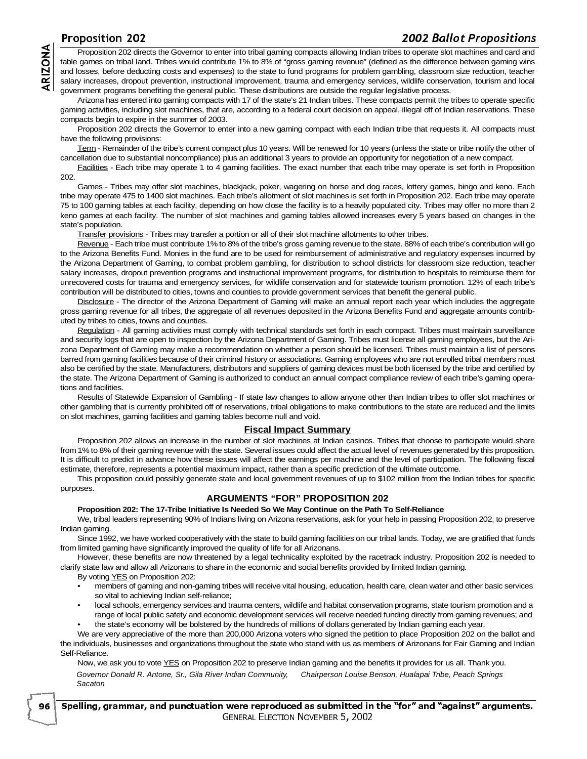# Proposition 202

Proposition 202 directs the Governor to enter into tribal gaming compacts allowing Indian tribes to operate slot machines and card and table games on tribal land. Tribes would contribute 1% to 8% of "gross gaming revenue" (defined as the difference between gaming wins and losses, before deducting costs and expenses) to the state to fund programs for problem gambling, classroom size reduction, teacher salary increases, dropout prevention, instructional improvement, trauma and emergency services, wildlife conservation, tourism and local government programs benefiting the general public. These distributions are outside the regular legislative process.

Arizona has entered into gaming compacts with 17 of the state's 21 Indian tribes. These compacts permit the tribes to operate specific gaming activities, including slot machines, that are, according to a federal court decision on appeal, illegal off of Indian reservations. These compacts begin to expire in the summer of 2003.

Proposition 202 directs the Governor to enter into a new gaming compact with each Indian tribe that requests it. All compacts must have the following provisions:

Term - Remainder of the tribe's current compact plus 10 years. Will be renewed for 10 years (unless the state or tribe notify the other of cancellation due to substantial noncompliance) plus an additional 3 years to provide an opportunity for negotiation of a new compact.

Facilities - Each tribe may operate 1 to 4 gaming facilities. The exact number that each tribe may operate is set forth in Proposition 202.

Games - Tribes may offer slot machines, blackjack, poker, wagering on horse and dog races, lottery games, bingo and keno. Each tribe may operate 475 to 1400 slot machines. Each tribe's allotment of slot machines is set forth in Proposition 202. Each tribe may operate 75 to 100 gaming tables at each facility, depending on how close the facility is to a heavily populated city. Tribes may offer no more than 2 keno games at each facility. The number of slot machines and gaming tables allowed increases every 5 years based on changes in the state's population.

Transfer provisions - Tribes may transfer a portion or all of their slot machine allotments to other tribes.

Revenue - Each tribe must contribute 1% to 8% of the tribe's gross gaming revenue to the state. 88% of each tribe's contribution will go to the Arizona Benefits Fund. Monies in the fund are to be used for reimbursement of administrative and regulatory expenses incurred by the Arizona Department of Gaming, to combat problem gambling, for distribution to school districts for classroom size reduction, teacher salary increases, dropout prevention programs and instructional improvement programs, for distribution to hospitals to reimburse them for unrecovered costs for trauma and emergency services, for wildlife conservation and for statewide tourism promotion. 12% of each tribe's contribution will be distributed to cities, towns and counties to provide government services that benefit the general public.

Disclosure - The director of the Arizona Department of Gaming will make an annual report each year which includes the aggregate gross gaming revenue for all tribes, the aggregate of all revenues deposited in the Arizona Benefits Fund and aggregate amounts contributed by tribes to cities, towns and counties.

Regulation - All gaming activities must comply with technical standards set forth in each compact. Tribes must maintain surveillance and security logs that are open to inspection by the Arizona Department of Gaming. Tribes must license all gaming employees, but the Arizona Department of Gaming may make a recommendation on whether a person should be licensed. Tribes must maintain a list of persons barred from gaming facilities because of their criminal history or associations. Gaming employees who are not enrolled tribal members must also be certified by the state. Manufacturers, distributors and suppliers of gaming devices must be both licensed by the tribe and certified by the state. The Arizona Department of Gaming is authorized to conduct an annual compact compliance review of each tribe's gaming operations and facilities.

Results of Statewide Expansion of Gambling - If state law changes to allow anyone other than Indian tribes to offer slot machines or other gambling that is currently prohibited off of reservations, tribal obligations to make contributions to the state are reduced and the limits on slot machines, gaming facilities and gaming tables become null and void.

## Fiscal Impact Summary

Proposition 202 allows an increase in the number of slot machines at Indian casinos. Tribes that choose to participate would share from 1% to 8% of their gaming revenue with the state. Several issues could affect the actual level of revenues generated by this proposition. It is difficult to predict in advance how these issues will affect the earnings per machine and the level of participation. The following fiscal estimate, therefore, represents a potential maximum impact, rather than a specific prediction of the ultimate outcome.

This proposition could possibly generate state and local government revenues of up to $102 million from the Indian tribes for specific purposes.

## ARGUMENTS "FOR" PROPOSITION 202

**Proposition 202: The 17-Tribe Initiative Is Needed So We May Continue on the Path To Self-Reliance**

We, tribal leaders representing 90% of Indians living on Arizona reservations, ask for your help in passing Proposition 202, to preserve Indian gaming.

Since 1992, we have worked cooperatively with the state to build gaming facilities on our tribal lands. Today, we are gratified that funds from limited gaming have significantly improved the quality of life for all Arizonans.

However, these benefits are now threatened by a legal technicality exploited by the racetrack industry. Proposition 202 is needed to clarify state law and allow all Arizonans to share in the economic and social benefits provided by limited Indian gaming.

By voting YES on Proposition 202:

- members of gaming and non-gaming tribes will receive vital housing, education, health care, clean water and other basic services so vital to achieving Indian self-reliance;
- local schools, emergency services and trauma centers, wildlife and habitat conservation programs, state tourism promotion and a range of local public safety and economic development services will receive needed funding directly from gaming revenues; and
- the state's economy will be bolstered by the hundreds of millions of dollars generated by Indian gaming each year.

We are very appreciative of the more than 200,000 Arizona voters who signed the petition to place Proposition 202 on the ballot and the individuals, businesses and organizations throughout the state who stand with us as members of Arizonans for Fair Gaming and Indian Self-Reliance.

Now, we ask you to vote YES on Proposition 202 to preserve Indian gaming and the benefits it provides for us all. Thank you.

*Governor Donald R. Antone, Sr., Gila River Indian Community, Sacaton*

*Chairperson Louise Benson, Hualapai Tribe, Peach Springs*

**Spelling, grammar, and punctuation were reproduced as submitted in the "for" and "against" arguments.**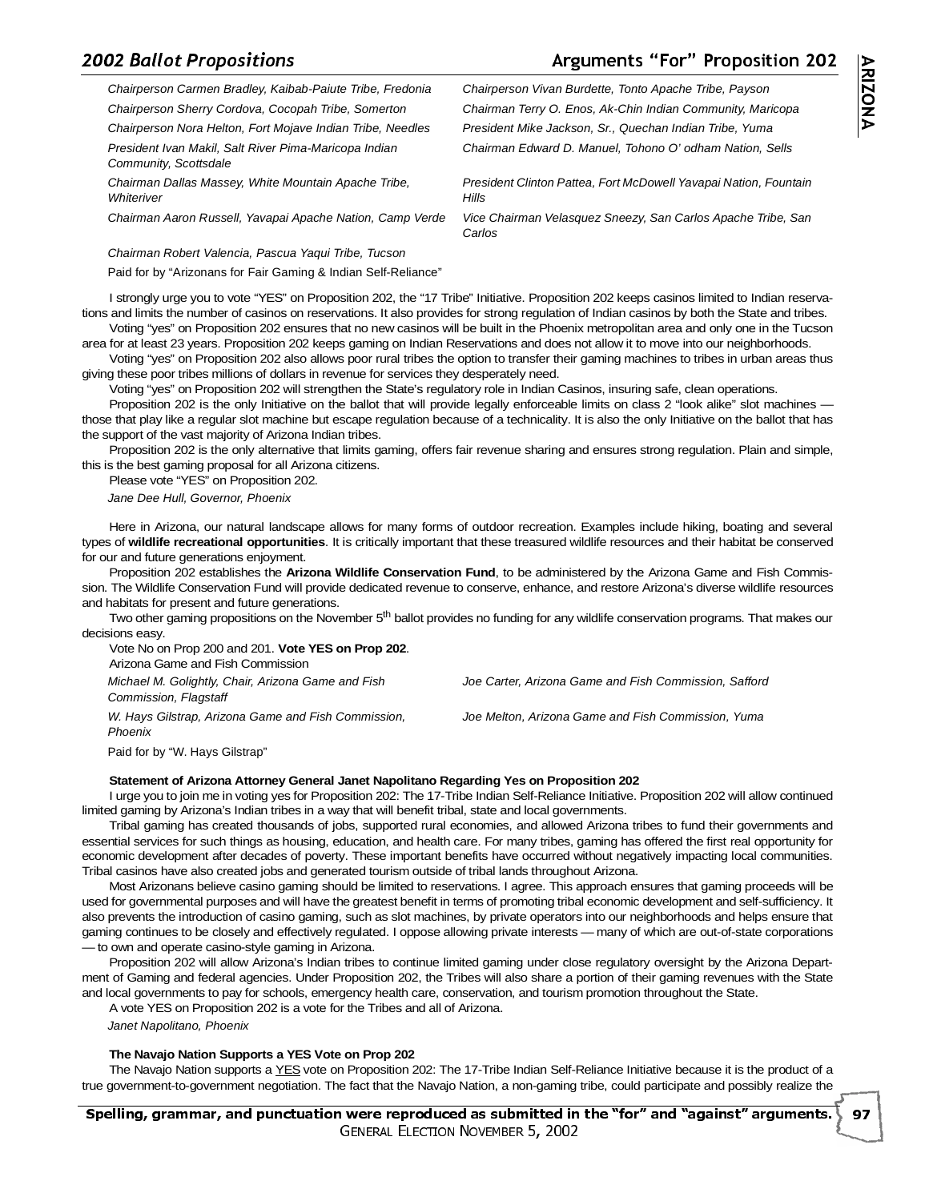*Chairperson Carmen Bradley, Kaibab-Paiute Tribe, Fredonia*

*Chairperson Vivan Burdette, Tonto Apache Tribe, Payson*

*Chairperson Sherry Cordova, Cocopah Tribe, Somerton*

*Chairman Terry O. Enos, Ak-Chin Indian Community, Maricopa*

*Chairperson Nora Helton, Fort Mojave Indian Tribe, Needles*

*President Mike Jackson, Sr., Quechan Indian Tribe, Yuma*

*President Ivan Makil, Salt River Pima-Maricopa Indian Community, Scottsdale*

*Chairman Edward D. Manuel, Tohono O' odham Nation, Sells*

*Chairman Dallas Massey, White Mountain Apache Tribe, Whiteriver*

*President Clinton Pattea, Fort McDowell Yavapai Nation, Fountain Hills*

*Chairman Aaron Russell, Yavapai Apache Nation, Camp Verde*

*Vice Chairman Velasquez Sneezy, San Carlos Apache Tribe, San Carlos*

*Chairman Robert Valencia, Pascua Yaqui Tribe, Tucson*

Paid for by "Arizonans for Fair Gaming & Indian Self-Reliance"

I strongly urge you to vote "YES" on Proposition 202, the "17 Tribe" Initiative. Proposition 202 keeps casinos limited to Indian reservations and limits the number of casinos on reservations. It also provides for strong regulation of Indian casinos by both the State and tribes.

Voting "yes" on Proposition 202 ensures that no new casinos will be built in the Phoenix metropolitan area and only one in the Tucson area for at least 23 years. Proposition 202 keeps gaming on Indian Reservations and does not allow it to move into our neighborhoods.

Voting "yes" on Proposition 202 also allows poor rural tribes the option to transfer their gaming machines to tribes in urban areas thus giving these poor tribes millions of dollars in revenue for services they desperately need.

Voting "yes" on Proposition 202 will strengthen the State's regulatory role in Indian Casinos, insuring safe, clean operations.

Proposition 202 is the only Initiative on the ballot that will provide legally enforceable limits on class 2 "look alike" slot machines — those that play like a regular slot machine but escape regulation because of a technicality. It is also the only Initiative on the ballot that has the support of the vast majority of Arizona Indian tribes.

Proposition 202 is the only alternative that limits gaming, offers fair revenue sharing and ensures strong regulation. Plain and simple, this is the best gaming proposal for all Arizona citizens.

Please vote "YES" on Proposition 202.

*Jane Dee Hull, Governor, Phoenix*

Here in Arizona, our natural landscape allows for many forms of outdoor recreation. Examples include hiking, boating and several types of **wildlife recreational opportunities**. It is critically important that these treasured wildlife resources and their habitat be conserved for our and future generations enjoyment.

Proposition 202 establishes the **Arizona Wildlife Conservation Fund**, to be administered by the Arizona Game and Fish Commission. The Wildlife Conservation Fund will provide dedicated revenue to conserve, enhance, and restore Arizona's diverse wildlife resources and habitats for present and future generations.

Two other gaming propositions on the November 5th ballot provides no funding for any wildlife conservation programs. That makes our decisions easy.

Vote No on Prop 200 and 201. **Vote YES on Prop 202**.

Arizona Game and Fish Commission

*Michael M. Golightly, Chair, Arizona Game and Fish Commission, Flagstaff*

*Joe Carter, Arizona Game and Fish Commission, Safford*

*W. Hays Gilstrap, Arizona Game and Fish Commission, Phoenix*

*Joe Melton, Arizona Game and Fish Commission, Yuma*

Paid for by "W. Hays Gilstrap"

**Statement of Arizona Attorney General Janet Napolitano Regarding Yes on Proposition 202**

I urge you to join me in voting yes for Proposition 202: The 17-Tribe Indian Self-Reliance Initiative. Proposition 202 will allow continued limited gaming by Arizona's Indian tribes in a way that will benefit tribal, state and local governments.

Tribal gaming has created thousands of jobs, supported rural economies, and allowed Arizona tribes to fund their governments and essential services for such things as housing, education, and health care. For many tribes, gaming has offered the first real opportunity for economic development after decades of poverty. These important benefits have occurred without negatively impacting local communities. Tribal casinos have also created jobs and generated tourism outside of tribal lands throughout Arizona.

Most Arizonans believe casino gaming should be limited to reservations. I agree. This approach ensures that gaming proceeds will be used for governmental purposes and will have the greatest benefit in terms of promoting tribal economic development and self-sufficiency. It also prevents the introduction of casino gaming, such as slot machines, by private operators into our neighborhoods and helps ensure that gaming continues to be closely and effectively regulated. I oppose allowing private interests — many of which are out-of-state corporations — to own and operate casino-style gaming in Arizona.

Proposition 202 will allow Arizona's Indian tribes to continue limited gaming under close regulatory oversight by the Arizona Department of Gaming and federal agencies. Under Proposition 202, the Tribes will also share a portion of their gaming revenues with the State and local governments to pay for schools, emergency health care, conservation, and tourism promotion throughout the State.

A vote YES on Proposition 202 is a vote for the Tribes and all of Arizona.

*Janet Napolitano, Phoenix*

**The Navajo Nation Supports a YES Vote on Prop 202**

The Navajo Nation supports a YES vote on Proposition 202: The 17-Tribe Indian Self-Reliance Initiative because it is the product of a true government-to-government negotiation. The fact that the Navajo Nation, a non-gaming tribe, could participate and possibly realize the

**Spelling, grammar, and punctuation were reproduced as submitted in the "for" and "against" arguments.**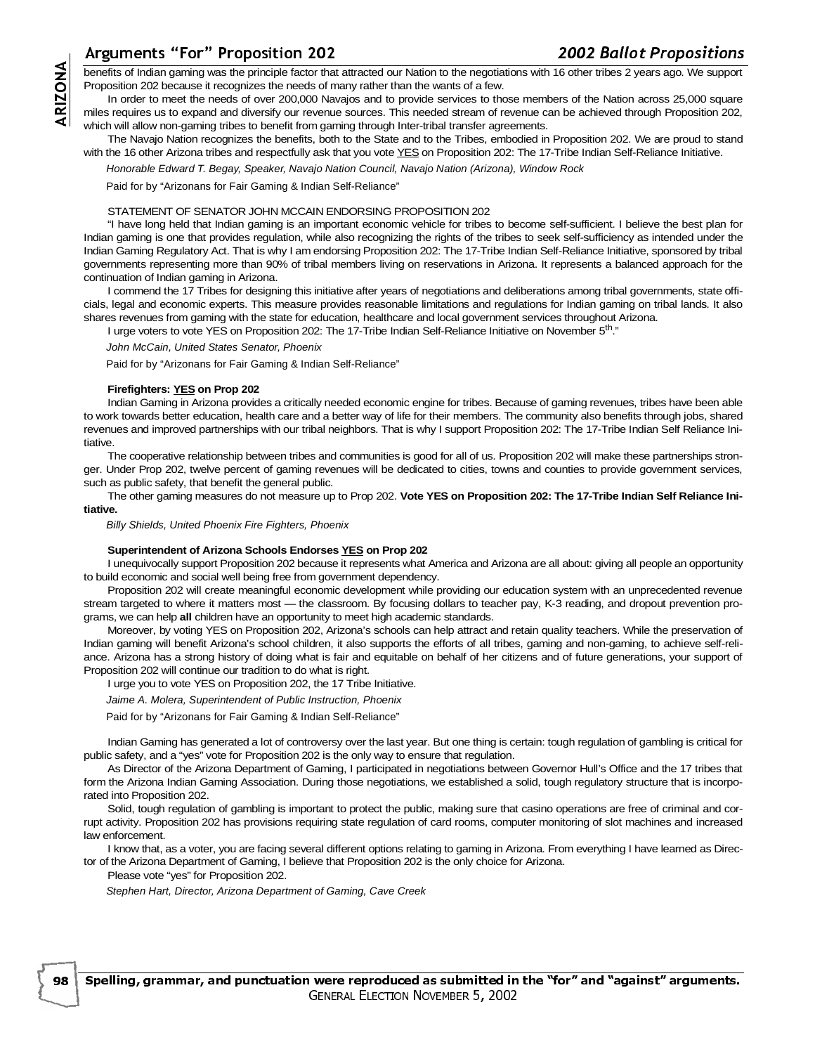benefits of Indian gaming was the principle factor that attracted our Nation to the negotiations with 16 other tribes 2 years ago. We support Proposition 202 because it recognizes the needs of many rather than the wants of a few.

In order to meet the needs of over 200,000 Navajos and to provide services to those members of the Nation across 25,000 square miles requires us to expand and diversify our revenue sources. This needed stream of revenue can be achieved through Proposition 202, which will allow non-gaming tribes to benefit from gaming through Inter-tribal transfer agreements.

The Navajo Nation recognizes the benefits, both to the State and to the Tribes, embodied in Proposition 202. We are proud to stand with the 16 other Arizona tribes and respectfully ask that you vote YES on Proposition 202: The 17-Tribe Indian Self-Reliance Initiative.

*Honorable Edward T. Begay, Speaker, Navajo Nation Council, Navajo Nation (Arizona), Window Rock*

Paid for by "Arizonans for Fair Gaming & Indian Self-Reliance"

STATEMENT OF SENATOR JOHN MCCAIN ENDORSING PROPOSITION 202

"I have long held that Indian gaming is an important economic vehicle for tribes to become self-sufficient. I believe the best plan for Indian gaming is one that provides regulation, while also recognizing the rights of the tribes to seek self-sufficiency as intended under the Indian Gaming Regulatory Act. That is why I am endorsing Proposition 202: The 17-Tribe Indian Self-Reliance Initiative, sponsored by tribal governments representing more than 90% of tribal members living on reservations in Arizona. It represents a balanced approach for the continuation of Indian gaming in Arizona.

I commend the 17 Tribes for designing this initiative after years of negotiations and deliberations among tribal governments, state officials, legal and economic experts. This measure provides reasonable limitations and regulations for Indian gaming on tribal lands. It also shares revenues from gaming with the state for education, healthcare and local government services throughout Arizona.

I urge voters to vote YES on Proposition 202: The 17-Tribe Indian Self-Reliance Initiative on November 5th."

*John McCain, United States Senator, Phoenix*

Paid for by "Arizonans for Fair Gaming & Indian Self-Reliance"

**Firefighters: YES on Prop 202**

Indian Gaming in Arizona provides a critically needed economic engine for tribes. Because of gaming revenues, tribes have been able to work towards better education, health care and a better way of life for their members. The community also benefits through jobs, shared revenues and improved partnerships with our tribal neighbors. That is why I support Proposition 202: The 17-Tribe Indian Self Reliance Initiative.

The cooperative relationship between tribes and communities is good for all of us. Proposition 202 will make these partnerships stronger. Under Prop 202, twelve percent of gaming revenues will be dedicated to cities, towns and counties to provide government services, such as public safety, that benefit the general public.

The other gaming measures do not measure up to Prop 202. **Vote YES on Proposition 202: The 17-Tribe Indian Self Reliance Initiative.**

*Billy Shields, United Phoenix Fire Fighters, Phoenix*

**Superintendent of Arizona Schools Endorses YES on Prop 202**

I unequivocally support Proposition 202 because it represents what America and Arizona are all about: giving all people an opportunity to build economic and social well being free from government dependency.

Proposition 202 will create meaningful economic development while providing our education system with an unprecedented revenue stream targeted to where it matters most — the classroom. By focusing dollars to teacher pay, K-3 reading, and dropout prevention programs, we can help **all** children have an opportunity to meet high academic standards.

Moreover, by voting YES on Proposition 202, Arizona's schools can help attract and retain quality teachers. While the preservation of Indian gaming will benefit Arizona's school children, it also supports the efforts of all tribes, gaming and non-gaming, to achieve self-reliance. Arizona has a strong history of doing what is fair and equitable on behalf of her citizens and of future generations, your support of Proposition 202 will continue our tradition to do what is right.

I urge you to vote YES on Proposition 202, the 17 Tribe Initiative.

*Jaime A. Molera, Superintendent of Public Instruction, Phoenix*

Paid for by "Arizonans for Fair Gaming & Indian Self-Reliance"

Indian Gaming has generated a lot of controversy over the last year. But one thing is certain: tough regulation of gambling is critical for public safety, and a "yes" vote for Proposition 202 is the only way to ensure that regulation.

As Director of the Arizona Department of Gaming, I participated in negotiations between Governor Hull's Office and the 17 tribes that form the Arizona Indian Gaming Association. During those negotiations, we established a solid, tough regulatory structure that is incorporated into Proposition 202.

Solid, tough regulation of gambling is important to protect the public, making sure that casino operations are free of criminal and corrupt activity. Proposition 202 has provisions requiring state regulation of card rooms, computer monitoring of slot machines and increased law enforcement.

I know that, as a voter, you are facing several different options relating to gaming in Arizona. From everything I have learned as Director of the Arizona Department of Gaming, I believe that Proposition 202 is the only choice for Arizona.

Please vote "yes" for Proposition 202.

*Stephen Hart, Director, Arizona Department of Gaming, Cave Creek*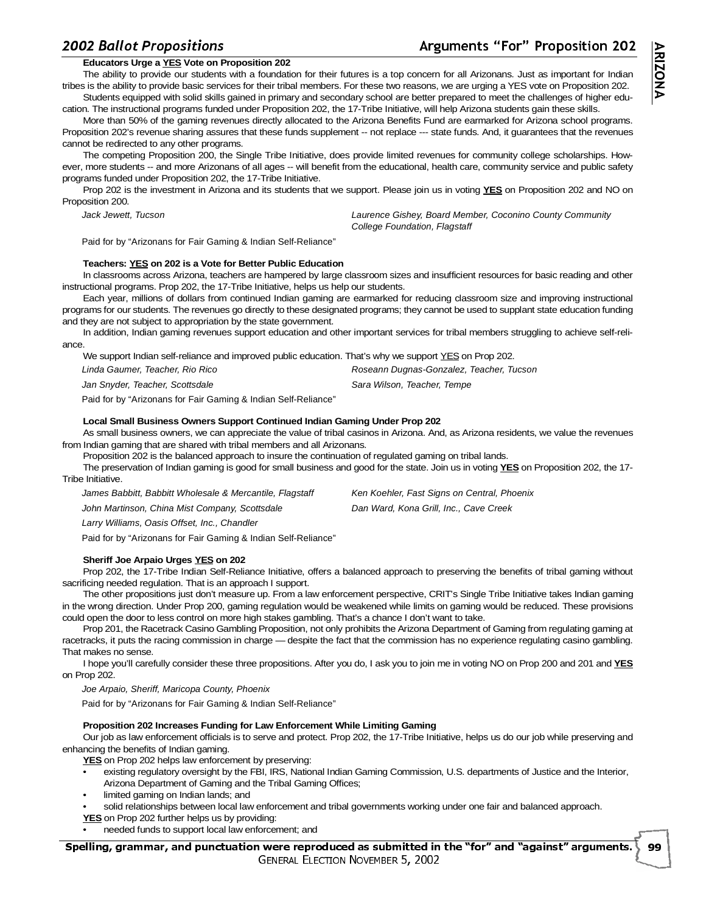### Educators Urge a YES Vote on Proposition 202

The ability to provide our students with a foundation for their futures is a top concern for all Arizonans. Just as important for Indian tribes is the ability to provide basic services for their tribal members. For these two reasons, we are urging a YES vote on Proposition 202.

Students equipped with solid skills gained in primary and secondary school are better prepared to meet the challenges of higher education. The instructional programs funded under Proposition 202, the 17-Tribe Initiative, will help Arizona students gain these skills.

More than 50% of the gaming revenues directly allocated to the Arizona Benefits Fund are earmarked for Arizona school programs. Proposition 202's revenue sharing assures that these funds supplement -- not replace --- state funds. And, it guarantees that the revenues cannot be redirected to any other programs.

The competing Proposition 200, the Single Tribe Initiative, does provide limited revenues for community college scholarships. However, more students -- and more Arizonans of all ages -- will benefit from the educational, health care, community service and public safety programs funded under Proposition 202, the 17-Tribe Initiative.

Prop 202 is the investment in Arizona and its students that we support. Please join us in voting **YES** on Proposition 202 and NO on Proposition 200.

*Jack Jewett, Tucson*

*Laurence Gishey, Board Member, Coconino County Community College Foundation, Flagstaff*

Paid for by "Arizonans for Fair Gaming & Indian Self-Reliance"

### Teachers: YES on 202 is a Vote for Better Public Education

In classrooms across Arizona, teachers are hampered by large classroom sizes and insufficient resources for basic reading and other instructional programs. Prop 202, the 17-Tribe Initiative, helps us help our students.

Each year, millions of dollars from continued Indian gaming are earmarked for reducing classroom size and improving instructional programs for our students. The revenues go directly to these designated programs; they cannot be used to supplant state education funding and they are not subject to appropriation by the state government.

In addition, Indian gaming revenues support education and other important services for tribal members struggling to achieve self-reliance.

We support Indian self-reliance and improved public education. That's why we support YES on Prop 202.

*Linda Gaumer, Teacher, Rio Rico*

*Roseann Dugnas-Gonzalez, Teacher, Tucson*

*Jan Snyder, Teacher, Scottsdale*

*Sara Wilson, Teacher, Tempe*

Paid for by "Arizonans for Fair Gaming & Indian Self-Reliance"

### Local Small Business Owners Support Continued Indian Gaming Under Prop 202

As small business owners, we can appreciate the value of tribal casinos in Arizona. And, as Arizona residents, we value the revenues from Indian gaming that are shared with tribal members and all Arizonans.

Proposition 202 is the balanced approach to insure the continuation of regulated gaming on tribal lands.

The preservation of Indian gaming is good for small business and good for the state. Join us in voting **YES** on Proposition 202, the 17-Tribe Initiative.

*James Babbitt, Babbitt Wholesale & Mercantile, Flagstaff*

*Ken Koehler, Fast Signs on Central, Phoenix*

*John Martinson, China Mist Company, Scottsdale*

*Dan Ward, Kona Grill, Inc., Cave Creek*

*Larry Williams, Oasis Offset, Inc., Chandler*

Paid for by "Arizonans for Fair Gaming & Indian Self-Reliance"

### Sheriff Joe Arpaio Urges YES on 202

Prop 202, the 17-Tribe Indian Self-Reliance Initiative, offers a balanced approach to preserving the benefits of tribal gaming without sacrificing needed regulation. That is an approach I support.

The other propositions just don't measure up. From a law enforcement perspective, CRIT's Single Tribe Initiative takes Indian gaming in the wrong direction. Under Prop 200, gaming regulation would be weakened while limits on gaming would be reduced. These provisions could open the door to less control on more high stakes gambling. That's a chance I don't want to take.

Prop 201, the Racetrack Casino Gambling Proposition, not only prohibits the Arizona Department of Gaming from regulating gaming at racetracks, it puts the racing commission in charge — despite the fact that the commission has no experience regulating casino gambling. That makes no sense.

I hope you'll carefully consider these three propositions. After you do, I ask you to join me in voting NO on Prop 200 and 201 and **YES** on Prop 202.

*Joe Arpaio, Sheriff, Maricopa County, Phoenix*

Paid for by "Arizonans for Fair Gaming & Indian Self-Reliance"

### Proposition 202 Increases Funding for Law Enforcement While Limiting Gaming

Our job as law enforcement officials is to serve and protect. Prop 202, the 17-Tribe Initiative, helps us do our job while preserving and enhancing the benefits of Indian gaming.

**YES** on Prop 202 helps law enforcement by preserving:

- existing regulatory oversight by the FBI, IRS, National Indian Gaming Commission, U.S. departments of Justice and the Interior, Arizona Department of Gaming and the Tribal Gaming Offices;
- limited gaming on Indian lands; and
- solid relationships between local law enforcement and tribal governments working under one fair and balanced approach.

**YES** on Prop 202 further helps us by providing:

- needed funds to support local law enforcement; and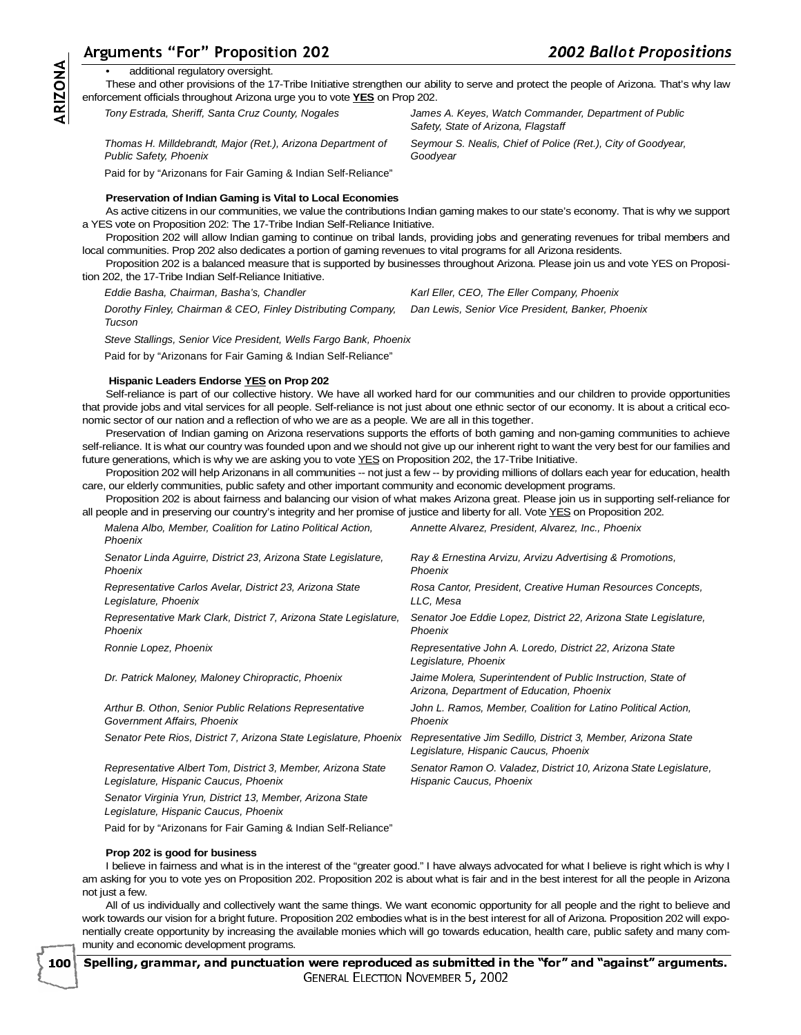- additional regulatory oversight.

These and other provisions of the 17-Tribe Initiative strengthen our ability to serve and protect the people of Arizona. That's why law enforcement officials throughout Arizona urge you to vote **YES** on Prop 202.

*Tony Estrada, Sheriff, Santa Cruz County, Nogales*

*James A. Keyes, Watch Commander, Department of Public Safety, State of Arizona, Flagstaff*

*Thomas H. Milldebrandt, Major (Ret.), Arizona Department of Public Safety, Phoenix*

*Seymour S. Nealis, Chief of Police (Ret.), City of Goodyear, Goodyear*

Paid for by "Arizonans for Fair Gaming & Indian Self-Reliance"

**Preservation of Indian Gaming is Vital to Local Economies**

As active citizens in our communities, we value the contributions Indian gaming makes to our state's economy. That is why we support a YES vote on Proposition 202: The 17-Tribe Indian Self-Reliance Initiative.

Proposition 202 will allow Indian gaming to continue on tribal lands, providing jobs and generating revenues for tribal members and local communities. Prop 202 also dedicates a portion of gaming revenues to vital programs for all Arizona residents.

Proposition 202 is a balanced measure that is supported by businesses throughout Arizona. Please join us and vote YES on Proposition 202, the 17-Tribe Indian Self-Reliance Initiative.

*Eddie Basha, Chairman, Basha's, Chandler*

*Karl Eller, CEO, The Eller Company, Phoenix*

*Dorothy Finley, Chairman & CEO, Finley Distributing Company, Tucson*

*Dan Lewis, Senior Vice President, Banker, Phoenix*

*Steve Stallings, Senior Vice President, Wells Fargo Bank, Phoenix*

Paid for by "Arizonans for Fair Gaming & Indian Self-Reliance"

**Hispanic Leaders Endorse YES on Prop 202**

Self-reliance is part of our collective history. We have all worked hard for our communities and our children to provide opportunities that provide jobs and vital services for all people. Self-reliance is not just about one ethnic sector of our economy. It is about a critical economic sector of our nation and a reflection of who we are as a people. We are all in this together.

Preservation of Indian gaming on Arizona reservations supports the efforts of both gaming and non-gaming communities to achieve self-reliance. It is what our country was founded upon and we should not give up our inherent right to want the very best for our families and future generations, which is why we are asking you to vote YES on Proposition 202, the 17-Tribe Initiative.

Proposition 202 will help Arizonans in all communities -- not just a few -- by providing millions of dollars each year for education, health care, our elderly communities, public safety and other important community and economic development programs.

Proposition 202 is about fairness and balancing our vision of what makes Arizona great. Please join us in supporting self-reliance for all people and in preserving our country's integrity and her promise of justice and liberty for all. Vote YES on Proposition 202.

*Malena Albo, Member, Coalition for Latino Political Action, Phoenix*

*Annette Alvarez, President, Alvarez, Inc., Phoenix*

*Senator Linda Aguirre, District 23, Arizona State Legislature, Phoenix*

*Ray & Ernestina Arvizu, Arvizu Advertising & Promotions, Phoenix*

*Representative Carlos Avelar, District 23, Arizona State Legislature, Phoenix*

*Rosa Cantor, President, Creative Human Resources Concepts, LLC, Mesa*

*Representative Mark Clark, District 7, Arizona State Legislature, Phoenix*

*Senator Joe Eddie Lopez, District 22, Arizona State Legislature, Phoenix*

*Ronnie Lopez, Phoenix*

*Representative John A. Loredo, District 22, Arizona State Legislature, Phoenix*

*Dr. Patrick Maloney, Maloney Chiropractic, Phoenix*

*Jaime Molera, Superintendent of Public Instruction, State of Arizona, Department of Education, Phoenix*

*Arthur B. Othon, Senior Public Relations Representative Government Affairs, Phoenix*

*John L. Ramos, Member, Coalition for Latino Political Action, Phoenix*

*Senator Pete Rios, District 7, Arizona State Legislature, Phoenix*

*Representative Jim Sedillo, District 3, Member, Arizona State Legislature, Hispanic Caucus, Phoenix*

*Representative Albert Tom, District 3, Member, Arizona State Legislature, Hispanic Caucus, Phoenix*

*Senator Ramon O. Valadez, District 10, Arizona State Legislature, Hispanic Caucus, Phoenix*

*Senator Virginia Yrun, District 13, Member, Arizona State Legislature, Hispanic Caucus, Phoenix*

Paid for by "Arizonans for Fair Gaming & Indian Self-Reliance"

**Prop 202 is good for business**

I believe in fairness and what is in the interest of the "greater good." I have always advocated for what I believe is right which is why I am asking for you to vote yes on Proposition 202. Proposition 202 is about what is fair and in the best interest for all the people in Arizona not just a few.

All of us individually and collectively want the same things. We want economic opportunity for all people and the right to believe and work towards our vision for a bright future. Proposition 202 embodies what is in the best interest for all of Arizona. Proposition 202 will exponentially create opportunity by increasing the available monies which will go towards education, health care, public safety and many community and economic development programs.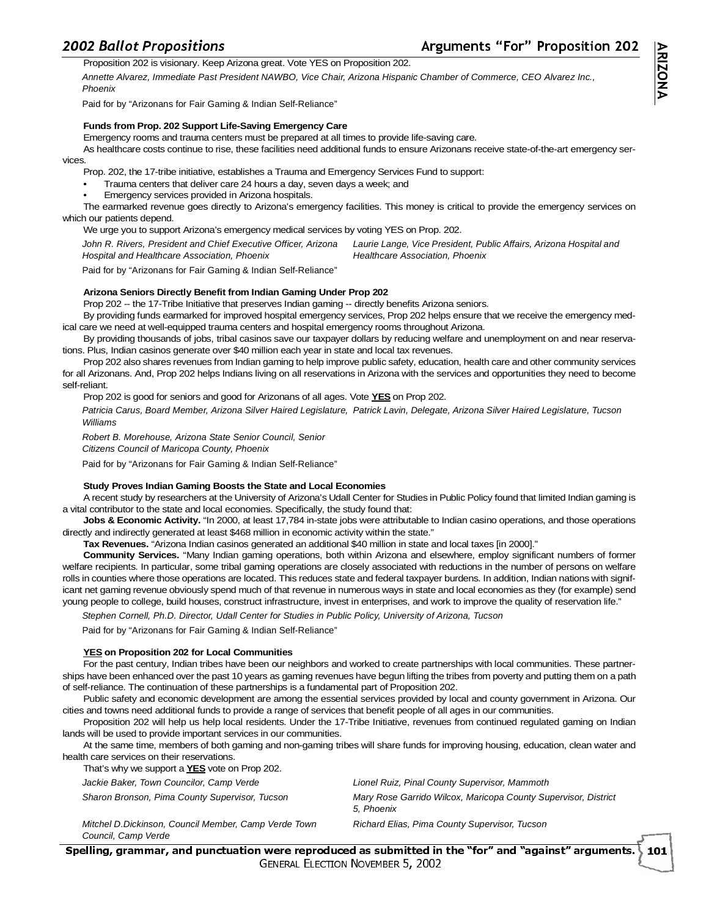Proposition 202 is visionary. Keep Arizona great. Vote YES on Proposition 202.

*Annette Alvarez, Immediate Past President NAWBO, Vice Chair, Arizona Hispanic Chamber of Commerce, CEO Alvarez Inc., Phoenix*

Paid for by "Arizonans for Fair Gaming & Indian Self-Reliance"

**Funds from Prop. 202 Support Life-Saving Emergency Care**

Emergency rooms and trauma centers must be prepared at all times to provide life-saving care.

As healthcare costs continue to rise, these facilities need additional funds to ensure Arizonans receive state-of-the-art emergency services.

Prop. 202, the 17-tribe initiative, establishes a Trauma and Emergency Services Fund to support:

- Trauma centers that deliver care 24 hours a day, seven days a week; and
- Emergency services provided in Arizona hospitals.

The earmarked revenue goes directly to Arizona's emergency facilities. This money is critical to provide the emergency services on which our patients depend.

We urge you to support Arizona's emergency medical services by voting YES on Prop. 202.

*John R. Rivers, President and Chief Executive Officer, Arizona Hospital and Healthcare Association, Phoenix*

*Laurie Lange, Vice President, Public Affairs, Arizona Hospital and Healthcare Association, Phoenix*

Paid for by "Arizonans for Fair Gaming & Indian Self-Reliance"

**Arizona Seniors Directly Benefit from Indian Gaming Under Prop 202**

Prop 202 -- the 17-Tribe Initiative that preserves Indian gaming -- directly benefits Arizona seniors.

By providing funds earmarked for improved hospital emergency services, Prop 202 helps ensure that we receive the emergency medical care we need at well-equipped trauma centers and hospital emergency rooms throughout Arizona.

By providing thousands of jobs, tribal casinos save our taxpayer dollars by reducing welfare and unemployment on and near reservations. Plus, Indian casinos generate over $40 million each year in state and local tax revenues.

Prop 202 also shares revenues from Indian gaming to help improve public safety, education, health care and other community services for all Arizonans. And, Prop 202 helps Indians living on all reservations in Arizona with the services and opportunities they need to become self-reliant.

Prop 202 is good for seniors and good for Arizonans of all ages. Vote **YES** on Prop 202.

*Patricia Carus, Board Member, Arizona Silver Haired Legislature, Williams*

*Patrick Lavin, Delegate, Arizona Silver Haired Legislature, Tucson*

*Robert B. Morehouse, Arizona State Senior Council, Senior Citizens Council of Maricopa County, Phoenix*

Paid for by "Arizonans for Fair Gaming & Indian Self-Reliance"

**Study Proves Indian Gaming Boosts the State and Local Economies**

A recent study by researchers at the University of Arizona's Udall Center for Studies in Public Policy found that limited Indian gaming is a vital contributor to the state and local economies. Specifically, the study found that:

**Jobs & Economic Activity.** "In 2000, at least 17,784 in-state jobs were attributable to Indian casino operations, and those operations directly and indirectly generated at least $468 million in economic activity within the state."

**Tax Revenues.** "Arizona Indian casinos generated an additional $40 million in state and local taxes [in 2000]."

**Community Services.** "Many Indian gaming operations, both within Arizona and elsewhere, employ significant numbers of former welfare recipients. In particular, some tribal gaming operations are closely associated with reductions in the number of persons on welfare rolls in counties where those operations are located. This reduces state and federal taxpayer burdens. In addition, Indian nations with significant net gaming revenue obviously spend much of that revenue in numerous ways in state and local economies as they (for example) send young people to college, build houses, construct infrastructure, invest in enterprises, and work to improve the quality of reservation life."

*Stephen Cornell, Ph.D. Director, Udall Center for Studies in Public Policy, University of Arizona, Tucson*

Paid for by "Arizonans for Fair Gaming & Indian Self-Reliance"

**YES on Proposition 202 for Local Communities**

For the past century, Indian tribes have been our neighbors and worked to create partnerships with local communities. These partnerships have been enhanced over the past 10 years as gaming revenues have begun lifting the tribes from poverty and putting them on a path of self-reliance. The continuation of these partnerships is a fundamental part of Proposition 202.

Public safety and economic development are among the essential services provided by local and county government in Arizona. Our cities and towns need additional funds to provide a range of services that benefit people of all ages in our communities.

Proposition 202 will help us help local residents. Under the 17-Tribe Initiative, revenues from continued regulated gaming on Indian lands will be used to provide important services in our communities.

At the same time, members of both gaming and non-gaming tribes will share funds for improving housing, education, clean water and health care services on their reservations.

That's why we support a **YES** vote on Prop 202.

*Jackie Baker, Town Councilor, Camp Verde*

*Sharon Bronson, Pima County Supervisor, Tucson*

*Mitchel D.Dickinson, Council Member, Camp Verde Town Council, Camp Verde*

*Lionel Ruiz, Pinal County Supervisor, Mammoth*

*Mary Rose Garrido Wilcox, Maricopa County Supervisor, District 5, Phoenix*

*Richard Elias, Pima County Supervisor, Tucson*

**Spelling, grammar, and punctuation were reproduced as submitted in the "for" and "against" arguments.**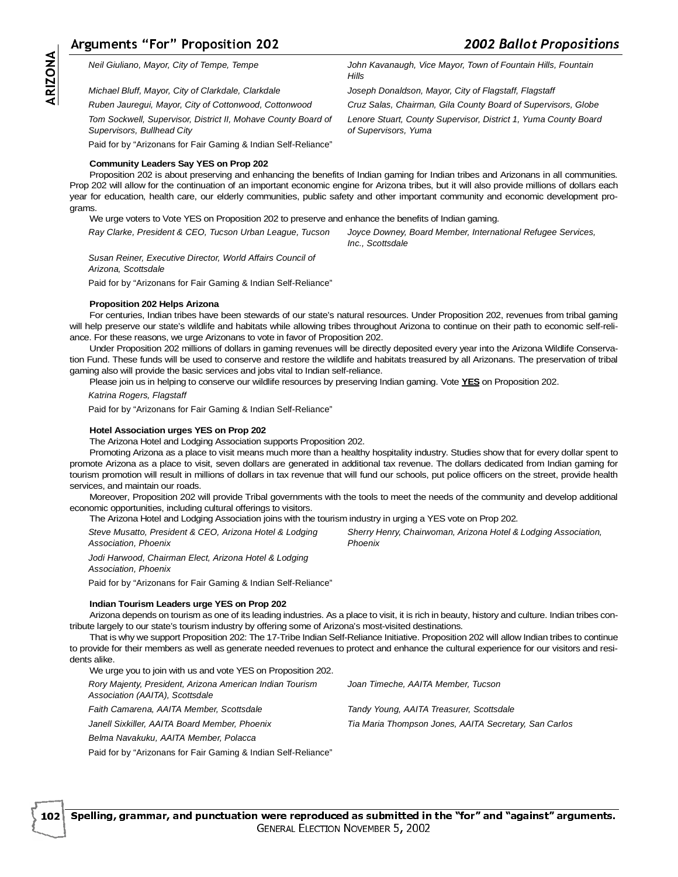*Neil Giuliano, Mayor, City of Tempe, Tempe*

*John Kavanaugh, Vice Mayor, Town of Fountain Hills, Fountain Hills*

*Michael Bluff, Mayor, City of Clarkdale, Clarkdale*

*Joseph Donaldson, Mayor, City of Flagstaff, Flagstaff*

*Ruben Jauregui, Mayor, City of Cottonwood, Cottonwood*

*Cruz Salas, Chairman, Gila County Board of Supervisors, Globe*

*Tom Sockwell, Supervisor, District II, Mohave County Board of Supervisors, Bullhead City*

*Lenore Stuart, County Supervisor, District 1, Yuma County Board of Supervisors, Yuma*

Paid for by "Arizonans for Fair Gaming & Indian Self-Reliance"

**Community Leaders Say YES on Prop 202**

Proposition 202 is about preserving and enhancing the benefits of Indian gaming for Indian tribes and Arizonans in all communities. Prop 202 will allow for the continuation of an important economic engine for Arizona tribes, but it will also provide millions of dollars each year for education, health care, our elderly communities, public safety and other important community and economic development programs.

We urge voters to Vote YES on Proposition 202 to preserve and enhance the benefits of Indian gaming.

*Ray Clarke, President & CEO, Tucson Urban League, Tucson*

*Joyce Downey, Board Member, International Refugee Services, Inc., Scottsdale*

*Susan Reiner, Executive Director, World Affairs Council of Arizona, Scottsdale*

Paid for by "Arizonans for Fair Gaming & Indian Self-Reliance"

**Proposition 202 Helps Arizona**

For centuries, Indian tribes have been stewards of our state's natural resources. Under Proposition 202, revenues from tribal gaming will help preserve our state's wildlife and habitats while allowing tribes throughout Arizona to continue on their path to economic self-reliance. For these reasons, we urge Arizonans to vote in favor of Proposition 202.

Under Proposition 202 millions of dollars in gaming revenues will be directly deposited every year into the Arizona Wildlife Conservation Fund. These funds will be used to conserve and restore the wildlife and habitats treasured by all Arizonans. The preservation of tribal gaming also will provide the basic services and jobs vital to Indian self-reliance.

Please join us in helping to conserve our wildlife resources by preserving Indian gaming. Vote **YES** on Proposition 202.

*Katrina Rogers, Flagstaff*

Paid for by "Arizonans for Fair Gaming & Indian Self-Reliance"

**Hotel Association urges YES on Prop 202**

The Arizona Hotel and Lodging Association supports Proposition 202.

Promoting Arizona as a place to visit means much more than a healthy hospitality industry. Studies show that for every dollar spent to promote Arizona as a place to visit, seven dollars are generated in additional tax revenue. The dollars dedicated from Indian gaming for tourism promotion will result in millions of dollars in tax revenue that will fund our schools, put police officers on the street, provide health services, and maintain our roads.

Moreover, Proposition 202 will provide Tribal governments with the tools to meet the needs of the community and develop additional economic opportunities, including cultural offerings to visitors.

The Arizona Hotel and Lodging Association joins with the tourism industry in urging a YES vote on Prop 202.

*Steve Musatto, President & CEO, Arizona Hotel & Lodging Association, Phoenix*

*Sherry Henry, Chairwoman, Arizona Hotel & Lodging Association, Phoenix*

*Jodi Harwood, Chairman Elect, Arizona Hotel & Lodging Association, Phoenix*

Paid for by "Arizonans for Fair Gaming & Indian Self-Reliance"

**Indian Tourism Leaders urge YES on Prop 202**

Arizona depends on tourism as one of its leading industries. As a place to visit, it is rich in beauty, history and culture. Indian tribes contribute largely to our state's tourism industry by offering some of Arizona's most-visited destinations.

That is why we support Proposition 202: The 17-Tribe Indian Self-Reliance Initiative. Proposition 202 will allow Indian tribes to continue to provide for their members as well as generate needed revenues to protect and enhance the cultural experience for our visitors and residents alike.

We urge you to join with us and vote YES on Proposition 202.

*Rory Majenty, President, Arizona American Indian Tourism Association (AAITA), Scottsdale*

*Joan Timeche, AAITA Member, Tucson*

*Faith Camarena, AAITA Member, Scottsdale*

*Tandy Young, AAITA Treasurer, Scottsdale*

*Janell Sixkiller, AAITA Board Member, Phoenix*

*Tia Maria Thompson Jones, AAITA Secretary, San Carlos*

*Belma Navakuku, AAITA Member, Polacca*

Paid for by "Arizonans for Fair Gaming & Indian Self-Reliance"

**Spelling, grammar, and punctuation were reproduced as submitted in the "for" and "against" arguments.**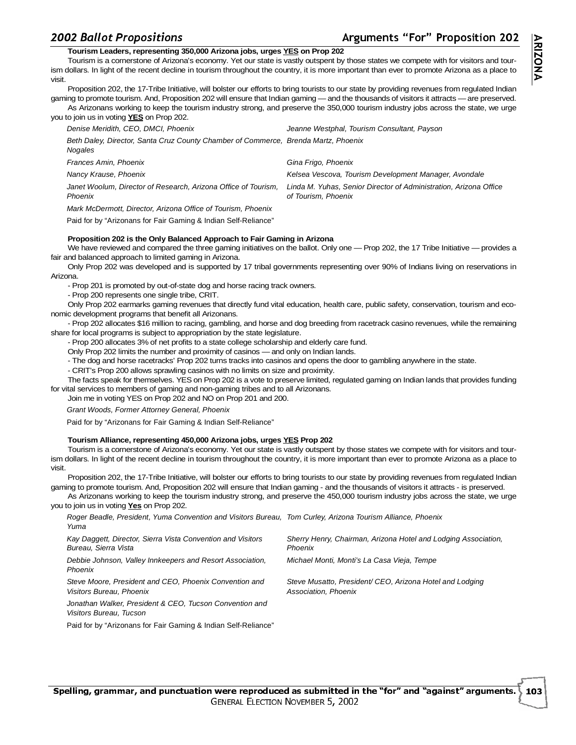## Arguments "For" Proposition 202

**Tourism Leaders, representing 350,000 Arizona jobs, urges YES on Prop 202**

Tourism is a cornerstone of Arizona's economy. Yet our state is vastly outspent by those states we compete with for visitors and tourism dollars. In light of the recent decline in tourism throughout the country, it is more important than ever to promote Arizona as a place to visit.

Proposition 202, the 17-Tribe Initiative, will bolster our efforts to bring tourists to our state by providing revenues from regulated Indian gaming to promote tourism. And, Proposition 202 will ensure that Indian gaming — and the thousands of visitors it attracts — are preserved.

As Arizonans working to keep the tourism industry strong, and preserve the 350,000 tourism industry jobs across the state, we urge you to join us in voting **YES** on Prop 202.

*Denise Meridith, CEO, DMCI, Phoenix*

*Jeanne Westphal, Tourism Consultant, Payson*

*Beth Daley, Director, Santa Cruz County Chamber of Commerce, Nogales*

*Brenda Martz, Phoenix*

*Frances Amin, Phoenix*

*Gina Frigo, Phoenix*

*Nancy Krause, Phoenix*

*Kelsea Vescova, Tourism Development Manager, Avondale*

*Janet Woolum, Director of Research, Arizona Office of Tourism, Phoenix*

*Linda M. Yuhas, Senior Director of Administration, Arizona Office of Tourism, Phoenix*

*Mark McDermott, Director, Arizona Office of Tourism, Phoenix*

Paid for by "Arizonans for Fair Gaming & Indian Self-Reliance"

**Proposition 202 is the Only Balanced Approach to Fair Gaming in Arizona**

We have reviewed and compared the three gaming initiatives on the ballot. Only one — Prop 202, the 17 Tribe Initiative — provides a fair and balanced approach to limited gaming in Arizona.

Only Prop 202 was developed and is supported by 17 tribal governments representing over 90% of Indians living on reservations in Arizona.

- Prop 201 is promoted by out-of-state dog and horse racing track owners.
- Prop 200 represents one single tribe, CRIT.

Only Prop 202 earmarks gaming revenues that directly fund vital education, health care, public safety, conservation, tourism and economic development programs that benefit all Arizonans.

- Prop 202 allocates $16 million to racing, gambling, and horse and dog breeding from racetrack casino revenues, while the remaining share for local programs is subject to appropriation by the state legislature.
- Prop 200 allocates 3% of net profits to a state college scholarship and elderly care fund.

Only Prop 202 limits the number and proximity of casinos — and only on Indian lands.

- The dog and horse racetracks' Prop 202 turns tracks into casinos and opens the door to gambling anywhere in the state.
- CRIT's Prop 200 allows sprawling casinos with no limits on size and proximity.

The facts speak for themselves. YES on Prop 202 is a vote to preserve limited, regulated gaming on Indian lands that provides funding for vital services to members of gaming and non-gaming tribes and to all Arizonans.

Join me in voting YES on Prop 202 and NO on Prop 201 and 200.

*Grant Woods, Former Attorney General, Phoenix*

Paid for by "Arizonans for Fair Gaming & Indian Self-Reliance"

**Tourism Alliance, representing 450,000 Arizona jobs, urges YES Prop 202**

Tourism is a cornerstone of Arizona's economy. Yet our state is vastly outspent by those states we compete with for visitors and tourism dollars. In light of the recent decline in tourism throughout the country, it is more important than ever to promote Arizona as a place to visit.

Proposition 202, the 17-Tribe Initiative, will bolster our efforts to bring tourists to our state by providing revenues from regulated Indian gaming to promote tourism. And, Proposition 202 will ensure that Indian gaming - and the thousands of visitors it attracts - is preserved.

As Arizonans working to keep the tourism industry strong, and preserve the 450,000 tourism industry jobs across the state, we urge you to join us in voting **Yes** on Prop 202.

*Roger Beadle, President, Yuma Convention and Visitors Bureau, Yuma*

*Tom Curley, Arizona Tourism Alliance, Phoenix*

*Kay Daggett, Director, Sierra Vista Convention and Visitors Bureau, Sierra Vista*

*Sherry Henry, Chairman, Arizona Hotel and Lodging Association, Phoenix*

*Debbie Johnson, Valley Innkeepers and Resort Association, Phoenix*

*Michael Monti, Monti's La Casa Vieja, Tempe*

*Steve Moore, President and CEO, Phoenix Convention and Visitors Bureau, Phoenix*

*Steve Musatto, President/ CEO, Arizona Hotel and Lodging Association, Phoenix*

*Jonathan Walker, President & CEO, Tucson Convention and Visitors Bureau, Tucson*

Paid for by "Arizonans for Fair Gaming & Indian Self-Reliance"

**Spelling, grammar, and punctuation were reproduced as submitted in the "for" and "against" arguments.**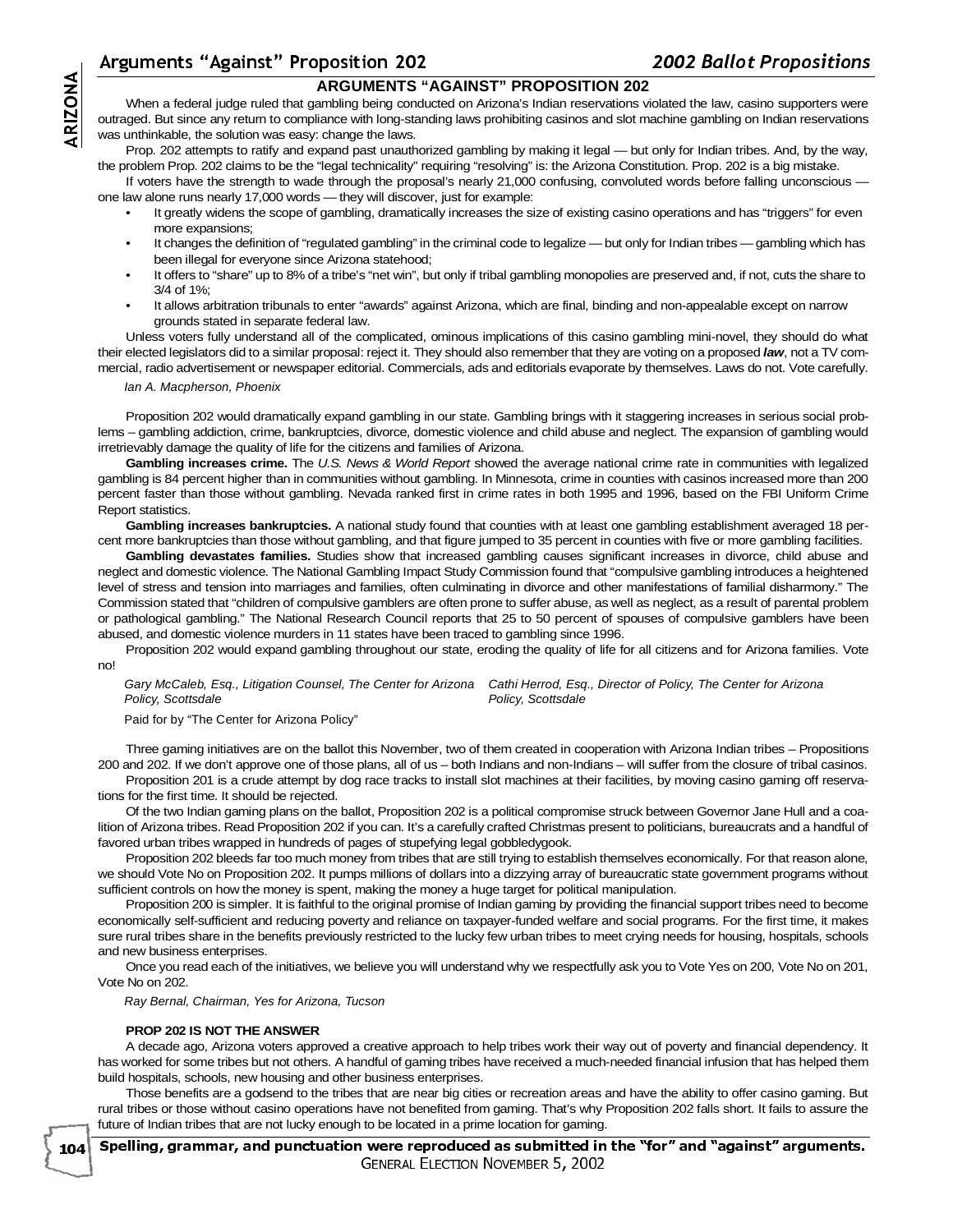## ARGUMENTS "AGAINST" PROPOSITION 202

When a federal judge ruled that gambling being conducted on Arizona's Indian reservations violated the law, casino supporters were outraged. But since any return to compliance with long-standing laws prohibiting casinos and slot machine gambling on Indian reservations was unthinkable, the solution was easy: change the laws.

Prop. 202 attempts to ratify and expand past unauthorized gambling by making it legal — but only for Indian tribes. And, by the way, the problem Prop. 202 claims to be the "legal technicality" requiring "resolving" is: the Arizona Constitution. Prop. 202 is a big mistake.

If voters have the strength to wade through the proposal's nearly 21,000 confusing, convoluted words before falling unconscious — one law alone runs nearly 17,000 words — they will discover, just for example:

- It greatly widens the scope of gambling, dramatically increases the size of existing casino operations and has "triggers" for even more expansions;
- It changes the definition of "regulated gambling" in the criminal code to legalize — but only for Indian tribes — gambling which has been illegal for everyone since Arizona statehood;
- It offers to "share" up to 8% of a tribe's "net win", but only if tribal gambling monopolies are preserved and, if not, cuts the share to 3/4 of 1%;
- It allows arbitration tribunals to enter "awards" against Arizona, which are final, binding and non-appealable except on narrow grounds stated in separate federal law.

Unless voters fully understand all of the complicated, ominous implications of this casino gambling mini-novel, they should do what their elected legislators did to a similar proposal: reject it. They should also remember that they are voting on a proposed ***law***, not a TV commercial, radio advertisement or newspaper editorial. Commercials, ads and editorials evaporate by themselves. Laws do not. Vote carefully.

*Ian A. Macpherson, Phoenix*

Proposition 202 would dramatically expand gambling in our state. Gambling brings with it staggering increases in serious social problems – gambling addiction, crime, bankruptcies, divorce, domestic violence and child abuse and neglect. The expansion of gambling would irretrievably damage the quality of life for the citizens and families of Arizona.

**Gambling increases crime.** The *U.S. News & World Report* showed the average national crime rate in communities with legalized gambling is 84 percent higher than in communities without gambling. In Minnesota, crime in counties with casinos increased more than 200 percent faster than those without gambling. Nevada ranked first in crime rates in both 1995 and 1996, based on the FBI Uniform Crime Report statistics.

**Gambling increases bankruptcies.** A national study found that counties with at least one gambling establishment averaged 18 percent more bankruptcies than those without gambling, and that figure jumped to 35 percent in counties with five or more gambling facilities.

**Gambling devastates families.** Studies show that increased gambling causes significant increases in divorce, child abuse and neglect and domestic violence. The National Gambling Impact Study Commission found that "compulsive gambling introduces a heightened level of stress and tension into marriages and families, often culminating in divorce and other manifestations of familial disharmony." The Commission stated that "children of compulsive gamblers are often prone to suffer abuse, as well as neglect, as a result of parental problem or pathological gambling." The National Research Council reports that 25 to 50 percent of spouses of compulsive gamblers have been abused, and domestic violence murders in 11 states have been traced to gambling since 1996.

Proposition 202 would expand gambling throughout our state, eroding the quality of life for all citizens and for Arizona families. Vote no!

*Gary McCaleb, Esq., Litigation Counsel, The Center for Arizona Policy, Scottsdale*

*Cathi Herrod, Esq., Director of Policy, The Center for Arizona Policy, Scottsdale*

Paid for by "The Center for Arizona Policy"

Three gaming initiatives are on the ballot this November, two of them created in cooperation with Arizona Indian tribes – Propositions 200 and 202. If we don't approve one of those plans, all of us – both Indians and non-Indians – will suffer from the closure of tribal casinos.

Proposition 201 is a crude attempt by dog race tracks to install slot machines at their facilities, by moving casino gaming off reservations for the first time. It should be rejected.

Of the two Indian gaming plans on the ballot, Proposition 202 is a political compromise struck between Governor Jane Hull and a coalition of Arizona tribes. Read Proposition 202 if you can. It's a carefully crafted Christmas present to politicians, bureaucrats and a handful of favored urban tribes wrapped in hundreds of pages of stupefying legal gobbledygook.

Proposition 202 bleeds far too much money from tribes that are still trying to establish themselves economically. For that reason alone, we should Vote No on Proposition 202. It pumps millions of dollars into a dizzying array of bureaucratic state government programs without sufficient controls on how the money is spent, making the money a huge target for political manipulation.

Proposition 200 is simpler. It is faithful to the original promise of Indian gaming by providing the financial support tribes need to become economically self-sufficient and reducing poverty and reliance on taxpayer-funded welfare and social programs. For the first time, it makes sure rural tribes share in the benefits previously restricted to the lucky few urban tribes to meet crying needs for housing, hospitals, schools and new business enterprises.

Once you read each of the initiatives, we believe you will understand why we respectfully ask you to Vote Yes on 200, Vote No on 201, Vote No on 202.

*Ray Bernal, Chairman, Yes for Arizona, Tucson*

**PROP 202 IS NOT THE ANSWER**

A decade ago, Arizona voters approved a creative approach to help tribes work their way out of poverty and financial dependency. It has worked for some tribes but not others. A handful of gaming tribes have received a much-needed financial infusion that has helped them build hospitals, schools, new housing and other business enterprises.

Those benefits are a godsend to the tribes that are near big cities or recreation areas and have the ability to offer casino gaming. But rural tribes or those without casino operations have not benefited from gaming. That's why Proposition 202 falls short. It fails to assure the future of Indian tribes that are not lucky enough to be located in a prime location for gaming.

**Spelling, grammar, and punctuation were reproduced as submitted in the "for" and "against" arguments.**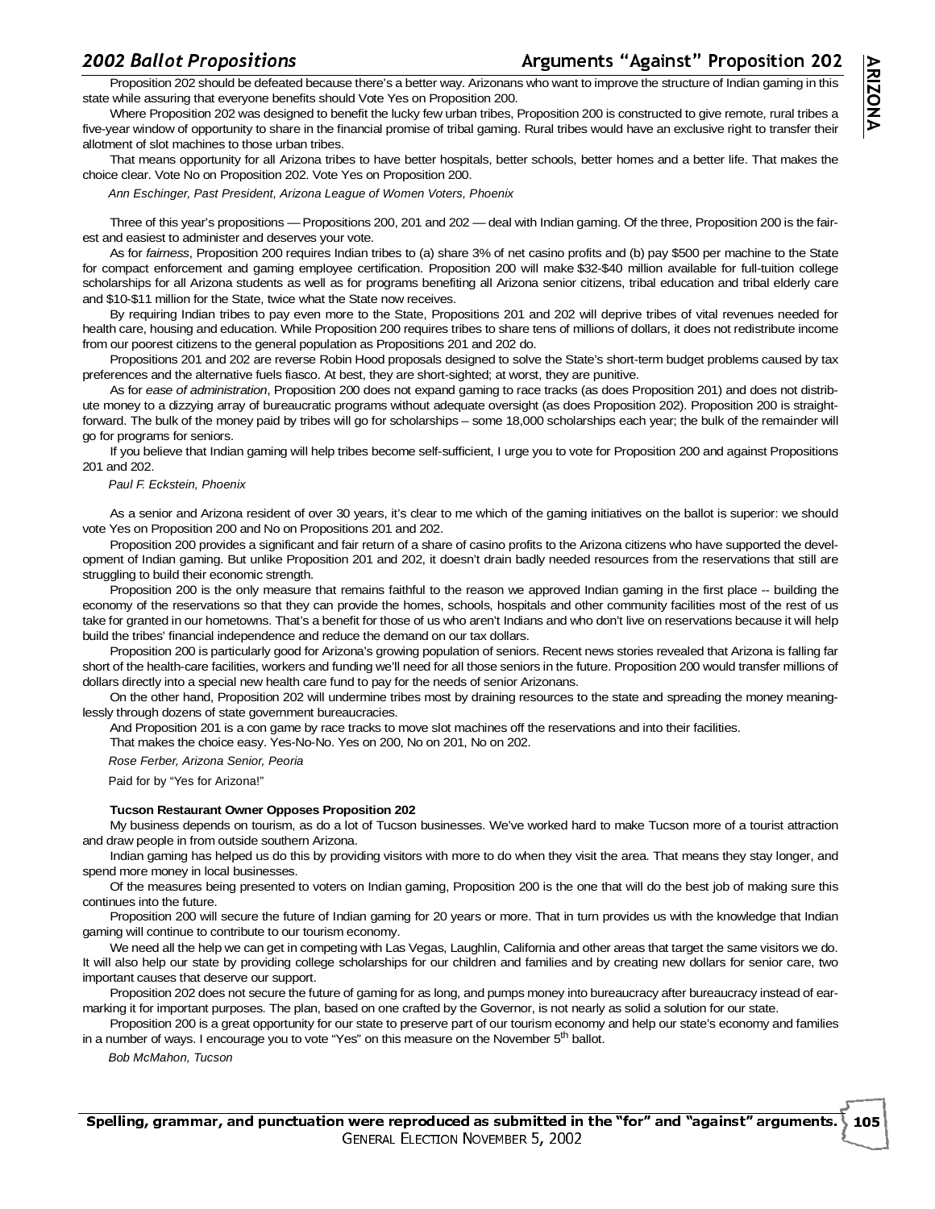Proposition 202 should be defeated because there's a better way. Arizonans who want to improve the structure of Indian gaming in this state while assuring that everyone benefits should Vote Yes on Proposition 200.

Where Proposition 202 was designed to benefit the lucky few urban tribes, Proposition 200 is constructed to give remote, rural tribes a five-year window of opportunity to share in the financial promise of tribal gaming. Rural tribes would have an exclusive right to transfer their allotment of slot machines to those urban tribes.

That means opportunity for all Arizona tribes to have better hospitals, better schools, better homes and a better life. That makes the choice clear. Vote No on Proposition 202. Vote Yes on Proposition 200.

*Ann Eschinger, Past President, Arizona League of Women Voters, Phoenix*

Three of this year's propositions — Propositions 200, 201 and 202 — deal with Indian gaming. Of the three, Proposition 200 is the fairest and easiest to administer and deserves your vote.

As for *fairness*, Proposition 200 requires Indian tribes to (a) share 3% of net casino profits and (b) pay $500 per machine to the State for compact enforcement and gaming employee certification. Proposition 200 will make $32-$40 million available for full-tuition college scholarships for all Arizona students as well as for programs benefiting all Arizona senior citizens, tribal education and tribal elderly care and $10-$11 million for the State, twice what the State now receives.

By requiring Indian tribes to pay even more to the State, Propositions 201 and 202 will deprive tribes of vital revenues needed for health care, housing and education. While Proposition 200 requires tribes to share tens of millions of dollars, it does not redistribute income from our poorest citizens to the general population as Propositions 201 and 202 do.

Propositions 201 and 202 are reverse Robin Hood proposals designed to solve the State's short-term budget problems caused by tax preferences and the alternative fuels fiasco. At best, they are short-sighted; at worst, they are punitive.

As for *ease of administration*, Proposition 200 does not expand gaming to race tracks (as does Proposition 201) and does not distribute money to a dizzying array of bureaucratic programs without adequate oversight (as does Proposition 202). Proposition 200 is straightforward. The bulk of the money paid by tribes will go for scholarships – some 18,000 scholarships each year; the bulk of the remainder will go for programs for seniors.

If you believe that Indian gaming will help tribes become self-sufficient, I urge you to vote for Proposition 200 and against Propositions 201 and 202.

*Paul F. Eckstein, Phoenix*

As a senior and Arizona resident of over 30 years, it's clear to me which of the gaming initiatives on the ballot is superior: we should vote Yes on Proposition 200 and No on Propositions 201 and 202.

Proposition 200 provides a significant and fair return of a share of casino profits to the Arizona citizens who have supported the development of Indian gaming. But unlike Proposition 201 and 202, it doesn't drain badly needed resources from the reservations that still are struggling to build their economic strength.

Proposition 200 is the only measure that remains faithful to the reason we approved Indian gaming in the first place -- building the economy of the reservations so that they can provide the homes, schools, hospitals and other community facilities most of the rest of us take for granted in our hometowns. That's a benefit for those of us who aren't Indians and who don't live on reservations because it will help build the tribes' financial independence and reduce the demand on our tax dollars.

Proposition 200 is particularly good for Arizona's growing population of seniors. Recent news stories revealed that Arizona is falling far short of the health-care facilities, workers and funding we'll need for all those seniors in the future. Proposition 200 would transfer millions of dollars directly into a special new health care fund to pay for the needs of senior Arizonans.

On the other hand, Proposition 202 will undermine tribes most by draining resources to the state and spreading the money meaninglessly through dozens of state government bureaucracies.

And Proposition 201 is a con game by race tracks to move slot machines off the reservations and into their facilities.

That makes the choice easy. Yes-No-No. Yes on 200, No on 201, No on 202.

*Rose Ferber, Arizona Senior, Peoria*

Paid for by "Yes for Arizona!"

**Tucson Restaurant Owner Opposes Proposition 202**

My business depends on tourism, as do a lot of Tucson businesses. We've worked hard to make Tucson more of a tourist attraction and draw people in from outside southern Arizona.

Indian gaming has helped us do this by providing visitors with more to do when they visit the area. That means they stay longer, and spend more money in local businesses.

Of the measures being presented to voters on Indian gaming, Proposition 200 is the one that will do the best job of making sure this continues into the future.

Proposition 200 will secure the future of Indian gaming for 20 years or more. That in turn provides us with the knowledge that Indian gaming will continue to contribute to our tourism economy.

We need all the help we can get in competing with Las Vegas, Laughlin, California and other areas that target the same visitors we do. It will also help our state by providing college scholarships for our children and families and by creating new dollars for senior care, two important causes that deserve our support.

Proposition 202 does not secure the future of gaming for as long, and pumps money into bureaucracy after bureaucracy instead of earmarking it for important purposes. The plan, based on one crafted by the Governor, is not nearly as solid a solution for our state.

Proposition 200 is a great opportunity for our state to preserve part of our tourism economy and help our state's economy and families in a number of ways. I encourage you to vote "Yes" on this measure on the November 5th ballot.

*Bob McMahon, Tucson*

Spelling, grammar, and punctuation were reproduced as submitted in the "for" and "against" arguments.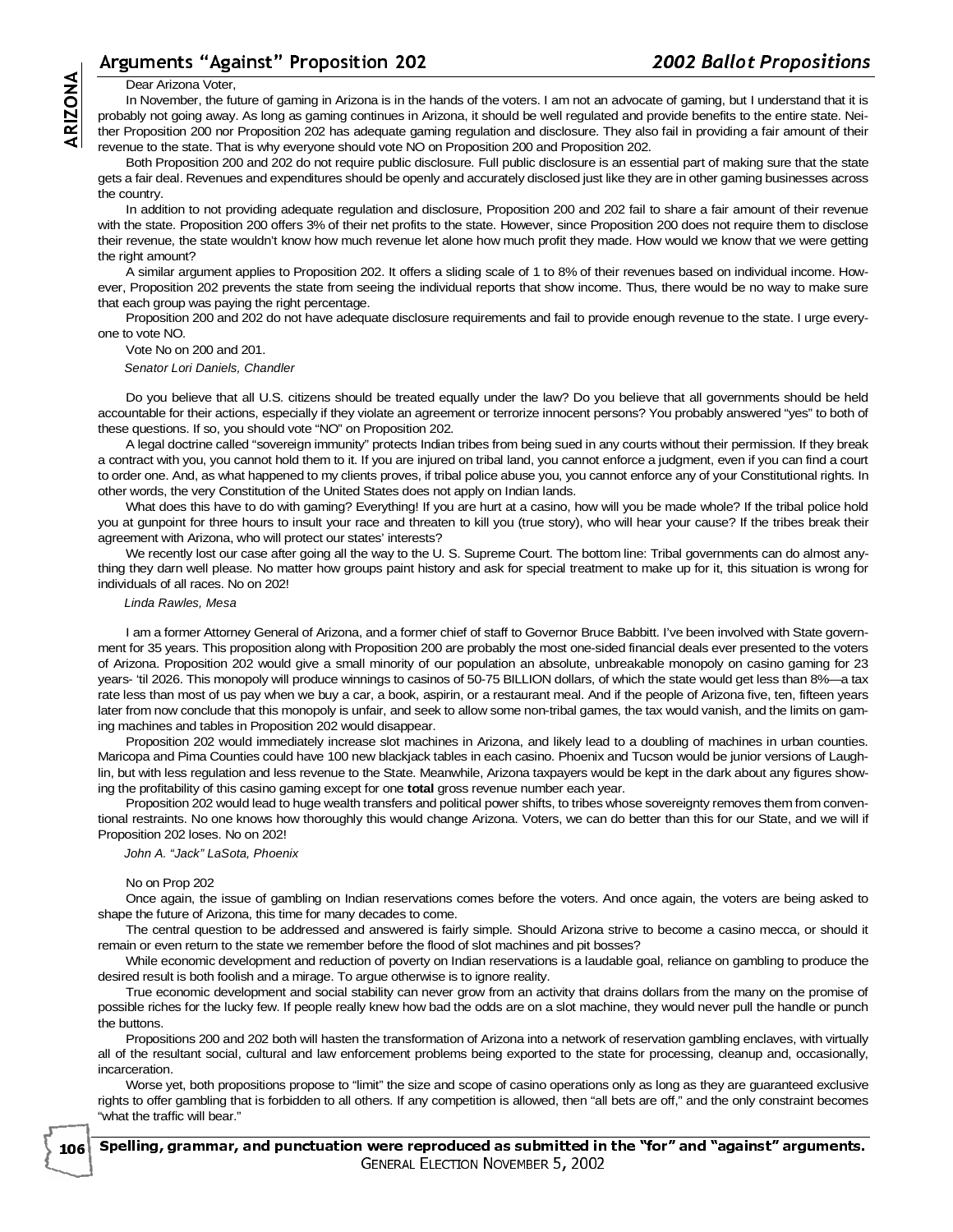## Arguments "Against" Proposition 202

Dear Arizona Voter,

In November, the future of gaming in Arizona is in the hands of the voters. I am not an advocate of gaming, but I understand that it is probably not going away. As long as gaming continues in Arizona, it should be well regulated and provide benefits to the entire state. Neither Proposition 200 nor Proposition 202 has adequate gaming regulation and disclosure. They also fail in providing a fair amount of their revenue to the state. That is why everyone should vote NO on Proposition 200 and Proposition 202.

Both Proposition 200 and 202 do not require public disclosure. Full public disclosure is an essential part of making sure that the state gets a fair deal. Revenues and expenditures should be openly and accurately disclosed just like they are in other gaming businesses across the country.

In addition to not providing adequate regulation and disclosure, Proposition 200 and 202 fail to share a fair amount of their revenue with the state. Proposition 200 offers 3% of their net profits to the state. However, since Proposition 200 does not require them to disclose their revenue, the state wouldn't know how much revenue let alone how much profit they made. How would we know that we were getting the right amount?

A similar argument applies to Proposition 202. It offers a sliding scale of 1 to 8% of their revenues based on individual income. However, Proposition 202 prevents the state from seeing the individual reports that show income. Thus, there would be no way to make sure that each group was paying the right percentage.

Proposition 200 and 202 do not have adequate disclosure requirements and fail to provide enough revenue to the state. I urge everyone to vote NO.

Vote No on 200 and 201.

*Senator Lori Daniels, Chandler*

Do you believe that all U.S. citizens should be treated equally under the law? Do you believe that all governments should be held accountable for their actions, especially if they violate an agreement or terrorize innocent persons? You probably answered "yes" to both of these questions. If so, you should vote "NO" on Proposition 202.

A legal doctrine called "sovereign immunity" protects Indian tribes from being sued in any courts without their permission. If they break a contract with you, you cannot hold them to it. If you are injured on tribal land, you cannot enforce a judgment, even if you can find a court to order one. And, as what happened to my clients proves, if tribal police abuse you, you cannot enforce any of your Constitutional rights. In other words, the very Constitution of the United States does not apply on Indian lands.

What does this have to do with gaming? Everything! If you are hurt at a casino, how will you be made whole? If the tribal police hold you at gunpoint for three hours to insult your race and threaten to kill you (true story), who will hear your cause? If the tribes break their agreement with Arizona, who will protect our states' interests?

We recently lost our case after going all the way to the U. S. Supreme Court. The bottom line: Tribal governments can do almost anything they darn well please. No matter how groups paint history and ask for special treatment to make up for it, this situation is wrong for individuals of all races. No on 202!

*Linda Rawles, Mesa*

I am a former Attorney General of Arizona, and a former chief of staff to Governor Bruce Babbitt. I've been involved with State government for 35 years. This proposition along with Proposition 200 are probably the most one-sided financial deals ever presented to the voters of Arizona. Proposition 202 would give a small minority of our population an absolute, unbreakable monopoly on casino gaming for 23 years- 'til 2026. This monopoly will produce winnings to casinos of 50-75 BILLION dollars, of which the state would get less than 8%—a tax rate less than most of us pay when we buy a car, a book, aspirin, or a restaurant meal. And if the people of Arizona five, ten, fifteen years later from now conclude that this monopoly is unfair, and seek to allow some non-tribal games, the tax would vanish, and the limits on gaming machines and tables in Proposition 202 would disappear.

Proposition 202 would immediately increase slot machines in Arizona, and likely lead to a doubling of machines in urban counties. Maricopa and Pima Counties could have 100 new blackjack tables in each casino. Phoenix and Tucson would be junior versions of Laughlin, but with less regulation and less revenue to the State. Meanwhile, Arizona taxpayers would be kept in the dark about any figures showing the profitability of this casino gaming except for one **total** gross revenue number each year.

Proposition 202 would lead to huge wealth transfers and political power shifts, to tribes whose sovereignty removes them from conventional restraints. No one knows how thoroughly this would change Arizona. Voters, we can do better than this for our State, and we will if Proposition 202 loses. No on 202!

*John A. "Jack" LaSota, Phoenix*

No on Prop 202

Once again, the issue of gambling on Indian reservations comes before the voters. And once again, the voters are being asked to shape the future of Arizona, this time for many decades to come.

The central question to be addressed and answered is fairly simple. Should Arizona strive to become a casino mecca, or should it remain or even return to the state we remember before the flood of slot machines and pit bosses?

While economic development and reduction of poverty on Indian reservations is a laudable goal, reliance on gambling to produce the desired result is both foolish and a mirage. To argue otherwise is to ignore reality.

True economic development and social stability can never grow from an activity that drains dollars from the many on the promise of possible riches for the lucky few. If people really knew how bad the odds are on a slot machine, they would never pull the handle or punch the buttons.

Propositions 200 and 202 both will hasten the transformation of Arizona into a network of reservation gambling enclaves, with virtually all of the resultant social, cultural and law enforcement problems being exported to the state for processing, cleanup and, occasionally, incarceration.

Worse yet, both propositions propose to "limit" the size and scope of casino operations only as long as they are guaranteed exclusive rights to offer gambling that is forbidden to all others. If any competition is allowed, then "all bets are off," and the only constraint becomes "what the traffic will bear."

**Spelling, grammar, and punctuation were reproduced as submitted in the "for" and "against" arguments.**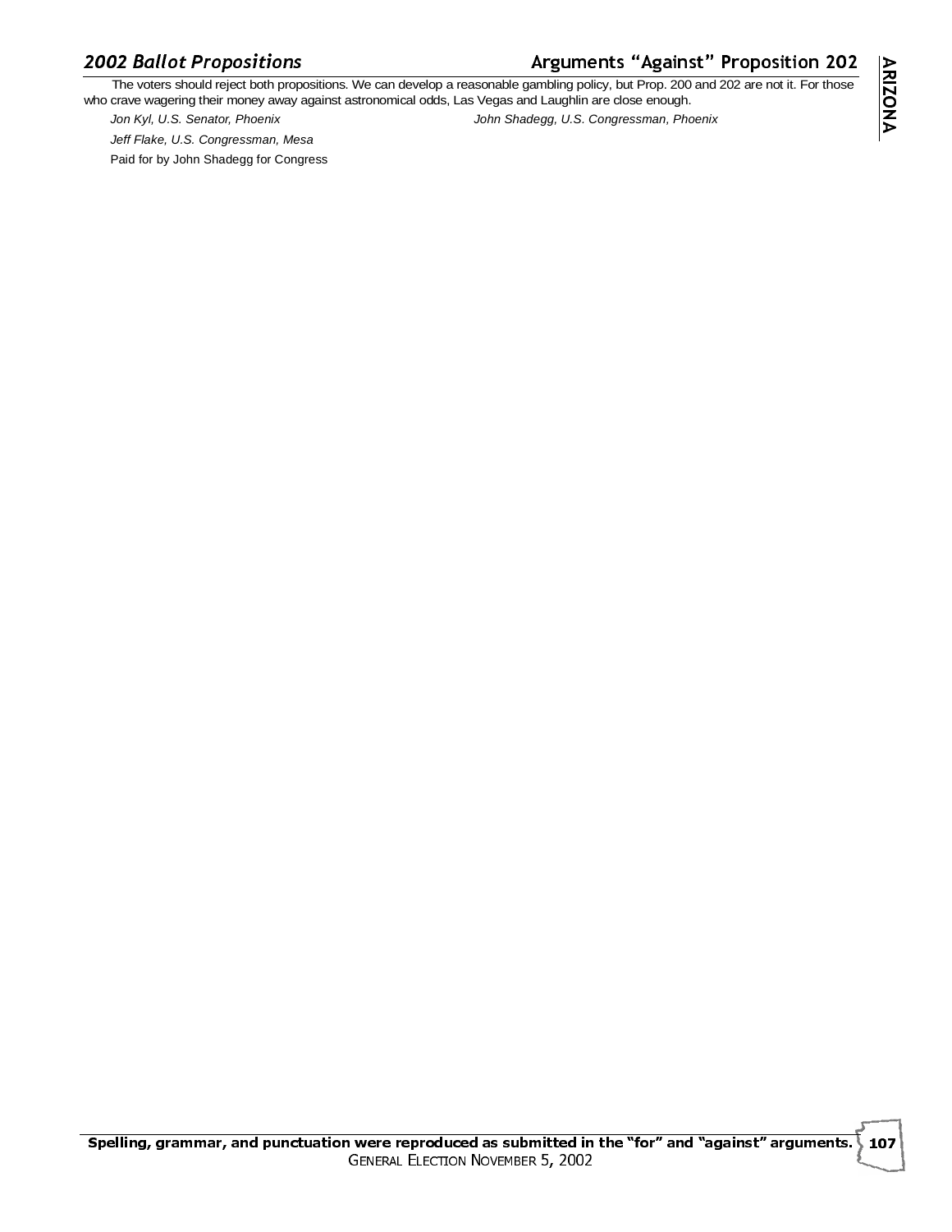The voters should reject both propositions. We can develop a reasonable gambling policy, but Prop. 200 and 202 are not it. For those who crave wagering their money away against astronomical odds, Las Vegas and Laughlin are close enough.

*Jon Kyl, U.S. Senator, Phoenix*

*John Shadegg, U.S. Congressman, Phoenix*

*Jeff Flake, U.S. Congressman, Mesa*

Paid for by John Shadegg for Congress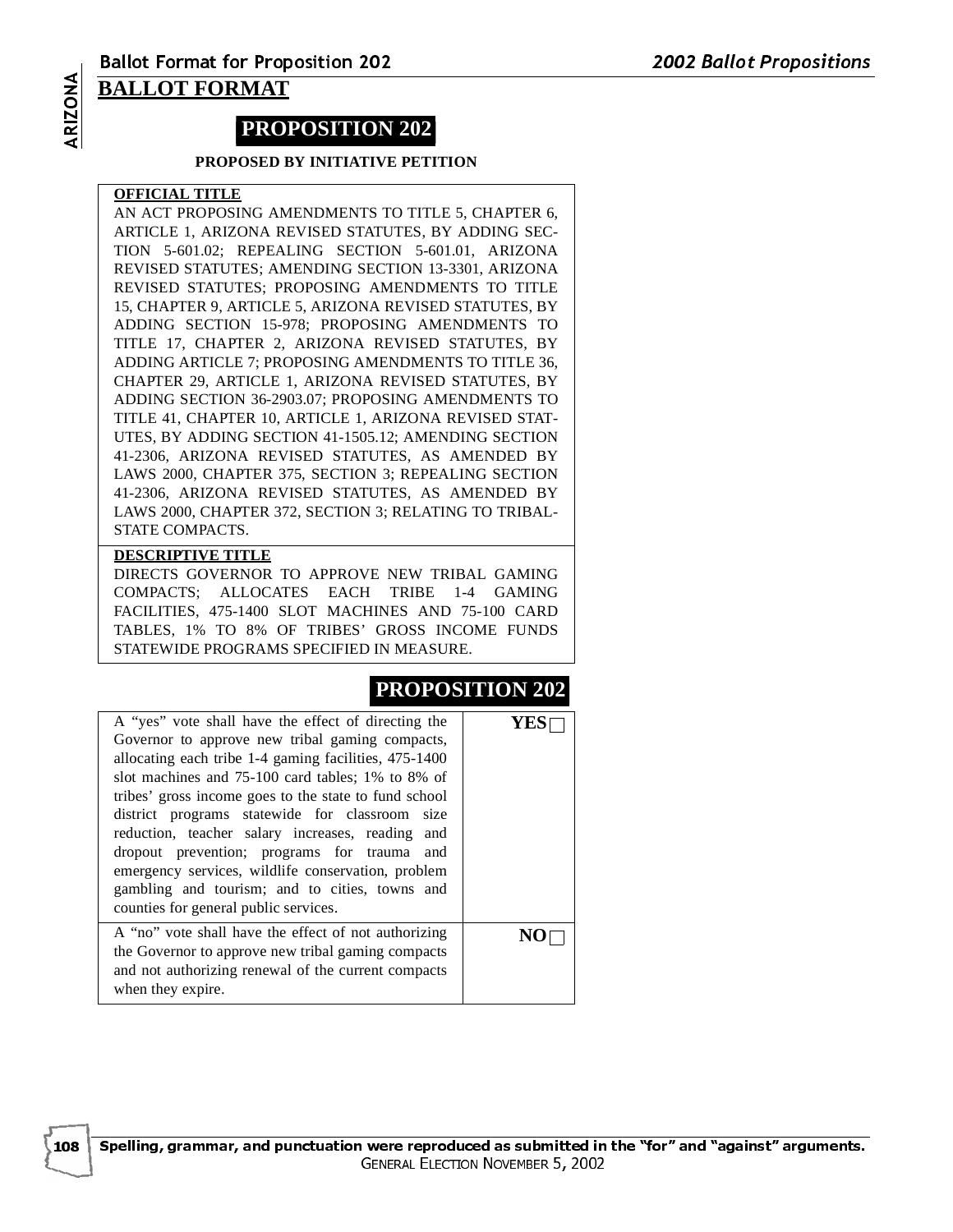## BALLOT FORMAT

### PROPOSITION 202

**PROPOSED BY INITIATIVE PETITION**

**OFFICIAL TITLE**

AN ACT PROPOSING AMENDMENTS TO TITLE 5, CHAPTER 6, ARTICLE 1, ARIZONA REVISED STATUTES, BY ADDING SECTION 5-601.02; REPEALING SECTION 5-601.01, ARIZONA REVISED STATUTES; AMENDING SECTION 13-3301, ARIZONA REVISED STATUTES; PROPOSING AMENDMENTS TO TITLE 15, CHAPTER 9, ARTICLE 5, ARIZONA REVISED STATUTES, BY ADDING SECTION 15-978; PROPOSING AMENDMENTS TO TITLE 17, CHAPTER 2, ARIZONA REVISED STATUTES, BY ADDING ARTICLE 7; PROPOSING AMENDMENTS TO TITLE 36, CHAPTER 29, ARTICLE 1, ARIZONA REVISED STATUTES, BY ADDING SECTION 36-2903.07; PROPOSING AMENDMENTS TO TITLE 41, CHAPTER 10, ARTICLE 1, ARIZONA REVISED STATUTES, BY ADDING SECTION 41-1505.12; AMENDING SECTION 41-2306, ARIZONA REVISED STATUTES, AS AMENDED BY LAWS 2000, CHAPTER 375, SECTION 3; REPEALING SECTION 41-2306, ARIZONA REVISED STATUTES, AS AMENDED BY LAWS 2000, CHAPTER 372, SECTION 3; RELATING TO TRIBAL-STATE COMPACTS.

**DESCRIPTIVE TITLE**

DIRECTS GOVERNOR TO APPROVE NEW TRIBAL GAMING COMPACTS; ALLOCATES EACH TRIBE 1-4 GAMING FACILITIES, 475-1400 SLOT MACHINES AND 75-100 CARD TABLES, 1% TO 8% OF TRIBES' GROSS INCOME FUNDS STATEWIDE PROGRAMS SPECIFIED IN MEASURE.

### PROPOSITION 202

| | |
|---|---|
| A "yes" vote shall have the effect of directing the Governor to approve new tribal gaming compacts, allocating each tribe 1-4 gaming facilities, 475-1400 slot machines and 75-100 card tables; 1% to 8% of tribes' gross income goes to the state to fund school district programs statewide for classroom size reduction, teacher salary increases, reading and dropout prevention; programs for trauma and emergency services, wildlife conservation, problem gambling and tourism; and to cities, towns and counties for general public services. | **YES** ☐ |
| A "no" vote shall have the effect of not authorizing the Governor to approve new tribal gaming compacts and not authorizing renewal of the current compacts when they expire. | **NO** ☐ |

**Spelling, grammar, and punctuation were reproduced as submitted in the "for" and "against" arguments.**